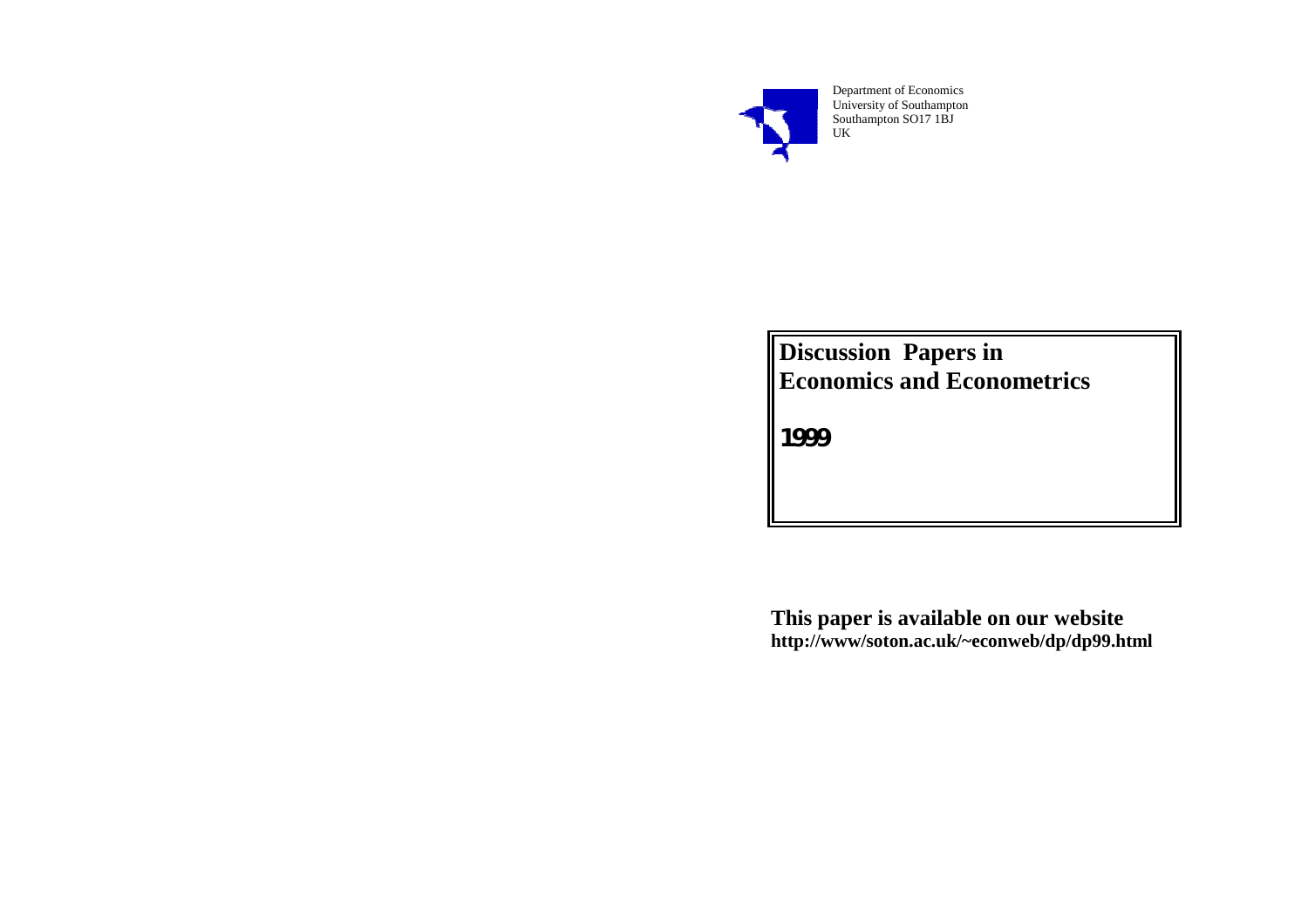Department of Economics
University of Southampton
Southampton SO17 1BJ
UK

# Discussion Papers in Economics and Econometrics

**1999**

**This paper is available on our website**
**http://www/soton.ac.uk/~econweb/dp/dp99.html**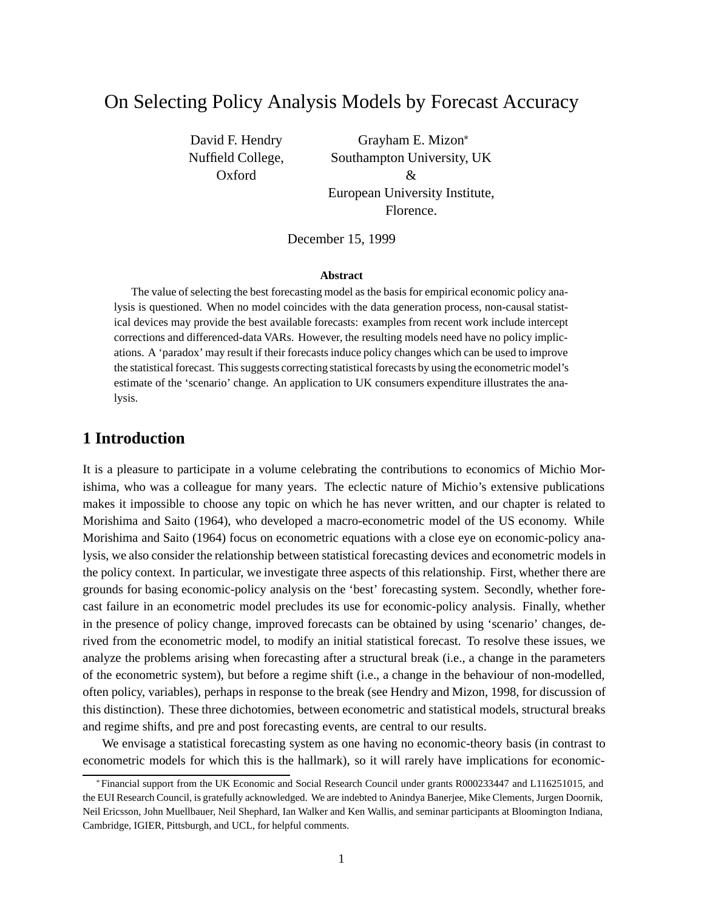# On Selecting Policy Analysis Models by Forecast Accuracy

David F. Hendry
Nuffield College,
Oxford

Grayham E. Mizon*
Southampton University, UK
&
European University Institute,
Florence.

December 15, 1999

**Abstract**

The value of selecting the best forecasting model as the basis for empirical economic policy analysis is questioned. When no model coincides with the data generation process, non-causal statistical devices may provide the best available forecasts: examples from recent work include intercept corrections and differenced-data VARs. However, the resulting models need have no policy implications. A 'paradox' may result if their forecasts induce policy changes which can be used to improve the statistical forecast. This suggests correcting statistical forecasts by using the econometric model's estimate of the 'scenario' change. An application to UK consumers expenditure illustrates the analysis.

## 1 Introduction

It is a pleasure to participate in a volume celebrating the contributions to economics of Michio Morishima, who was a colleague for many years. The eclectic nature of Michio's extensive publications makes it impossible to choose any topic on which he has never written, and our chapter is related to Morishima and Saito (1964), who developed a macro-econometric model of the US economy. While Morishima and Saito (1964) focus on econometric equations with a close eye on economic-policy analysis, we also consider the relationship between statistical forecasting devices and econometric models in the policy context. In particular, we investigate three aspects of this relationship. First, whether there are grounds for basing economic-policy analysis on the 'best' forecasting system. Secondly, whether forecast failure in an econometric model precludes its use for economic-policy analysis. Finally, whether in the presence of policy change, improved forecasts can be obtained by using 'scenario' changes, derived from the econometric model, to modify an initial statistical forecast. To resolve these issues, we analyze the problems arising when forecasting after a structural break (i.e., a change in the parameters of the econometric system), but before a regime shift (i.e., a change in the behaviour of non-modelled, often policy, variables), perhaps in response to the break (see Hendry and Mizon, 1998, for discussion of this distinction). These three dichotomies, between econometric and statistical models, structural breaks and regime shifts, and pre and post forecasting events, are central to our results.

We envisage a statistical forecasting system as one having no economic-theory basis (in contrast to econometric models for which this is the hallmark), so it will rarely have implications for economic-

*Financial support from the UK Economic and Social Research Council under grants R000233447 and L116251015, and the EUI Research Council, is gratefully acknowledged. We are indebted to Anindya Banerjee, Mike Clements, Jurgen Doornik, Neil Ericsson, John Muellbauer, Neil Shephard, Ian Walker and Ken Wallis, and seminar participants at Bloomington Indiana, Cambridge, IGIER, Pittsburgh, and UCL, for helpful comments.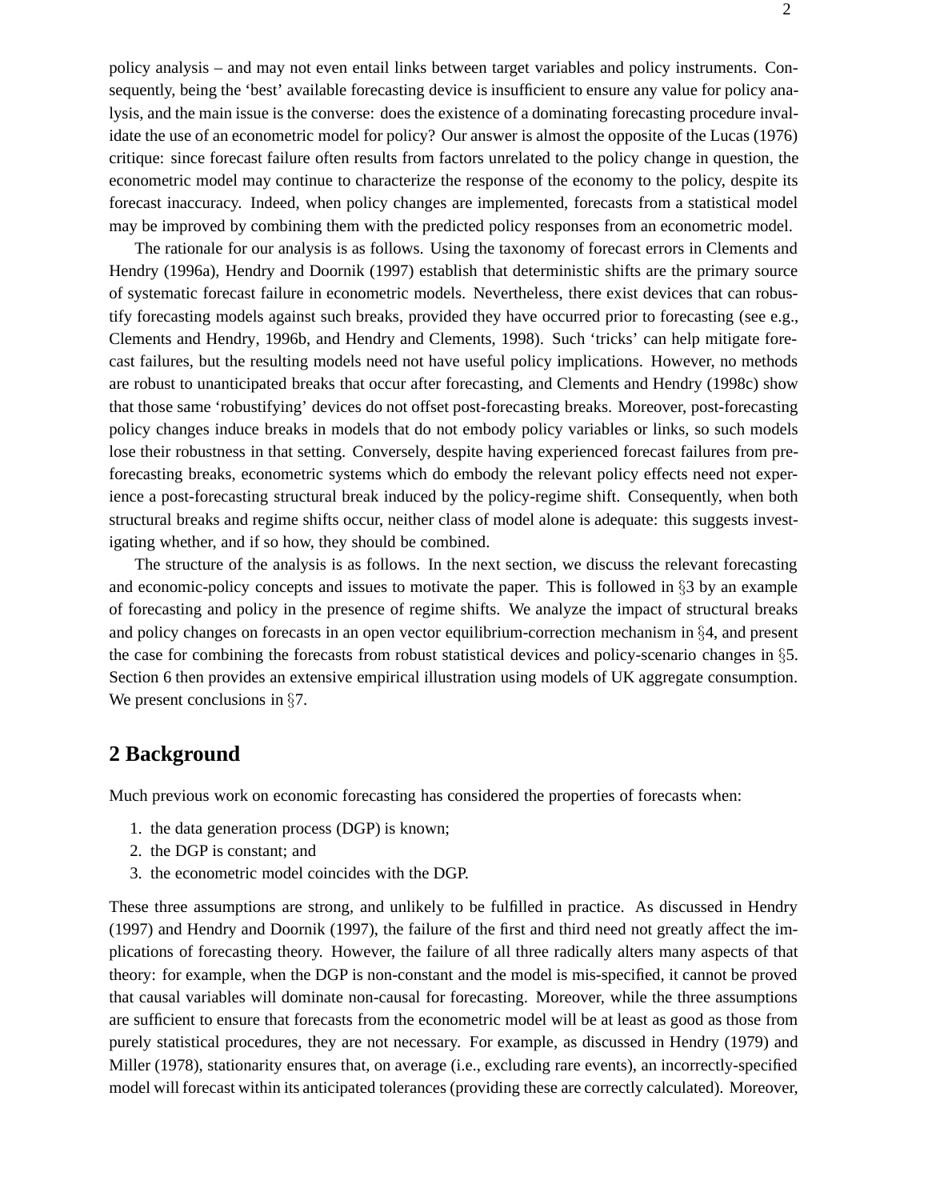policy analysis – and may not even entail links between target variables and policy instruments. Consequently, being the 'best' available forecasting device is insufficient to ensure any value for policy analysis, and the main issue is the converse: does the existence of a dominating forecasting procedure invalidate the use of an econometric model for policy? Our answer is almost the opposite of the Lucas (1976) critique: since forecast failure often results from factors unrelated to the policy change in question, the econometric model may continue to characterize the response of the economy to the policy, despite its forecast inaccuracy. Indeed, when policy changes are implemented, forecasts from a statistical model may be improved by combining them with the predicted policy responses from an econometric model.

The rationale for our analysis is as follows. Using the taxonomy of forecast errors in Clements and Hendry (1996a), Hendry and Doornik (1997) establish that deterministic shifts are the primary source of systematic forecast failure in econometric models. Nevertheless, there exist devices that can robustify forecasting models against such breaks, provided they have occurred prior to forecasting (see e.g., Clements and Hendry, 1996b, and Hendry and Clements, 1998). Such 'tricks' can help mitigate forecast failures, but the resulting models need not have useful policy implications. However, no methods are robust to unanticipated breaks that occur after forecasting, and Clements and Hendry (1998c) show that those same 'robustifying' devices do not offset post-forecasting breaks. Moreover, post-forecasting policy changes induce breaks in models that do not embody policy variables or links, so such models lose their robustness in that setting. Conversely, despite having experienced forecast failures from pre-forecasting breaks, econometric systems which do embody the relevant policy effects need not experience a post-forecasting structural break induced by the policy-regime shift. Consequently, when both structural breaks and regime shifts occur, neither class of model alone is adequate: this suggests investigating whether, and if so how, they should be combined.

The structure of the analysis is as follows. In the next section, we discuss the relevant forecasting and economic-policy concepts and issues to motivate the paper. This is followed in §3 by an example of forecasting and policy in the presence of regime shifts. We analyze the impact of structural breaks and policy changes on forecasts in an open vector equilibrium-correction mechanism in §4, and present the case for combining the forecasts from robust statistical devices and policy-scenario changes in §5. Section 6 then provides an extensive empirical illustration using models of UK aggregate consumption. We present conclusions in §7.

## 2 Background

Much previous work on economic forecasting has considered the properties of forecasts when:

1. the data generation process (DGP) is known;
2. the DGP is constant; and
3. the econometric model coincides with the DGP.

These three assumptions are strong, and unlikely to be fulfilled in practice. As discussed in Hendry (1997) and Hendry and Doornik (1997), the failure of the first and third need not greatly affect the implications of forecasting theory. However, the failure of all three radically alters many aspects of that theory: for example, when the DGP is non-constant and the model is mis-specified, it cannot be proved that causal variables will dominate non-causal for forecasting. Moreover, while the three assumptions are sufficient to ensure that forecasts from the econometric model will be at least as good as those from purely statistical procedures, they are not necessary. For example, as discussed in Hendry (1979) and Miller (1978), stationarity ensures that, on average (i.e., excluding rare events), an incorrectly-specified model will forecast within its anticipated tolerances (providing these are correctly calculated). Moreover,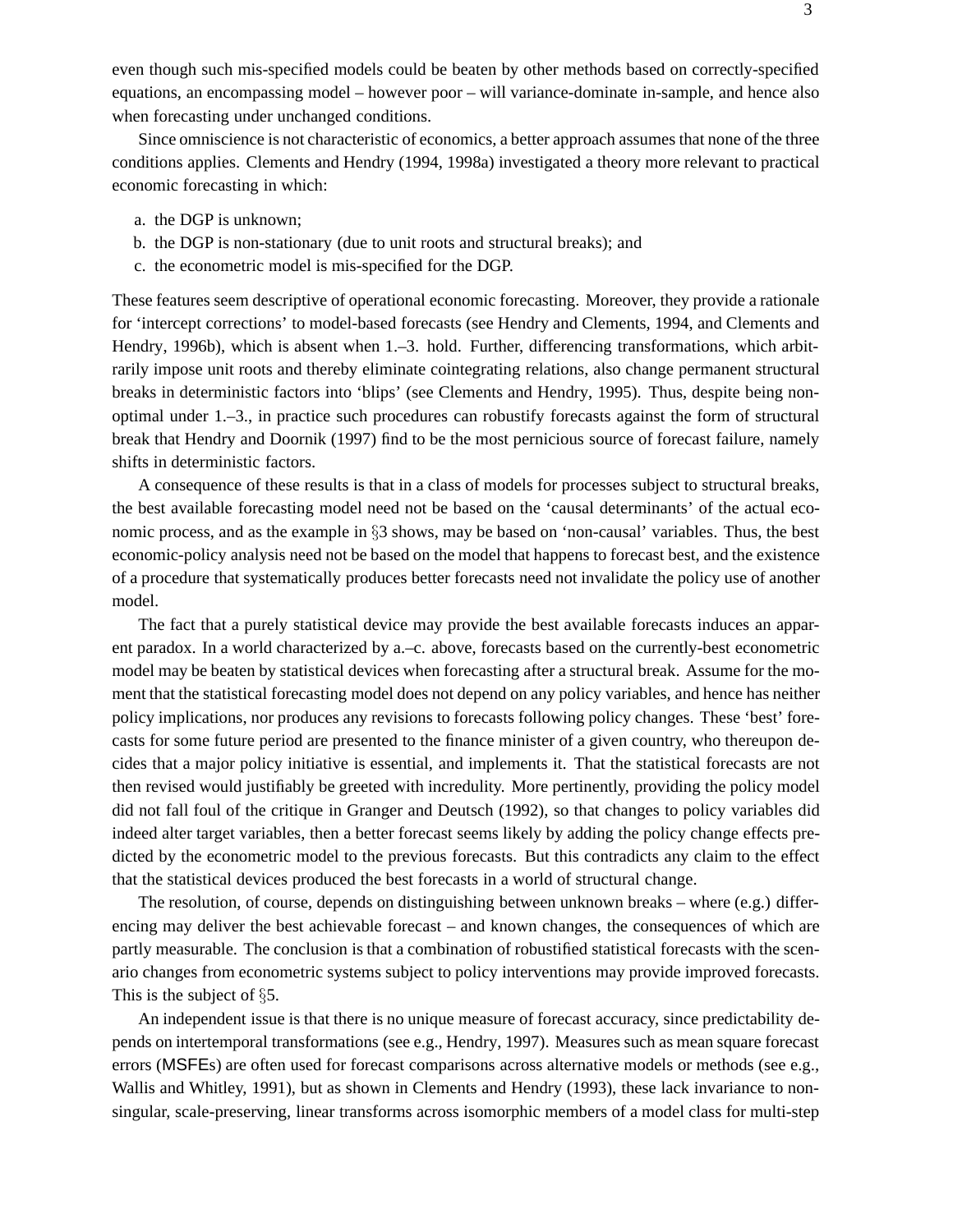even though such mis-specified models could be beaten by other methods based on correctly-specified equations, an encompassing model – however poor – will variance-dominate in-sample, and hence also when forecasting under unchanged conditions.

Since omniscience is not characteristic of economics, a better approach assumes that none of the three conditions applies. Clements and Hendry (1994, 1998a) investigated a theory more relevant to practical economic forecasting in which:

a. the DGP is unknown;
b. the DGP is non-stationary (due to unit roots and structural breaks); and
c. the econometric model is mis-specified for the DGP.

These features seem descriptive of operational economic forecasting. Moreover, they provide a rationale for 'intercept corrections' to model-based forecasts (see Hendry and Clements, 1994, and Clements and Hendry, 1996b), which is absent when 1.–3. hold. Further, differencing transformations, which arbitrarily impose unit roots and thereby eliminate cointegrating relations, also change permanent structural breaks in deterministic factors into 'blips' (see Clements and Hendry, 1995). Thus, despite being non-optimal under 1.–3., in practice such procedures can robustify forecasts against the form of structural break that Hendry and Doornik (1997) find to be the most pernicious source of forecast failure, namely shifts in deterministic factors.

A consequence of these results is that in a class of models for processes subject to structural breaks, the best available forecasting model need not be based on the 'causal determinants' of the actual economic process, and as the example in §3 shows, may be based on 'non-causal' variables. Thus, the best economic-policy analysis need not be based on the model that happens to forecast best, and the existence of a procedure that systematically produces better forecasts need not invalidate the policy use of another model.

The fact that a purely statistical device may provide the best available forecasts induces an apparent paradox. In a world characterized by a.–c. above, forecasts based on the currently-best econometric model may be beaten by statistical devices when forecasting after a structural break. Assume for the moment that the statistical forecasting model does not depend on any policy variables, and hence has neither policy implications, nor produces any revisions to forecasts following policy changes. These 'best' forecasts for some future period are presented to the finance minister of a given country, who thereupon decides that a major policy initiative is essential, and implements it. That the statistical forecasts are not then revised would justifiably be greeted with incredulity. More pertinently, providing the policy model did not fall foul of the critique in Granger and Deutsch (1992), so that changes to policy variables did indeed alter target variables, then a better forecast seems likely by adding the policy change effects predicted by the econometric model to the previous forecasts. But this contradicts any claim to the effect that the statistical devices produced the best forecasts in a world of structural change.

The resolution, of course, depends on distinguishing between unknown breaks – where (e.g.) differencing may deliver the best achievable forecast – and known changes, the consequences of which are partly measurable. The conclusion is that a combination of robustified statistical forecasts with the scenario changes from econometric systems subject to policy interventions may provide improved forecasts. This is the subject of §5.

An independent issue is that there is no unique measure of forecast accuracy, since predictability depends on intertemporal transformations (see e.g., Hendry, 1997). Measures such as mean square forecast errors (MSFEs) are often used for forecast comparisons across alternative models or methods (see e.g., Wallis and Whitley, 1991), but as shown in Clements and Hendry (1993), these lack invariance to non-singular, scale-preserving, linear transforms across isomorphic members of a model class for multi-step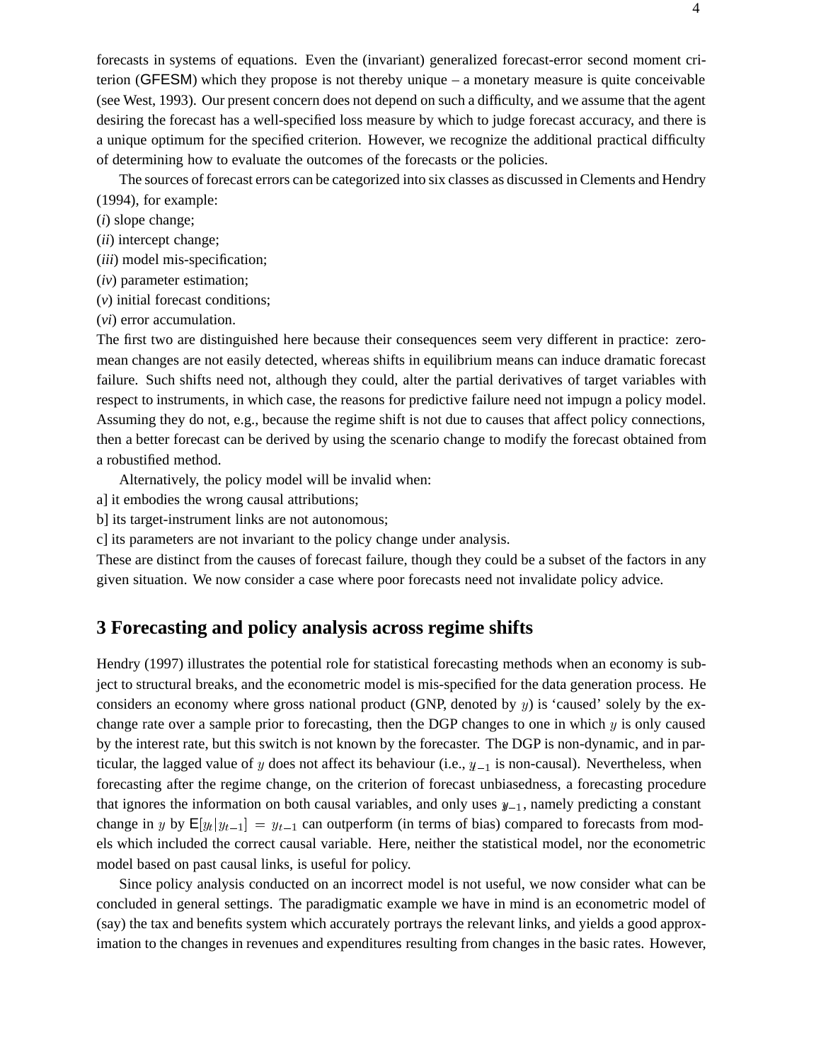forecasts in systems of equations. Even the (invariant) generalized forecast-error second moment criterion (GFESM) which they propose is not thereby unique – a monetary measure is quite conceivable (see West, 1993). Our present concern does not depend on such a difficulty, and we assume that the agent desiring the forecast has a well-specified loss measure by which to judge forecast accuracy, and there is a unique optimum for the specified criterion. However, we recognize the additional practical difficulty of determining how to evaluate the outcomes of the forecasts or the policies.

The sources of forecast errors can be categorized into six classes as discussed in Clements and Hendry (1994), for example:

(*i*) slope change;
(*ii*) intercept change;
(*iii*) model mis-specification;
(*iv*) parameter estimation;
(*v*) initial forecast conditions;
(*vi*) error accumulation.

The first two are distinguished here because their consequences seem very different in practice: zero-mean changes are not easily detected, whereas shifts in equilibrium means can induce dramatic forecast failure. Such shifts need not, although they could, alter the partial derivatives of target variables with respect to instruments, in which case, the reasons for predictive failure need not impugn a policy model. Assuming they do not, e.g., because the regime shift is not due to causes that affect policy connections, then a better forecast can be derived by using the scenario change to modify the forecast obtained from a robustified method.

Alternatively, the policy model will be invalid when:

a] it embodies the wrong causal attributions;
b] its target-instrument links are not autonomous;
c] its parameters are not invariant to the policy change under analysis.

These are distinct from the causes of forecast failure, though they could be a subset of the factors in any given situation. We now consider a case where poor forecasts need not invalidate policy advice.

## 3 Forecasting and policy analysis across regime shifts

Hendry (1997) illustrates the potential role for statistical forecasting methods when an economy is subject to structural breaks, and the econometric model is mis-specified for the data generation process. He considers an economy where gross national product (GNP, denoted by $y$) is 'caused' solely by the exchange rate over a sample prior to forecasting, then the DGP changes to one in which $y$ is only caused by the interest rate, but this switch is not known by the forecaster. The DGP is non-dynamic, and in particular, the lagged value of $y$ does not affect its behaviour (i.e., $y_{-1}$ is non-causal). Nevertheless, when forecasting after the regime change, on the criterion of forecast unbiasedness, a forecasting procedure that ignores the information on both causal variables, and only uses $y_{-1}$, namely predicting a constant change in $y$ by $\mathsf{E}[y_t|y_{t-1}] = y_{t-1}$ can outperform (in terms of bias) compared to forecasts from models which included the correct causal variable. Here, neither the statistical model, nor the econometric model based on past causal links, is useful for policy.

Since policy analysis conducted on an incorrect model is not useful, we now consider what can be concluded in general settings. The paradigmatic example we have in mind is an econometric model of (say) the tax and benefits system which accurately portrays the relevant links, and yields a good approximation to the changes in revenues and expenditures resulting from changes in the basic rates. However,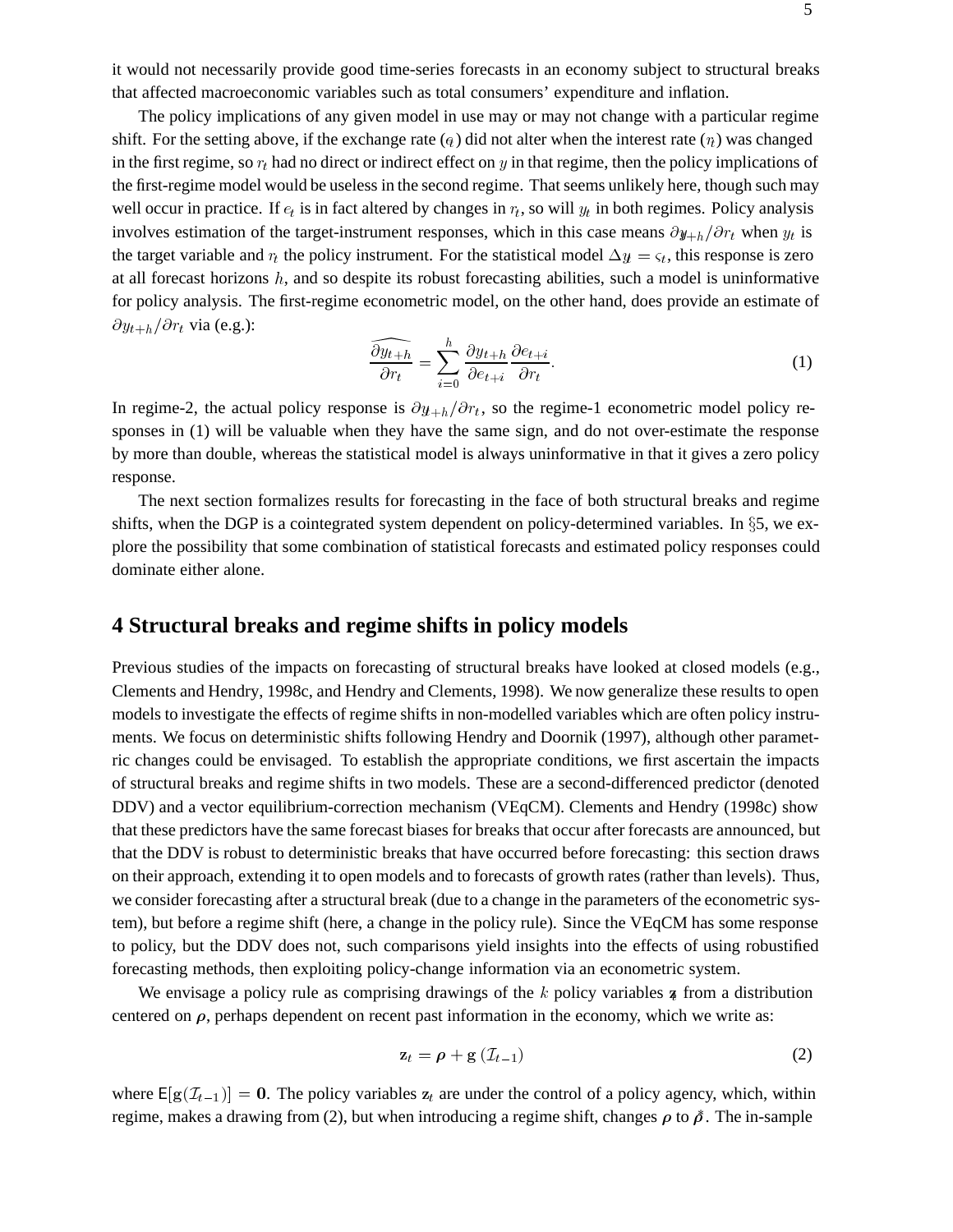it would not necessarily provide good time-series forecasts in an economy subject to structural breaks that affected macroeconomic variables such as total consumers' expenditure and inflation.

The policy implications of any given model in use may or may not change with a particular regime shift. For the setting above, if the exchange rate ($e_t$) did not alter when the interest rate ($r_t$) was changed in the first regime, so $r_t$ had no direct or indirect effect on $y$ in that regime, then the policy implications of the first-regime model would be useless in the second regime. That seems unlikely here, though such may well occur in practice. If $e_t$ is in fact altered by changes in $r_t$, so will $y_t$ in both regimes. Policy analysis involves estimation of the target-instrument responses, which in this case means $\partial y_{t+h}/\partial r_t$ when $y_t$ is the target variable and $r_t$ the policy instrument. For the statistical model $\Delta y_t = \varsigma_t$, this response is zero at all forecast horizons $h$, and so despite its robust forecasting abilities, such a model is uninformative for policy analysis. The first-regime econometric model, on the other hand, does provide an estimate of $\partial y_{t+h}/\partial r_t$ via (e.g.):

$$\widehat{\frac{\partial y_{t+h}}{\partial r_t}} = \sum_{i=0}^{h} \frac{\partial y_{t+h}}{\partial e_{t+i}} \frac{\partial e_{t+i}}{\partial r_t}. \tag{1}$$

In regime-2, the actual policy response is $\partial y_{t+h}/\partial r_t$, so the regime-1 econometric model policy responses in (1) will be valuable when they have the same sign, and do not over-estimate the response by more than double, whereas the statistical model is always uninformative in that it gives a zero policy response.

The next section formalizes results for forecasting in the face of both structural breaks and regime shifts, when the DGP is a cointegrated system dependent on policy-determined variables. In §5, we explore the possibility that some combination of statistical forecasts and estimated policy responses could dominate either alone.

## 4 Structural breaks and regime shifts in policy models

Previous studies of the impacts on forecasting of structural breaks have looked at closed models (e.g., Clements and Hendry, 1998c, and Hendry and Clements, 1998). We now generalize these results to open models to investigate the effects of regime shifts in non-modelled variables which are often policy instruments. We focus on deterministic shifts following Hendry and Doornik (1997), although other parametric changes could be envisaged. To establish the appropriate conditions, we first ascertain the impacts of structural breaks and regime shifts in two models. These are a second-differenced predictor (denoted DDV) and a vector equilibrium-correction mechanism (VEqCM). Clements and Hendry (1998c) show that these predictors have the same forecast biases for breaks that occur after forecasts are announced, but that the DDV is robust to deterministic breaks that have occurred before forecasting: this section draws on their approach, extending it to open models and to forecasts of growth rates (rather than levels). Thus, we consider forecasting after a structural break (due to a change in the parameters of the econometric system), but before a regime shift (here, a change in the policy rule). Since the VEqCM has some response to policy, but the DDV does not, such comparisons yield insights into the effects of using robustified forecasting methods, then exploiting policy-change information via an econometric system.

We envisage a policy rule as comprising drawings of the $k$ policy variables $\mathbf{z}_t$ from a distribution centered on $\boldsymbol{\rho}$, perhaps dependent on recent past information in the economy, which we write as:

$$\mathbf{z}_t = \boldsymbol{\rho} + \mathrm{g}\left(\mathcal{I}_{t-1}\right) \tag{2}$$

where $\mathsf{E}[\mathrm{g}(\mathcal{I}_{t-1})] = \mathbf{0}$. The policy variables $\mathbf{z}_t$ are under the control of a policy agency, which, within regime, makes a drawing from (2), but when introducing a regime shift, changes $\boldsymbol{\rho}$ to $\boldsymbol{\rho}^*$. The in-sample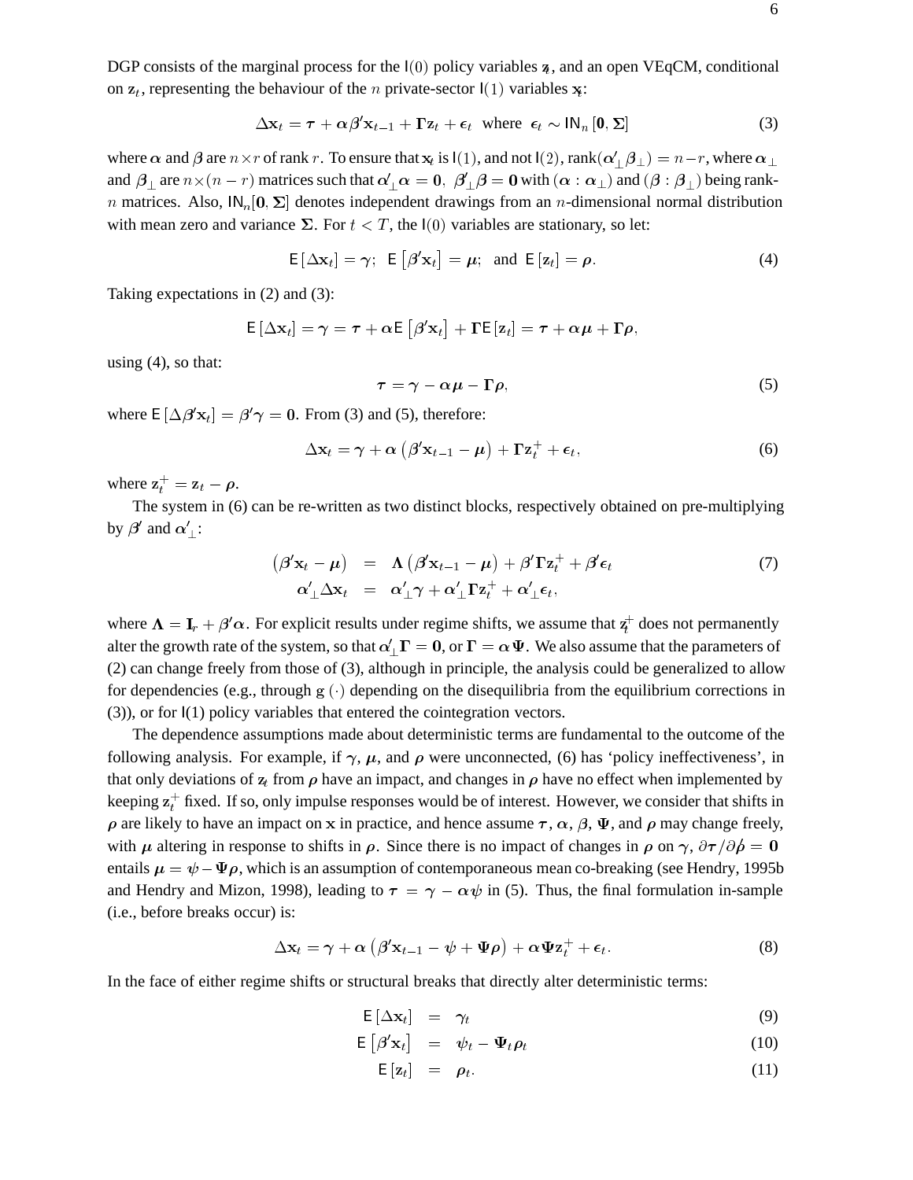DGP consists of the marginal process for the $\mathsf{I}(0)$ policy variables $\mathbf{z}_t$, and an open VEqCM, conditional on $\mathbf{z}_t$, representing the behaviour of the $n$ private-sector $\mathsf{I}(1)$ variables $\mathbf{x}_t$:

$$\Delta\mathbf{x}_t = \boldsymbol{\tau} + \boldsymbol{\alpha}\boldsymbol{\beta}'\mathbf{x}_{t-1} + \boldsymbol{\Gamma}\mathbf{z}_t + \boldsymbol{\epsilon}_t \quad \text{where} \quad \boldsymbol{\epsilon}_t \sim \mathsf{IN}_n\left[\mathbf{0}, \boldsymbol{\Sigma}\right] \tag{3}$$

where $\boldsymbol{\alpha}$ and $\boldsymbol{\beta}$ are $n \times r$ of rank $r$. To ensure that $\mathbf{x}_t$ is $\mathsf{I}(1)$, and not $\mathsf{I}(2)$, rank$(\boldsymbol{\alpha}'_{\perp}\boldsymbol{\beta}_{\perp}) = n-r$, where $\boldsymbol{\alpha}_{\perp}$ and $\boldsymbol{\beta}_{\perp}$ are $n \times (n-r)$ matrices such that $\boldsymbol{\alpha}'_{\perp}\boldsymbol{\alpha} = \mathbf{0}$, $\boldsymbol{\beta}'_{\perp}\boldsymbol{\beta} = \mathbf{0}$ with $(\boldsymbol{\alpha} : \boldsymbol{\alpha}_{\perp})$ and $(\boldsymbol{\beta} : \boldsymbol{\beta}_{\perp})$ being rank-$n$ matrices. Also, $\mathsf{IN}_n[\mathbf{0}, \boldsymbol{\Sigma}]$ denotes independent drawings from an $n$-dimensional normal distribution with mean zero and variance $\boldsymbol{\Sigma}$. For $t < T$, the $\mathsf{I}(0)$ variables are stationary, so let:

$$\mathsf{E}\left[\Delta\mathbf{x}_t\right] = \boldsymbol{\gamma}; \quad \mathsf{E}\left[\boldsymbol{\beta}'\mathbf{x}_t\right] = \boldsymbol{\mu}; \quad \text{and} \quad \mathsf{E}\left[\mathbf{z}_t\right] = \boldsymbol{\rho}. \tag{4}$$

Taking expectations in (2) and (3):

$$\mathsf{E}\left[\Delta\mathbf{x}_t\right] = \boldsymbol{\gamma} = \boldsymbol{\tau} + \boldsymbol{\alpha}\mathsf{E}\left[\boldsymbol{\beta}'\mathbf{x}_t\right] + \boldsymbol{\Gamma}\mathsf{E}\left[\mathbf{z}_t\right] = \boldsymbol{\tau} + \boldsymbol{\alpha}\boldsymbol{\mu} + \boldsymbol{\Gamma}\boldsymbol{\rho},$$

using (4), so that:

$$\boldsymbol{\tau} = \boldsymbol{\gamma} - \boldsymbol{\alpha}\boldsymbol{\mu} - \boldsymbol{\Gamma}\boldsymbol{\rho}, \tag{5}$$

where $\mathsf{E}\left[\Delta\boldsymbol{\beta}'\mathbf{x}_t\right] = \boldsymbol{\beta}'\boldsymbol{\gamma} = \mathbf{0}$. From (3) and (5), therefore:

$$\Delta\mathbf{x}_t = \boldsymbol{\gamma} + \boldsymbol{\alpha}\left(\boldsymbol{\beta}'\mathbf{x}_{t-1} - \boldsymbol{\mu}\right) + \boldsymbol{\Gamma}\mathbf{z}_t^{+} + \boldsymbol{\epsilon}_t, \tag{6}$$

where $\mathbf{z}_t^{+} = \mathbf{z}_t - \boldsymbol{\rho}$.

The system in (6) can be re-written as two distinct blocks, respectively obtained on pre-multiplying by $\boldsymbol{\beta}'$ and $\boldsymbol{\alpha}'_{\perp}$:

$$\begin{aligned}
\left(\boldsymbol{\beta}'\mathbf{x}_t - \boldsymbol{\mu}\right) &= \boldsymbol{\Lambda}\left(\boldsymbol{\beta}'\mathbf{x}_{t-1} - \boldsymbol{\mu}\right) + \boldsymbol{\beta}'\boldsymbol{\Gamma}\mathbf{z}_t^{+} + \boldsymbol{\beta}'\boldsymbol{\epsilon}_t \\
\boldsymbol{\alpha}'_{\perp}\Delta\mathbf{x}_t &= \boldsymbol{\alpha}'_{\perp}\boldsymbol{\gamma} + \boldsymbol{\alpha}'_{\perp}\boldsymbol{\Gamma}\mathbf{z}_t^{+} + \boldsymbol{\alpha}'_{\perp}\boldsymbol{\epsilon}_t,
\end{aligned} \tag{7}$$

where $\boldsymbol{\Lambda} = \mathbf{I}_r + \boldsymbol{\beta}'\boldsymbol{\alpha}$. For explicit results under regime shifts, we assume that $\mathbf{z}_t^{+}$ does not permanently alter the growth rate of the system, so that $\boldsymbol{\alpha}'_{\perp}\boldsymbol{\Gamma} = \mathbf{0}$, or $\boldsymbol{\Gamma} = \boldsymbol{\alpha}\boldsymbol{\Psi}$. We also assume that the parameters of (2) can change freely from those of (3), although in principle, the analysis could be generalized to allow for dependencies (e.g., through $\mathbf{g}(\cdot)$ depending on the disequilibria from the equilibrium corrections in (3)), or for $\mathsf{I}(1)$ policy variables that entered the cointegration vectors.

The dependence assumptions made about deterministic terms are fundamental to the outcome of the following analysis. For example, if $\boldsymbol{\gamma}$, $\boldsymbol{\mu}$, and $\boldsymbol{\rho}$ were unconnected, (6) has 'policy ineffectiveness', in that only deviations of $\mathbf{z}_t$ from $\boldsymbol{\rho}$ have an impact, and changes in $\boldsymbol{\rho}$ have no effect when implemented by keeping $\mathbf{z}_t^{+}$ fixed. If so, only impulse responses would be of interest. However, we consider that shifts in $\boldsymbol{\rho}$ are likely to have an impact on $\mathbf{x}$ in practice, and hence assume $\boldsymbol{\tau}$, $\boldsymbol{\alpha}$, $\boldsymbol{\beta}$, $\boldsymbol{\Psi}$, and $\boldsymbol{\rho}$ may change freely, with $\boldsymbol{\mu}$ altering in response to shifts in $\boldsymbol{\rho}$. Since there is no impact of changes in $\boldsymbol{\rho}$ on $\boldsymbol{\gamma}$, $\partial\boldsymbol{\tau}/\partial\boldsymbol{\rho}' = \mathbf{0}$ entails $\boldsymbol{\mu} = \boldsymbol{\psi} - \boldsymbol{\Psi}\boldsymbol{\rho}$, which is an assumption of contemporaneous mean co-breaking (see Hendry, 1995b and Hendry and Mizon, 1998), leading to $\boldsymbol{\tau} = \boldsymbol{\gamma} - \boldsymbol{\alpha}\boldsymbol{\psi}$ in (5). Thus, the final formulation in-sample (i.e., before breaks occur) is:

$$\Delta\mathbf{x}_t = \boldsymbol{\gamma} + \boldsymbol{\alpha}\left(\boldsymbol{\beta}'\mathbf{x}_{t-1} - \boldsymbol{\psi} + \boldsymbol{\Psi}\boldsymbol{\rho}\right) + \boldsymbol{\alpha}\boldsymbol{\Psi}\mathbf{z}_t^{+} + \boldsymbol{\epsilon}_t. \tag{8}$$

In the face of either regime shifts or structural breaks that directly alter deterministic terms:

$$\mathsf{E}\left[\Delta\mathbf{x}_t\right] = \boldsymbol{\gamma}_t \tag{9}$$

$$\mathsf{E}\left[\boldsymbol{\beta}'\mathbf{x}_t\right] = \boldsymbol{\psi}_t - \boldsymbol{\Psi}_t\boldsymbol{\rho}_t \tag{10}$$

$$\mathsf{E}\left[\mathbf{z}_t\right] = \boldsymbol{\rho}_t. \tag{11}$$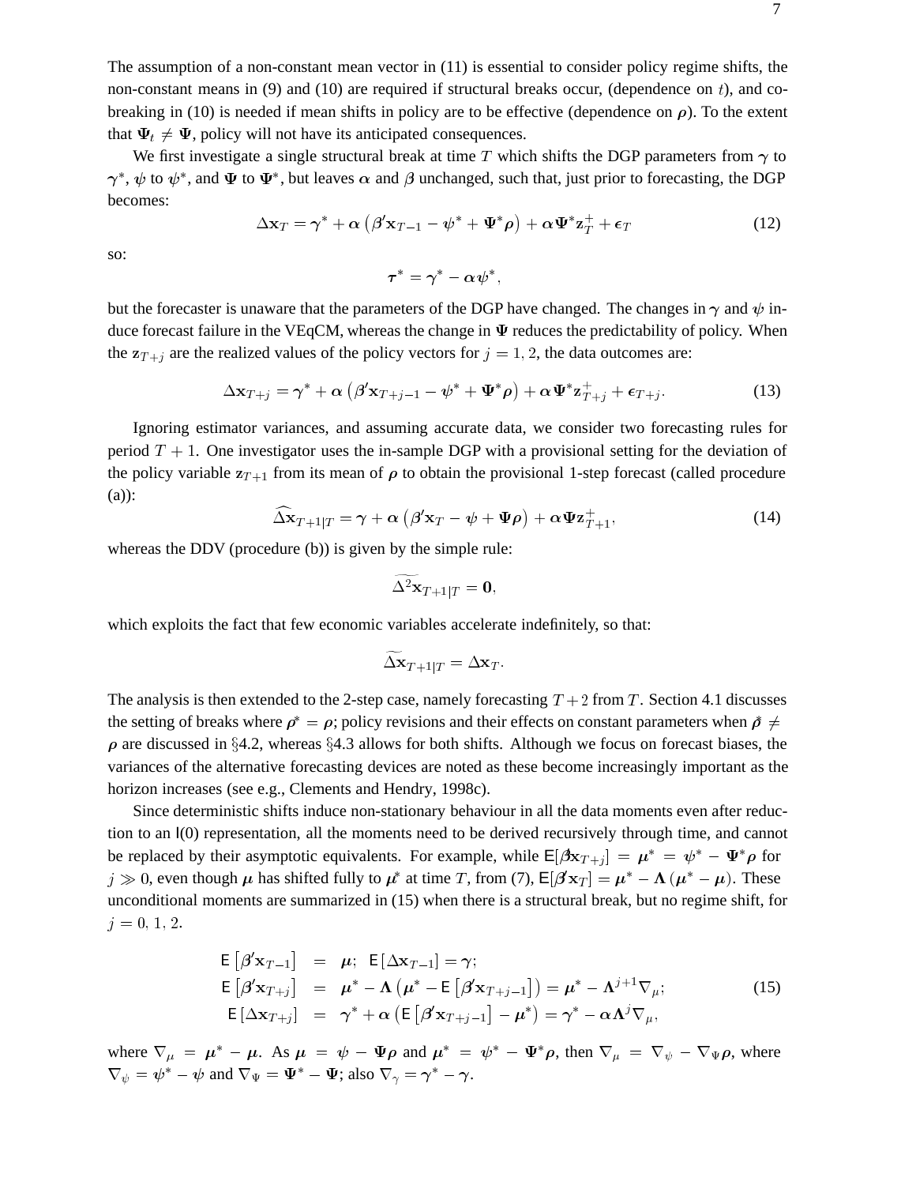The assumption of a non-constant mean vector in (11) is essential to consider policy regime shifts, the non-constant means in (9) and (10) are required if structural breaks occur, (dependence on $t$), and co-breaking in (10) is needed if mean shifts in policy are to be effective (dependence on $\boldsymbol{\rho}$). To the extent that $\boldsymbol{\Psi}_t \neq \boldsymbol{\Psi}$, policy will not have its anticipated consequences.

We first investigate a single structural break at time $T$ which shifts the DGP parameters from $\boldsymbol{\gamma}$ to $\boldsymbol{\gamma}^*$, $\boldsymbol{\psi}$ to $\boldsymbol{\psi}^*$, and $\boldsymbol{\Psi}$ to $\boldsymbol{\Psi}^*$, but leaves $\boldsymbol{\alpha}$ and $\boldsymbol{\beta}$ unchanged, such that, just prior to forecasting, the DGP becomes:

$$\Delta \mathbf{x}_T = \boldsymbol{\gamma}^* + \boldsymbol{\alpha}\left(\boldsymbol{\beta}' \mathbf{x}_{T-1} - \boldsymbol{\psi}^* + \boldsymbol{\Psi}^* \boldsymbol{\rho}\right) + \boldsymbol{\alpha} \boldsymbol{\Psi}^* \mathbf{z}_T^+ + \boldsymbol{\epsilon}_T \tag{12}$$

so:

$$\boldsymbol{\tau}^* = \boldsymbol{\gamma}^* - \boldsymbol{\alpha}\boldsymbol{\psi}^*,$$

but the forecaster is unaware that the parameters of the DGP have changed. The changes in $\boldsymbol{\gamma}$ and $\boldsymbol{\psi}$ induce forecast failure in the VEqCM, whereas the change in $\boldsymbol{\Psi}$ reduces the predictability of policy. When the $\mathbf{z}_{T+j}$ are the realized values of the policy vectors for $j = 1, 2$, the data outcomes are:

$$\Delta \mathbf{x}_{T+j} = \boldsymbol{\gamma}^* + \boldsymbol{\alpha}\left(\boldsymbol{\beta}' \mathbf{x}_{T+j-1} - \boldsymbol{\psi}^* + \boldsymbol{\Psi}^* \boldsymbol{\rho}\right) + \boldsymbol{\alpha} \boldsymbol{\Psi}^* \mathbf{z}_{T+j}^+ + \boldsymbol{\epsilon}_{T+j}. \tag{13}$$

Ignoring estimator variances, and assuming accurate data, we consider two forecasting rules for period $T+1$. One investigator uses the in-sample DGP with a provisional setting for the deviation of the policy variable $\mathbf{z}_{T+1}$ from its mean of $\boldsymbol{\rho}$ to obtain the provisional 1-step forecast (called procedure (a)):

$$\widehat{\Delta \mathbf{x}}_{T+1|T} = \boldsymbol{\gamma} + \boldsymbol{\alpha}\left(\boldsymbol{\beta}' \mathbf{x}_T - \boldsymbol{\psi} + \boldsymbol{\Psi}\boldsymbol{\rho}\right) + \boldsymbol{\alpha}\boldsymbol{\Psi}\mathbf{z}_{T+1}^+, \tag{14}$$

whereas the DDV (procedure (b)) is given by the simple rule:

$$\widetilde{\Delta^2 \mathbf{x}}_{T+1|T} = \mathbf{0},$$

which exploits the fact that few economic variables accelerate indefinitely, so that:

$$\widetilde{\Delta \mathbf{x}}_{T+1|T} = \Delta \mathbf{x}_T.$$

The analysis is then extended to the 2-step case, namely forecasting $T+2$ from $T$. Section 4.1 discusses the setting of breaks where $\boldsymbol{\rho}^* = \boldsymbol{\rho}$; policy revisions and their effects on constant parameters when $\boldsymbol{\rho}^* \neq \boldsymbol{\rho}$ are discussed in §4.2, whereas §4.3 allows for both shifts. Although we focus on forecast biases, the variances of the alternative forecasting devices are noted as these become increasingly important as the horizon increases (see e.g., Clements and Hendry, 1998c).

Since deterministic shifts induce non-stationary behaviour in all the data moments even after reduction to an I(0) representation, all the moments need to be derived recursively through time, and cannot be replaced by their asymptotic equivalents. For example, while $\mathsf{E}[\boldsymbol{\beta}' \mathbf{x}_{T+j}] = \boldsymbol{\mu}^* = \boldsymbol{\psi}^* - \boldsymbol{\Psi}^*\boldsymbol{\rho}$ for $j \gg 0$, even though $\boldsymbol{\mu}$ has shifted fully to $\boldsymbol{\mu}^*$ at time $T$, from (7), $\mathsf{E}[\boldsymbol{\beta}' \mathbf{x}_T] = \boldsymbol{\mu}^* - \boldsymbol{\Lambda}\left(\boldsymbol{\mu}^* - \boldsymbol{\mu}\right)$. These unconditional moments are summarized in (15) when there is a structural break, but no regime shift, for $j = 0, 1, 2$.

$$\begin{aligned}
\mathsf{E}\left[\boldsymbol{\beta}' \mathbf{x}_{T-1}\right] &= \boldsymbol{\mu}; \;\; \mathsf{E}\left[\Delta \mathbf{x}_{T-1}\right] = \boldsymbol{\gamma}; \\
\mathsf{E}\left[\boldsymbol{\beta}' \mathbf{x}_{T+j}\right] &= \boldsymbol{\mu}^* - \boldsymbol{\Lambda}\left(\boldsymbol{\mu}^* - \mathsf{E}\left[\boldsymbol{\beta}' \mathbf{x}_{T+j-1}\right]\right) = \boldsymbol{\mu}^* - \boldsymbol{\Lambda}^{j+1} \nabla_{\mu}; \\
\mathsf{E}\left[\Delta \mathbf{x}_{T+j}\right] &= \boldsymbol{\gamma}^* + \boldsymbol{\alpha}\left(\mathsf{E}\left[\boldsymbol{\beta}' \mathbf{x}_{T+j-1}\right] - \boldsymbol{\mu}^*\right) = \boldsymbol{\gamma}^* - \boldsymbol{\alpha}\boldsymbol{\Lambda}^j \nabla_{\mu},
\end{aligned} \tag{15}$$

where $\nabla_\mu = \boldsymbol{\mu}^* - \boldsymbol{\mu}$. As $\boldsymbol{\mu} = \boldsymbol{\psi} - \boldsymbol{\Psi}\boldsymbol{\rho}$ and $\boldsymbol{\mu}^* = \boldsymbol{\psi}^* - \boldsymbol{\Psi}^*\boldsymbol{\rho}$, then $\nabla_\mu = \nabla_\psi - \nabla_\Psi \boldsymbol{\rho}$, where $\nabla_\psi = \boldsymbol{\psi}^* - \boldsymbol{\psi}$ and $\nabla_\Psi = \boldsymbol{\Psi}^* - \boldsymbol{\Psi}$; also $\nabla_\gamma = \boldsymbol{\gamma}^* - \boldsymbol{\gamma}$.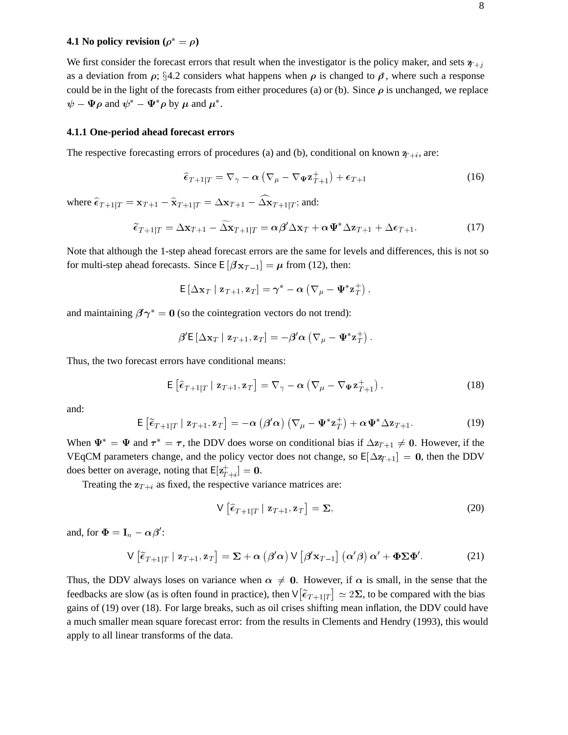### 4.1 No policy revision ($\rho^* = \rho$)

We first consider the forecast errors that result when the investigator is the policy maker, and sets $\mathbf{z}_{T+j}$ as a deviation from $\boldsymbol{\rho}$; §4.2 considers what happens when $\boldsymbol{\rho}$ is changed to $\boldsymbol{\rho}^*$, where such a response could be in the light of the forecasts from either procedures (a) or (b). Since $\boldsymbol{\rho}$ is unchanged, we replace $\psi - \boldsymbol{\Psi\rho}$ and $\boldsymbol{\psi}^* - \boldsymbol{\Psi}^*\boldsymbol{\rho}$ by $\boldsymbol{\mu}$ and $\boldsymbol{\mu}^*$.

#### 4.1.1 One-period ahead forecast errors

The respective forecasting errors of procedures (a) and (b), conditional on known $\mathbf{z}_{T+i}$, are:

$$\widehat{\boldsymbol{\epsilon}}_{T+1|T} = \nabla_{\gamma} - \boldsymbol{\alpha}\left(\nabla_{\mu} - \nabla_{\boldsymbol{\Psi}}\mathbf{z}^{+}_{T+1}\right) + \boldsymbol{\epsilon}_{T+1} \tag{16}$$

where $\widehat{\boldsymbol{\epsilon}}_{T+1|T} = \mathbf{x}_{T+1} - \widehat{\mathbf{x}}_{T+1|T} = \Delta\mathbf{x}_{T+1} - \widehat{\Delta\mathbf{x}}_{T+1|T}$; and:

$$\widetilde{\boldsymbol{\epsilon}}_{T+1|T} = \Delta\mathbf{x}_{T+1} - \widetilde{\Delta\mathbf{x}}_{T+1|T} = \boldsymbol{\alpha}\boldsymbol{\beta}'\Delta\mathbf{x}_{T} + \boldsymbol{\alpha}\boldsymbol{\Psi}^{*}\Delta\mathbf{z}_{T+1} + \Delta\boldsymbol{\epsilon}_{T+1}. \tag{17}$$

Note that although the 1-step ahead forecast errors are the same for levels and differences, this is not so for multi-step ahead forecasts. Since $\mathsf{E}\left[\boldsymbol{\beta}'\mathbf{x}_{T-1}\right] = \boldsymbol{\mu}$ from (12), then:

$$\mathsf{E}\left[\Delta\mathbf{x}_{T} \mid \mathbf{z}_{T+1}, \mathbf{z}_{T}\right] = \boldsymbol{\gamma}^{*} - \boldsymbol{\alpha}\left(\nabla_{\mu} - \boldsymbol{\Psi}^{*}\mathbf{z}^{+}_{T}\right),$$

and maintaining $\boldsymbol{\beta}'\boldsymbol{\gamma}^{*} = \mathbf{0}$ (so the cointegration vectors do not trend):

$$\boldsymbol{\beta}'\mathsf{E}\left[\Delta\mathbf{x}_{T} \mid \mathbf{z}_{T+1}, \mathbf{z}_{T}\right] = -\boldsymbol{\beta}'\boldsymbol{\alpha}\left(\nabla_{\mu} - \boldsymbol{\Psi}^{*}\mathbf{z}^{+}_{T}\right).$$

Thus, the two forecast errors have conditional means:

$$\mathsf{E}\left[\widehat{\boldsymbol{\epsilon}}_{T+1|T} \mid \mathbf{z}_{T+1}, \mathbf{z}_{T}\right] = \nabla_{\gamma} - \boldsymbol{\alpha}\left(\nabla_{\mu} - \nabla_{\boldsymbol{\Psi}}\mathbf{z}^{+}_{T+1}\right), \tag{18}$$

and:

$$\mathsf{E}\left[\widetilde{\boldsymbol{\epsilon}}_{T+1|T} \mid \mathbf{z}_{T+1}, \mathbf{z}_{T}\right] = -\boldsymbol{\alpha}\left(\boldsymbol{\beta}'\boldsymbol{\alpha}\right)\left(\nabla_{\mu} - \boldsymbol{\Psi}^{*}\mathbf{z}^{+}_{T}\right) + \boldsymbol{\alpha}\boldsymbol{\Psi}^{*}\Delta\mathbf{z}_{T+1}. \tag{19}$$

When $\boldsymbol{\Psi}^{*} = \boldsymbol{\Psi}$ and $\boldsymbol{\tau}^{*} = \boldsymbol{\tau}$, the DDV does worse on conditional bias if $\Delta\mathbf{z}_{T+1} \neq \mathbf{0}$. However, if the VEqCM parameters change, and the policy vector does not change, so $\mathsf{E}[\Delta\mathbf{z}_{T+1}] = \mathbf{0}$, then the DDV does better on average, noting that $\mathsf{E}[\mathbf{z}^{+}_{T+i}] = \mathbf{0}$.

Treating the $\mathbf{z}_{T+i}$ as fixed, the respective variance matrices are:

$$\mathsf{V}\left[\widehat{\boldsymbol{\epsilon}}_{T+1|T} \mid \mathbf{z}_{T+1}, \mathbf{z}_{T}\right] = \boldsymbol{\Sigma}, \tag{20}$$

and, for $\boldsymbol{\Phi} = \mathbf{I}_{n} - \boldsymbol{\alpha}\boldsymbol{\beta}'$:

$$\mathsf{V}\left[\widetilde{\boldsymbol{\epsilon}}_{T+1|T} \mid \mathbf{z}_{T+1}, \mathbf{z}_{T}\right] = \boldsymbol{\Sigma} + \boldsymbol{\alpha}\left(\boldsymbol{\beta}'\boldsymbol{\alpha}\right)\mathsf{V}\left[\boldsymbol{\beta}'\mathbf{x}_{T-1}\right]\left(\boldsymbol{\alpha}'\boldsymbol{\beta}\right)\boldsymbol{\alpha}' + \boldsymbol{\Phi}\boldsymbol{\Sigma}\boldsymbol{\Phi}'. \tag{21}$$

Thus, the DDV always loses on variance when $\boldsymbol{\alpha} \neq \mathbf{0}$. However, if $\boldsymbol{\alpha}$ is small, in the sense that the feedbacks are slow (as is often found in practice), then $\mathsf{V}[\widetilde{\boldsymbol{\epsilon}}_{T+1|T}] \simeq 2\boldsymbol{\Sigma}$, to be compared with the bias gains of (19) over (18). For large breaks, such as oil crises shifting mean inflation, the DDV could have a much smaller mean square forecast error: from the results in Clements and Hendry (1993), this would apply to all linear transforms of the data.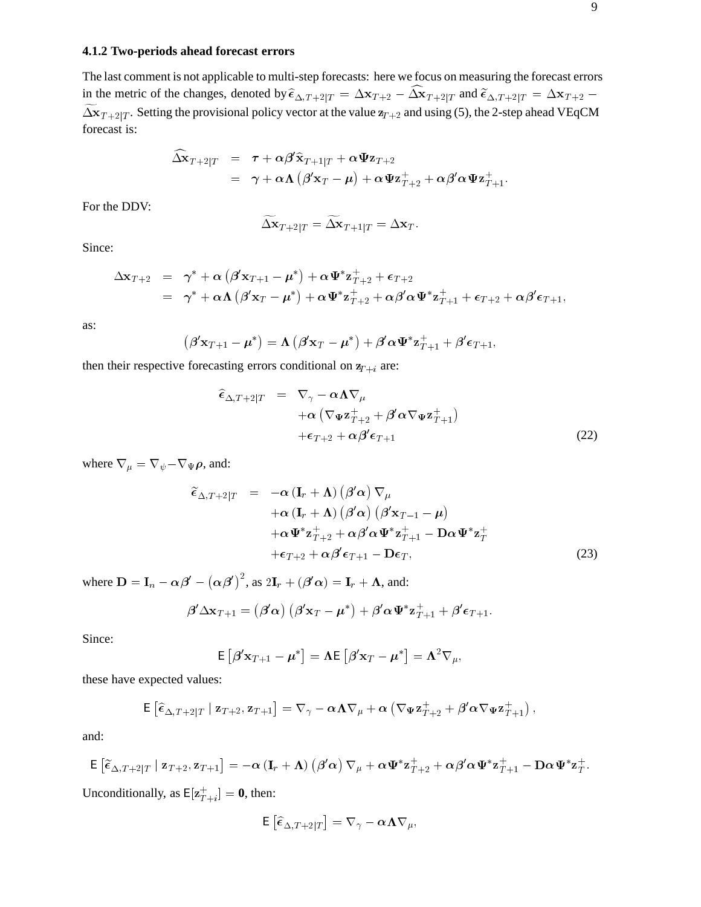### 4.1.2 Two-periods ahead forecast errors

The last comment is not applicable to multi-step forecasts: here we focus on measuring the forecast errors in the metric of the changes, denoted by $\widehat{\boldsymbol{\epsilon}}_{\Delta,T+2|T} = \Delta\mathbf{x}_{T+2} - \widehat{\Delta\mathbf{x}}_{T+2|T}$ and $\widetilde{\boldsymbol{\epsilon}}_{\Delta,T+2|T} = \Delta\mathbf{x}_{T+2} - \widetilde{\Delta\mathbf{x}}_{T+2|T}$. Setting the provisional policy vector at the value $\mathbf{z}_{T+2}$ and using (5), the 2-step ahead VEqCM forecast is:

$$
\begin{aligned}
\widehat{\Delta\mathbf{x}}_{T+2|T} &= \boldsymbol{\tau} + \boldsymbol{\alpha}\boldsymbol{\beta}'\widehat{\mathbf{x}}_{T+1|T} + \boldsymbol{\alpha}\boldsymbol{\Psi}\mathbf{z}_{T+2} \\
&= \boldsymbol{\gamma} + \boldsymbol{\alpha}\boldsymbol{\Lambda}\left(\boldsymbol{\beta}'\mathbf{x}_T - \boldsymbol{\mu}\right) + \boldsymbol{\alpha}\boldsymbol{\Psi}\mathbf{z}^+_{T+2} + \boldsymbol{\alpha}\boldsymbol{\beta}'\boldsymbol{\alpha}\boldsymbol{\Psi}\mathbf{z}^+_{T+1}.
\end{aligned}
$$

For the DDV:

$$
\widetilde{\Delta\mathbf{x}}_{T+2|T} = \widetilde{\Delta\mathbf{x}}_{T+1|T} = \Delta\mathbf{x}_T.
$$

Since:

$$
\begin{aligned}
\Delta\mathbf{x}_{T+2} &= \boldsymbol{\gamma}^* + \boldsymbol{\alpha}\left(\boldsymbol{\beta}'\mathbf{x}_{T+1} - \boldsymbol{\mu}^*\right) + \boldsymbol{\alpha}\boldsymbol{\Psi}^*\mathbf{z}^+_{T+2} + \boldsymbol{\epsilon}_{T+2} \\
&= \boldsymbol{\gamma}^* + \boldsymbol{\alpha}\boldsymbol{\Lambda}\left(\boldsymbol{\beta}'\mathbf{x}_T - \boldsymbol{\mu}^*\right) + \boldsymbol{\alpha}\boldsymbol{\Psi}^*\mathbf{z}^+_{T+2} + \boldsymbol{\alpha}\boldsymbol{\beta}'\boldsymbol{\alpha}\boldsymbol{\Psi}^*\mathbf{z}^+_{T+1} + \boldsymbol{\epsilon}_{T+2} + \boldsymbol{\alpha}\boldsymbol{\beta}'\boldsymbol{\epsilon}_{T+1},
\end{aligned}
$$

as:

$$
\left(\boldsymbol{\beta}'\mathbf{x}_{T+1} - \boldsymbol{\mu}^*\right) = \boldsymbol{\Lambda}\left(\boldsymbol{\beta}'\mathbf{x}_T - \boldsymbol{\mu}^*\right) + \boldsymbol{\beta}'\boldsymbol{\alpha}\boldsymbol{\Psi}^*\mathbf{z}^+_{T+1} + \boldsymbol{\beta}'\boldsymbol{\epsilon}_{T+1},
$$

then their respective forecasting errors conditional on $\mathbf{z}_{T+i}$ are:

$$
\begin{aligned}
\widehat{\boldsymbol{\epsilon}}_{\Delta,T+2|T} &= \nabla_\gamma - \boldsymbol{\alpha}\boldsymbol{\Lambda}\nabla_\mu \\
&\quad + \boldsymbol{\alpha}\left(\nabla_{\boldsymbol{\Psi}}\mathbf{z}^+_{T+2} + \boldsymbol{\beta}'\boldsymbol{\alpha}\nabla_{\boldsymbol{\Psi}}\mathbf{z}^+_{T+1}\right) \\
&\quad + \boldsymbol{\epsilon}_{T+2} + \boldsymbol{\alpha}\boldsymbol{\beta}'\boldsymbol{\epsilon}_{T+1}
\end{aligned} \tag{22}
$$

where $\nabla_\mu = \nabla_\psi - \nabla_{\boldsymbol{\Psi}}\boldsymbol{\rho}$, and:

$$
\begin{aligned}
\widetilde{\boldsymbol{\epsilon}}_{\Delta,T+2|T} &= -\boldsymbol{\alpha}\left(\mathbf{I}_r + \boldsymbol{\Lambda}\right)\left(\boldsymbol{\beta}'\boldsymbol{\alpha}\right)\nabla_\mu \\
&\quad + \boldsymbol{\alpha}\left(\mathbf{I}_r + \boldsymbol{\Lambda}\right)\left(\boldsymbol{\beta}'\boldsymbol{\alpha}\right)\left(\boldsymbol{\beta}'\mathbf{x}_{T-1} - \boldsymbol{\mu}\right) \\
&\quad + \boldsymbol{\alpha}\boldsymbol{\Psi}^*\mathbf{z}^+_{T+2} + \boldsymbol{\alpha}\boldsymbol{\beta}'\boldsymbol{\alpha}\boldsymbol{\Psi}^*\mathbf{z}^+_{T+1} - \mathbf{D}\boldsymbol{\alpha}\boldsymbol{\Psi}^*\mathbf{z}^+_T \\
&\quad + \boldsymbol{\epsilon}_{T+2} + \boldsymbol{\alpha}\boldsymbol{\beta}'\boldsymbol{\epsilon}_{T+1} - \mathbf{D}\boldsymbol{\epsilon}_T,
\end{aligned} \tag{23}
$$

where $\mathbf{D} = \mathbf{I}_n - \boldsymbol{\alpha}\boldsymbol{\beta}' - \left(\boldsymbol{\alpha}\boldsymbol{\beta}'\right)^2$, as $2\mathbf{I}_r + (\boldsymbol{\beta}'\boldsymbol{\alpha}) = \mathbf{I}_r + \boldsymbol{\Lambda}$, and:

$$
\boldsymbol{\beta}'\Delta\mathbf{x}_{T+1} = \left(\boldsymbol{\beta}'\boldsymbol{\alpha}\right)\left(\boldsymbol{\beta}'\mathbf{x}_T - \boldsymbol{\mu}^*\right) + \boldsymbol{\beta}'\boldsymbol{\alpha}\boldsymbol{\Psi}^*\mathbf{z}^+_{T+1} + \boldsymbol{\beta}'\boldsymbol{\epsilon}_{T+1}.
$$

Since:

$$
\mathsf{E}\left[\boldsymbol{\beta}'\mathbf{x}_{T+1} - \boldsymbol{\mu}^*\right] = \boldsymbol{\Lambda}\mathsf{E}\left[\boldsymbol{\beta}'\mathbf{x}_T - \boldsymbol{\mu}^*\right] = \boldsymbol{\Lambda}^2\nabla_\mu,
$$

these have expected values:

$$
\mathsf{E}\left[\widehat{\boldsymbol{\epsilon}}_{\Delta,T+2|T} \mid \mathbf{z}_{T+2}, \mathbf{z}_{T+1}\right] = \nabla_\gamma - \boldsymbol{\alpha}\boldsymbol{\Lambda}\nabla_\mu + \boldsymbol{\alpha}\left(\nabla_{\boldsymbol{\Psi}}\mathbf{z}^+_{T+2} + \boldsymbol{\beta}'\boldsymbol{\alpha}\nabla_{\boldsymbol{\Psi}}\mathbf{z}^+_{T+1}\right),
$$

and:

$$
\mathsf{E}\left[\widetilde{\boldsymbol{\epsilon}}_{\Delta,T+2|T} \mid \mathbf{z}_{T+2}, \mathbf{z}_{T+1}\right] = -\boldsymbol{\alpha}\left(\mathbf{I}_r + \boldsymbol{\Lambda}\right)\left(\boldsymbol{\beta}'\boldsymbol{\alpha}\right)\nabla_\mu + \boldsymbol{\alpha}\boldsymbol{\Psi}^*\mathbf{z}^+_{T+2} + \boldsymbol{\alpha}\boldsymbol{\beta}'\boldsymbol{\alpha}\boldsymbol{\Psi}^*\mathbf{z}^+_{T+1} - \mathbf{D}\boldsymbol{\alpha}\boldsymbol{\Psi}^*\mathbf{z}^+_T.
$$

Unconditionally, as $\mathsf{E}[\mathbf{z}^+_{T+i}] = \mathbf{0}$, then:

$$
\mathsf{E}\left[\widehat{\boldsymbol{\epsilon}}_{\Delta,T+2|T}\right] = \nabla_\gamma - \boldsymbol{\alpha}\boldsymbol{\Lambda}\nabla_\mu,
$$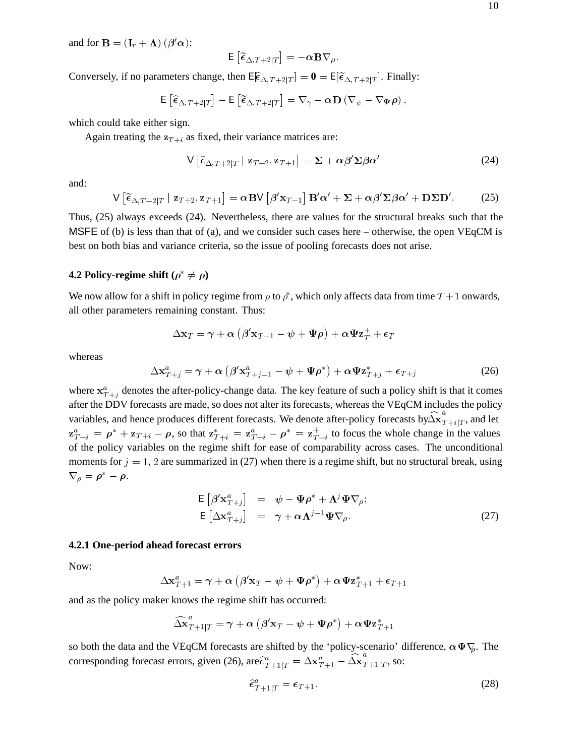and for $\mathbf{B} = (\mathbf{I}_r + \mathbf{\Lambda})(\boldsymbol{\beta}'\boldsymbol{\alpha})$:

$$\mathsf{E}\left[\widetilde{\boldsymbol{\epsilon}}_{\Delta,T+2|T}\right] = -\boldsymbol{\alpha}\mathbf{B}\nabla_{\mu}.$$

Conversely, if no parameters change, then $\mathsf{E}[\widehat{\boldsymbol{\epsilon}}_{\Delta,T+2|T}] = \mathbf{0} = \mathsf{E}[\widetilde{\boldsymbol{\epsilon}}_{\Delta,T+2|T}]$. Finally:

$$\mathsf{E}\left[\widehat{\boldsymbol{\epsilon}}_{\Delta,T+2|T}\right] - \mathsf{E}\left[\widetilde{\boldsymbol{\epsilon}}_{\Delta,T+2|T}\right] = \nabla_{\gamma} - \boldsymbol{\alpha}\mathbf{D}\left(\nabla_{\psi} - \nabla_{\mathbf{\Psi}}\boldsymbol{\rho}\right),$$

which could take either sign.

Again treating the $\mathbf{z}_{T+i}$ as fixed, their variance matrices are:

$$\mathsf{V}\left[\widehat{\boldsymbol{\epsilon}}_{\Delta,T+2|T} \mid \mathbf{z}_{T+2}, \mathbf{z}_{T+1}\right] = \mathbf{\Sigma} + \boldsymbol{\alpha}\boldsymbol{\beta}'\mathbf{\Sigma}\boldsymbol{\beta}\boldsymbol{\alpha}' \tag{24}$$

and:

$$\mathsf{V}\left[\widetilde{\boldsymbol{\epsilon}}_{\Delta,T+2|T} \mid \mathbf{z}_{T+2}, \mathbf{z}_{T+1}\right] = \boldsymbol{\alpha}\mathbf{B}\mathsf{V}\left[\boldsymbol{\beta}'\mathbf{x}_{T-1}\right]\mathbf{B}'\boldsymbol{\alpha}' + \mathbf{\Sigma} + \boldsymbol{\alpha}\boldsymbol{\beta}'\mathbf{\Sigma}\boldsymbol{\beta}\boldsymbol{\alpha}' + \mathbf{D}\mathbf{\Sigma}\mathbf{D}'. \tag{25}$$

Thus, (25) always exceeds (24). Nevertheless, there are values for the structural breaks such that the MSFE of (b) is less than that of (a), and we consider such cases here – otherwise, the open VEqCM is best on both bias and variance criteria, so the issue of pooling forecasts does not arise.

### 4.2 Policy-regime shift ($\boldsymbol{\rho}^* \neq \boldsymbol{\rho}$)

We now allow for a shift in policy regime from $\rho$ to $\rho^*$, which only affects data from time $T+1$ onwards, all other parameters remaining constant. Thus:

$$\Delta\mathbf{x}_T = \boldsymbol{\gamma} + \boldsymbol{\alpha}\left(\boldsymbol{\beta}'\mathbf{x}_{T-1} - \boldsymbol{\psi} + \mathbf{\Psi}\boldsymbol{\rho}\right) + \boldsymbol{\alpha}\mathbf{\Psi}\mathbf{z}_T^+ + \boldsymbol{\epsilon}_T$$

whereas

$$\Delta\mathbf{x}_{T+j}^a = \boldsymbol{\gamma} + \boldsymbol{\alpha}\left(\boldsymbol{\beta}'\mathbf{x}_{T+j-1}^a - \boldsymbol{\psi} + \mathbf{\Psi}\boldsymbol{\rho}^*\right) + \boldsymbol{\alpha}\mathbf{\Psi}\mathbf{z}_{T+j}^* + \boldsymbol{\epsilon}_{T+j} \tag{26}$$

where $\mathbf{x}_{T+j}^a$ denotes the after-policy-change data. The key feature of such a policy shift is that it comes after the DDV forecasts are made, so does not alter its forecasts, whereas the VEqCM includes the policy variables, and hence produces different forecasts. We denote after-policy forecasts by $\widehat{\Delta\mathbf{x}}_{T+i|T}^a$, and let $\mathbf{z}_{T+i}^a = \boldsymbol{\rho}^* + \mathbf{z}_{T+i} - \boldsymbol{\rho}$, so that $\mathbf{z}_{T+i}^* = \mathbf{z}_{T+i}^a - \boldsymbol{\rho}^* = \mathbf{z}_{T+i}^+$ to focus the whole change in the values of the policy variables on the regime shift for ease of comparability across cases. The unconditional moments for $j = 1, 2$ are summarized in (27) when there is a regime shift, but no structural break, using $\nabla_{\rho} = \boldsymbol{\rho}^* - \boldsymbol{\rho}$.

$$\begin{aligned} \mathsf{E}\left[\boldsymbol{\beta}'\mathbf{x}_{T+j}^a\right] &= \boldsymbol{\psi} - \mathbf{\Psi}\boldsymbol{\rho}^* + \mathbf{\Lambda}^j\mathbf{\Psi}\nabla_{\rho}; \\ \mathsf{E}\left[\Delta\mathbf{x}_{T+j}^a\right] &= \boldsymbol{\gamma} + \boldsymbol{\alpha}\mathbf{\Lambda}^{j-1}\mathbf{\Psi}\nabla_{\rho}. \end{aligned} \tag{27}$$

#### 4.2.1 One-period ahead forecast errors

Now:

$$\Delta\mathbf{x}_{T+1}^a = \boldsymbol{\gamma} + \boldsymbol{\alpha}\left(\boldsymbol{\beta}'\mathbf{x}_T - \boldsymbol{\psi} + \mathbf{\Psi}\boldsymbol{\rho}^*\right) + \boldsymbol{\alpha}\mathbf{\Psi}\mathbf{z}_{T+1}^* + \boldsymbol{\epsilon}_{T+1}$$

and as the policy maker knows the regime shift has occurred:

$$\widehat{\Delta\mathbf{x}}_{T+1|T}^a = \boldsymbol{\gamma} + \boldsymbol{\alpha}\left(\boldsymbol{\beta}'\mathbf{x}_T - \boldsymbol{\psi} + \mathbf{\Psi}\boldsymbol{\rho}^*\right) + \boldsymbol{\alpha}\mathbf{\Psi}\mathbf{z}_{T+1}^*$$

so both the data and the VEqCM forecasts are shifted by the 'policy-scenario' difference, $\boldsymbol{\alpha}\mathbf{\Psi}\nabla_{\rho}$. The corresponding forecast errors, given (26), are $\widehat{\boldsymbol{\epsilon}}_{T+1|T}^a = \Delta\mathbf{x}_{T+1}^a - \widehat{\Delta\mathbf{x}}_{T+1|T}^a$, so:

$$\widehat{\boldsymbol{\epsilon}}_{T+1|T}^a = \boldsymbol{\epsilon}_{T+1}. \tag{28}$$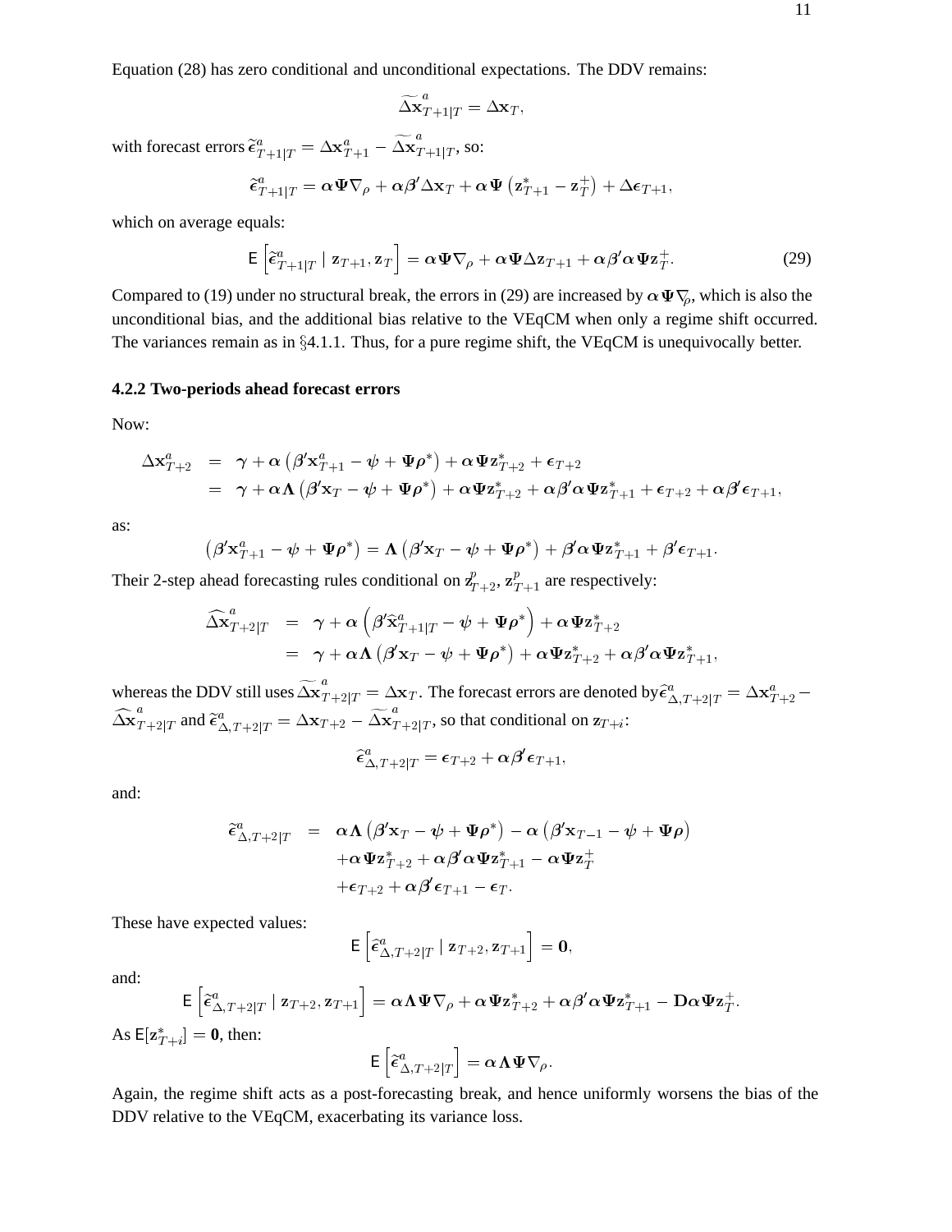Equation (28) has zero conditional and unconditional expectations. The DDV remains:

$$\widetilde{\Delta \mathbf{x}}^{a}_{T+1|T} = \Delta \mathbf{x}_T,$$

with forecast errors $\widetilde{\epsilon}^{a}_{T+1|T} = \Delta \mathbf{x}^{a}_{T+1} - \widetilde{\Delta \mathbf{x}}^{a}_{T+1|T}$, so:

$$\widetilde{\boldsymbol{\epsilon}}^{a}_{T+1|T} = \boldsymbol{\alpha}\boldsymbol{\Psi}\nabla_{\rho} + \boldsymbol{\alpha}\boldsymbol{\beta}'\Delta\mathbf{x}_T + \boldsymbol{\alpha}\boldsymbol{\Psi}\left(\mathbf{z}^{*}_{T+1} - \mathbf{z}^{+}_{T}\right) + \Delta\boldsymbol{\epsilon}_{T+1},$$

which on average equals:

$$\mathsf{E}\left[\widetilde{\boldsymbol{\epsilon}}^{a}_{T+1|T} \mid \mathbf{z}_{T+1}, \mathbf{z}_T\right] = \boldsymbol{\alpha}\boldsymbol{\Psi}\nabla_{\rho} + \boldsymbol{\alpha}\boldsymbol{\Psi}\Delta\mathbf{z}_{T+1} + \boldsymbol{\alpha}\boldsymbol{\beta}'\boldsymbol{\alpha}\boldsymbol{\Psi}\mathbf{z}^{+}_{T}. \tag{29}$$

Compared to (19) under no structural break, the errors in (29) are increased by $\boldsymbol{\alpha}\boldsymbol{\Psi}\nabla_{\rho}$, which is also the unconditional bias, and the additional bias relative to the VEqCM when only a regime shift occurred. The variances remain as in §4.1.1. Thus, for a pure regime shift, the VEqCM is unequivocally better.

### 4.2.2 Two-periods ahead forecast errors

Now:

$$\begin{aligned}
\Delta\mathbf{x}^{a}_{T+2} &= \boldsymbol{\gamma} + \boldsymbol{\alpha}\left(\boldsymbol{\beta}'\mathbf{x}^{a}_{T+1} - \boldsymbol{\psi} + \boldsymbol{\Psi}\boldsymbol{\rho}^{*}\right) + \boldsymbol{\alpha}\boldsymbol{\Psi}\mathbf{z}^{*}_{T+2} + \boldsymbol{\epsilon}_{T+2} \\
&= \boldsymbol{\gamma} + \boldsymbol{\alpha}\boldsymbol{\Lambda}\left(\boldsymbol{\beta}'\mathbf{x}_{T} - \boldsymbol{\psi} + \boldsymbol{\Psi}\boldsymbol{\rho}^{*}\right) + \boldsymbol{\alpha}\boldsymbol{\Psi}\mathbf{z}^{*}_{T+2} + \boldsymbol{\alpha}\boldsymbol{\beta}'\boldsymbol{\alpha}\boldsymbol{\Psi}\mathbf{z}^{*}_{T+1} + \boldsymbol{\epsilon}_{T+2} + \boldsymbol{\alpha}\boldsymbol{\beta}'\boldsymbol{\epsilon}_{T+1},
\end{aligned}$$

as:

$$\left(\boldsymbol{\beta}'\mathbf{x}^{a}_{T+1} - \boldsymbol{\psi} + \boldsymbol{\Psi}\boldsymbol{\rho}^{*}\right) = \boldsymbol{\Lambda}\left(\boldsymbol{\beta}'\mathbf{x}_{T} - \boldsymbol{\psi} + \boldsymbol{\Psi}\boldsymbol{\rho}^{*}\right) + \boldsymbol{\beta}'\boldsymbol{\alpha}\boldsymbol{\Psi}\mathbf{z}^{*}_{T+1} + \boldsymbol{\beta}'\boldsymbol{\epsilon}_{T+1}.$$

Their 2-step ahead forecasting rules conditional on $\mathbf{z}^{p}_{T+2}$, $\mathbf{z}^{p}_{T+1}$ are respectively:

$$\begin{aligned}
\widehat{\Delta\mathbf{x}}^{a}_{T+2|T} &= \boldsymbol{\gamma} + \boldsymbol{\alpha}\left(\boldsymbol{\beta}'\widehat{\mathbf{x}}^{a}_{T+1|T} - \boldsymbol{\psi} + \boldsymbol{\Psi}\boldsymbol{\rho}^{*}\right) + \boldsymbol{\alpha}\boldsymbol{\Psi}\mathbf{z}^{*}_{T+2} \\
&= \boldsymbol{\gamma} + \boldsymbol{\alpha}\boldsymbol{\Lambda}\left(\boldsymbol{\beta}'\mathbf{x}_{T} - \boldsymbol{\psi} + \boldsymbol{\Psi}\boldsymbol{\rho}^{*}\right) + \boldsymbol{\alpha}\boldsymbol{\Psi}\mathbf{z}^{*}_{T+2} + \boldsymbol{\alpha}\boldsymbol{\beta}'\boldsymbol{\alpha}\boldsymbol{\Psi}\mathbf{z}^{*}_{T+1},
\end{aligned}$$

whereas the DDV still uses $\widetilde{\Delta\mathbf{x}}^{a}_{T+2|T} = \Delta\mathbf{x}_T$. The forecast errors are denoted by $\widehat{\boldsymbol{\epsilon}}^{a}_{\Delta,T+2|T} = \Delta\mathbf{x}^{a}_{T+2} - \widehat{\Delta\mathbf{x}}^{a}_{T+2|T}$ and $\widetilde{\boldsymbol{\epsilon}}^{a}_{\Delta,T+2|T} = \Delta\mathbf{x}_{T+2} - \widetilde{\Delta\mathbf{x}}^{a}_{T+2|T}$, so that conditional on $\mathbf{z}_{T+i}$:

$$\widehat{\boldsymbol{\epsilon}}^{a}_{\Delta,T+2|T} = \boldsymbol{\epsilon}_{T+2} + \boldsymbol{\alpha}\boldsymbol{\beta}'\boldsymbol{\epsilon}_{T+1},$$

and:

$$\begin{aligned}
\widetilde{\boldsymbol{\epsilon}}^{a}_{\Delta,T+2|T} &= \boldsymbol{\alpha}\boldsymbol{\Lambda}\left(\boldsymbol{\beta}'\mathbf{x}_{T} - \boldsymbol{\psi} + \boldsymbol{\Psi}\boldsymbol{\rho}^{*}\right) - \boldsymbol{\alpha}\left(\boldsymbol{\beta}'\mathbf{x}_{T-1} - \boldsymbol{\psi} + \boldsymbol{\Psi}\boldsymbol{\rho}\right) \\
&\quad + \boldsymbol{\alpha}\boldsymbol{\Psi}\mathbf{z}^{*}_{T+2} + \boldsymbol{\alpha}\boldsymbol{\beta}'\boldsymbol{\alpha}\boldsymbol{\Psi}\mathbf{z}^{*}_{T+1} - \boldsymbol{\alpha}\boldsymbol{\Psi}\mathbf{z}^{+}_{T} \\
&\quad + \boldsymbol{\epsilon}_{T+2} + \boldsymbol{\alpha}\boldsymbol{\beta}'\boldsymbol{\epsilon}_{T+1} - \boldsymbol{\epsilon}_{T}.
\end{aligned}$$

These have expected values:

$$\mathsf{E}\left[\widehat{\boldsymbol{\epsilon}}^{a}_{\Delta,T+2|T} \mid \mathbf{z}_{T+2}, \mathbf{z}_{T+1}\right] = \mathbf{0},$$

and:

$$\mathsf{E}\left[\widetilde{\boldsymbol{\epsilon}}^{a}_{\Delta,T+2|T} \mid \mathbf{z}_{T+2}, \mathbf{z}_{T+1}\right] = \boldsymbol{\alpha}\boldsymbol{\Lambda}\boldsymbol{\Psi}\nabla_{\rho} + \boldsymbol{\alpha}\boldsymbol{\Psi}\mathbf{z}^{*}_{T+2} + \boldsymbol{\alpha}\boldsymbol{\beta}'\boldsymbol{\alpha}\boldsymbol{\Psi}\mathbf{z}^{*}_{T+1} - \mathbf{D}\boldsymbol{\alpha}\boldsymbol{\Psi}\mathbf{z}^{+}_{T}.$$

As $\mathsf{E}[\mathbf{z}^{*}_{T+i}] = \mathbf{0}$, then:

$$\mathsf{E}\left[\widetilde{\boldsymbol{\epsilon}}^{a}_{\Delta,T+2|T}\right] = \boldsymbol{\alpha}\boldsymbol{\Lambda}\boldsymbol{\Psi}\nabla_{\rho}.$$

Again, the regime shift acts as a post-forecasting break, and hence uniformly worsens the bias of the DDV relative to the VEqCM, exacerbating its variance loss.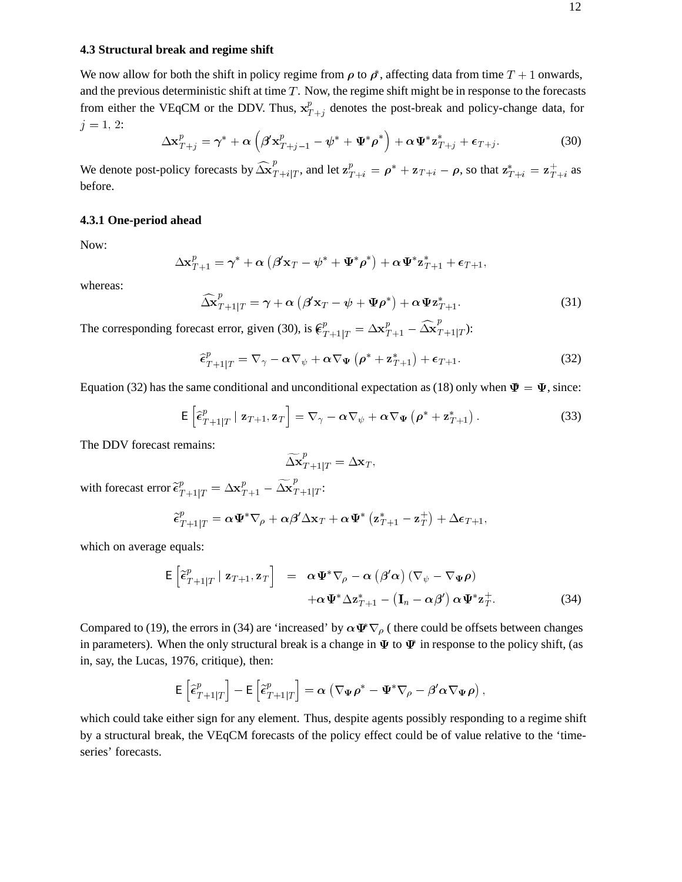### 4.3 Structural break and regime shift

We now allow for both the shift in policy regime from $\boldsymbol{\rho}$ to $\boldsymbol{\rho}^*$, affecting data from time $T+1$ onwards, and the previous deterministic shift at time $T$. Now, the regime shift might be in response to the forecasts from either the VEqCM or the DDV. Thus, $\mathbf{x}^p_{T+j}$ denotes the post-break and policy-change data, for $j = 1, 2$:

$$\Delta\mathbf{x}^p_{T+j} = \boldsymbol{\gamma}^* + \boldsymbol{\alpha}\left(\boldsymbol{\beta}'\mathbf{x}^p_{T+j-1} - \boldsymbol{\psi}^* + \boldsymbol{\Psi}^*\boldsymbol{\rho}^*\right) + \boldsymbol{\alpha}\boldsymbol{\Psi}^*\mathbf{z}^*_{T+j} + \boldsymbol{\epsilon}_{T+j}. \tag{30}$$

We denote post-policy forecasts by $\widehat{\Delta\mathbf{x}}^p_{T+i|T}$, and let $\mathbf{z}^p_{T+i} = \boldsymbol{\rho}^* + \mathbf{z}_{T+i} - \boldsymbol{\rho}$, so that $\mathbf{z}^*_{T+i} = \mathbf{z}^+_{T+i}$ as before.

#### 4.3.1 One-period ahead

Now:

$$\Delta\mathbf{x}^p_{T+1} = \boldsymbol{\gamma}^* + \boldsymbol{\alpha}\left(\boldsymbol{\beta}'\mathbf{x}_T - \boldsymbol{\psi}^* + \boldsymbol{\Psi}^*\boldsymbol{\rho}^*\right) + \boldsymbol{\alpha}\boldsymbol{\Psi}^*\mathbf{z}^*_{T+1} + \boldsymbol{\epsilon}_{T+1},$$

whereas:

$$\widehat{\Delta\mathbf{x}}^p_{T+1|T} = \boldsymbol{\gamma} + \boldsymbol{\alpha}\left(\boldsymbol{\beta}'\mathbf{x}_T - \boldsymbol{\psi} + \boldsymbol{\Psi}\boldsymbol{\rho}^*\right) + \boldsymbol{\alpha}\boldsymbol{\Psi}\mathbf{z}^*_{T+1}. \tag{31}$$

The corresponding forecast error, given (30), is ($\widehat{\boldsymbol{\epsilon}}^p_{T+1|T} = \Delta\mathbf{x}^p_{T+1} - \widehat{\Delta\mathbf{x}}^p_{T+1|T}$):

$$\widehat{\boldsymbol{\epsilon}}^p_{T+1|T} = \nabla_{\gamma} - \boldsymbol{\alpha}\nabla_{\psi} + \boldsymbol{\alpha}\nabla_{\boldsymbol{\Psi}}\left(\boldsymbol{\rho}^* + \mathbf{z}^*_{T+1}\right) + \boldsymbol{\epsilon}_{T+1}. \tag{32}$$

Equation (32) has the same conditional and unconditional expectation as (18) only when $\boldsymbol{\Psi}^* = \boldsymbol{\Psi}$, since:

$$\mathsf{E}\left[\widehat{\boldsymbol{\epsilon}}^p_{T+1|T} \mid \mathbf{z}_{T+1}, \mathbf{z}_T\right] = \nabla_{\gamma} - \boldsymbol{\alpha}\nabla_{\psi} + \boldsymbol{\alpha}\nabla_{\boldsymbol{\Psi}}\left(\boldsymbol{\rho}^* + \mathbf{z}^*_{T+1}\right). \tag{33}$$

The DDV forecast remains:

$$\widetilde{\Delta\mathbf{x}}^p_{T+1|T} = \Delta\mathbf{x}_T,$$

with forecast error $\widetilde{\boldsymbol{\epsilon}}^p_{T+1|T} = \Delta\mathbf{x}^p_{T+1} - \widetilde{\Delta\mathbf{x}}^p_{T+1|T}$:

$$\widetilde{\boldsymbol{\epsilon}}^p_{T+1|T} = \boldsymbol{\alpha}\boldsymbol{\Psi}^*\nabla_{\rho} + \boldsymbol{\alpha}\boldsymbol{\beta}'\Delta\mathbf{x}_T + \boldsymbol{\alpha}\boldsymbol{\Psi}^*\left(\mathbf{z}^*_{T+1} - \mathbf{z}^+_T\right) + \Delta\boldsymbol{\epsilon}_{T+1},$$

which on average equals:

$$\begin{aligned}
\mathsf{E}\left[\widetilde{\boldsymbol{\epsilon}}^p_{T+1|T} \mid \mathbf{z}_{T+1}, \mathbf{z}_T\right] \;=\;& \boldsymbol{\alpha}\boldsymbol{\Psi}^*\nabla_{\rho} - \boldsymbol{\alpha}\left(\boldsymbol{\beta}'\boldsymbol{\alpha}\right)\left(\nabla_{\psi} - \nabla_{\boldsymbol{\Psi}}\boldsymbol{\rho}\right) \\
&+ \boldsymbol{\alpha}\boldsymbol{\Psi}^*\Delta\mathbf{z}^*_{T+1} - \left(\mathbf{I}_n - \boldsymbol{\alpha}\boldsymbol{\beta}'\right)\boldsymbol{\alpha}\boldsymbol{\Psi}^*\mathbf{z}^+_T.
\end{aligned} \tag{34}$$

Compared to (19), the errors in (34) are 'increased' by $\boldsymbol{\alpha}\boldsymbol{\Psi}^*\nabla_{\rho}$ ( there could be offsets between changes in parameters). When the only structural break is a change in $\boldsymbol{\Psi}$ to $\boldsymbol{\Psi}^*$ in response to the policy shift, (as in, say, the Lucas, 1976, critique), then:

$$\mathsf{E}\left[\widehat{\boldsymbol{\epsilon}}^p_{T+1|T}\right] - \mathsf{E}\left[\widetilde{\boldsymbol{\epsilon}}^p_{T+1|T}\right] = \boldsymbol{\alpha}\left(\nabla_{\boldsymbol{\Psi}}\boldsymbol{\rho}^* - \boldsymbol{\Psi}^*\nabla_{\rho} - \boldsymbol{\beta}'\boldsymbol{\alpha}\nabla_{\boldsymbol{\Psi}}\boldsymbol{\rho}\right),$$

which could take either sign for any element. Thus, despite agents possibly responding to a regime shift by a structural break, the VEqCM forecasts of the policy effect could be of value relative to the 'time-series' forecasts.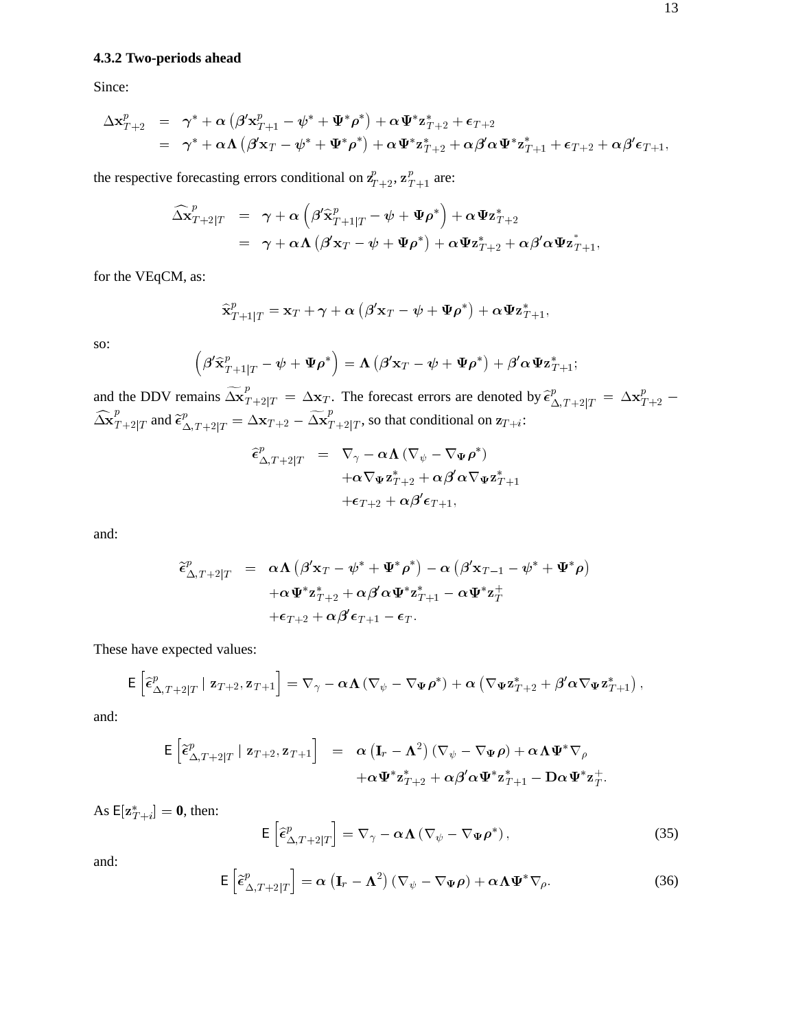### 4.3.2 Two-periods ahead

Since:

$$
\begin{aligned}
\Delta \mathbf{x}_{T+2}^{p} &= \boldsymbol{\gamma}^{*} + \boldsymbol{\alpha}\left(\boldsymbol{\beta}' \mathbf{x}_{T+1}^{p} - \boldsymbol{\psi}^{*} + \boldsymbol{\Psi}^{*} \boldsymbol{\rho}^{*}\right) + \boldsymbol{\alpha} \boldsymbol{\Psi}^{*} \mathbf{z}_{T+2}^{*} + \boldsymbol{\epsilon}_{T+2} \\
&= \boldsymbol{\gamma}^{*} + \boldsymbol{\alpha} \boldsymbol{\Lambda}\left(\boldsymbol{\beta}' \mathbf{x}_{T} - \boldsymbol{\psi}^{*} + \boldsymbol{\Psi}^{*} \boldsymbol{\rho}^{*}\right) + \boldsymbol{\alpha} \boldsymbol{\Psi}^{*} \mathbf{z}_{T+2}^{*} + \boldsymbol{\alpha} \boldsymbol{\beta}' \boldsymbol{\alpha} \boldsymbol{\Psi}^{*} \mathbf{z}_{T+1}^{*} + \boldsymbol{\epsilon}_{T+2} + \boldsymbol{\alpha} \boldsymbol{\beta}' \boldsymbol{\epsilon}_{T+1},
\end{aligned}
$$

the respective forecasting errors conditional on $\mathbf{z}_{T+2}^{p}, \mathbf{z}_{T+1}^{p}$ are:

$$
\begin{aligned}
\widehat{\Delta \mathbf{x}}_{T+2|T}^{p} &= \boldsymbol{\gamma} + \boldsymbol{\alpha}\left(\boldsymbol{\beta}' \widehat{\mathbf{x}}_{T+1|T}^{p} - \boldsymbol{\psi} + \boldsymbol{\Psi} \boldsymbol{\rho}^{*}\right) + \boldsymbol{\alpha} \boldsymbol{\Psi} \mathbf{z}_{T+2}^{*} \\
&= \boldsymbol{\gamma} + \boldsymbol{\alpha} \boldsymbol{\Lambda}\left(\boldsymbol{\beta}' \mathbf{x}_{T} - \boldsymbol{\psi} + \boldsymbol{\Psi} \boldsymbol{\rho}^{*}\right) + \boldsymbol{\alpha} \boldsymbol{\Psi} \mathbf{z}_{T+2}^{*} + \boldsymbol{\alpha} \boldsymbol{\beta}' \boldsymbol{\alpha} \boldsymbol{\Psi} \mathbf{z}_{T+1}^{*},
\end{aligned}
$$

for the VEqCM, as:

$$
\widehat{\mathbf{x}}_{T+1|T}^{p} = \mathbf{x}_{T} + \boldsymbol{\gamma} + \boldsymbol{\alpha}\left(\boldsymbol{\beta}' \mathbf{x}_{T} - \boldsymbol{\psi} + \boldsymbol{\Psi} \boldsymbol{\rho}^{*}\right) + \boldsymbol{\alpha} \boldsymbol{\Psi} \mathbf{z}_{T+1}^{*},
$$

so:

$$
\left(\boldsymbol{\beta}' \widehat{\mathbf{x}}_{T+1|T}^{p} - \boldsymbol{\psi} + \boldsymbol{\Psi} \boldsymbol{\rho}^{*}\right) = \boldsymbol{\Lambda}\left(\boldsymbol{\beta}' \mathbf{x}_{T} - \boldsymbol{\psi} + \boldsymbol{\Psi} \boldsymbol{\rho}^{*}\right) + \boldsymbol{\beta}' \boldsymbol{\alpha} \boldsymbol{\Psi} \mathbf{z}_{T+1}^{*};
$$

and the DDV remains $\widetilde{\Delta \mathbf{x}}_{T+2|T}^{p} = \Delta \mathbf{x}_{T}$. The forecast errors are denoted by $\widehat{\boldsymbol{\epsilon}}_{\Delta,T+2|T}^{p} = \Delta \mathbf{x}_{T+2}^{p} - \widehat{\Delta \mathbf{x}}_{T+2|T}^{p}$ and $\widetilde{\boldsymbol{\epsilon}}_{\Delta,T+2|T}^{p} = \Delta \mathbf{x}_{T+2} - \widetilde{\Delta \mathbf{x}}_{T+2|T}^{p}$, so that conditional on $\mathbf{z}_{T+i}$:

$$
\begin{aligned}
\widehat{\boldsymbol{\epsilon}}_{\Delta,T+2|T}^{p} &= \nabla_{\gamma} - \boldsymbol{\alpha} \boldsymbol{\Lambda}\left(\nabla_{\psi} - \nabla_{\boldsymbol{\Psi}} \boldsymbol{\rho}^{*}\right) \\
&\quad + \boldsymbol{\alpha} \nabla_{\boldsymbol{\Psi}} \mathbf{z}_{T+2}^{*} + \boldsymbol{\alpha} \boldsymbol{\beta}' \boldsymbol{\alpha} \nabla_{\boldsymbol{\Psi}} \mathbf{z}_{T+1}^{*} \\
&\quad + \boldsymbol{\epsilon}_{T+2} + \boldsymbol{\alpha} \boldsymbol{\beta}' \boldsymbol{\epsilon}_{T+1},
\end{aligned}
$$

and:

$$
\begin{aligned}
\widetilde{\boldsymbol{\epsilon}}_{\Delta,T+2|T}^{p} &= \boldsymbol{\alpha} \boldsymbol{\Lambda}\left(\boldsymbol{\beta}' \mathbf{x}_{T} - \boldsymbol{\psi}^{*} + \boldsymbol{\Psi}^{*} \boldsymbol{\rho}^{*}\right) - \boldsymbol{\alpha}\left(\boldsymbol{\beta}' \mathbf{x}_{T-1} - \boldsymbol{\psi}^{*} + \boldsymbol{\Psi}^{*} \boldsymbol{\rho}\right) \\
&\quad + \boldsymbol{\alpha} \boldsymbol{\Psi}^{*} \mathbf{z}_{T+2}^{*} + \boldsymbol{\alpha} \boldsymbol{\beta}' \boldsymbol{\alpha} \boldsymbol{\Psi}^{*} \mathbf{z}_{T+1}^{*} - \boldsymbol{\alpha} \boldsymbol{\Psi}^{*} \mathbf{z}_{T}^{+} \\
&\quad + \boldsymbol{\epsilon}_{T+2} + \boldsymbol{\alpha} \boldsymbol{\beta}' \boldsymbol{\epsilon}_{T+1} - \boldsymbol{\epsilon}_{T}.
\end{aligned}
$$

These have expected values:

$$
\mathsf{E}\left[\widehat{\boldsymbol{\epsilon}}_{\Delta,T+2|T}^{p} \mid \mathbf{z}_{T+2}, \mathbf{z}_{T+1}\right] = \nabla_{\gamma} - \boldsymbol{\alpha} \boldsymbol{\Lambda}\left(\nabla_{\psi} - \nabla_{\boldsymbol{\Psi}} \boldsymbol{\rho}^{*}\right) + \boldsymbol{\alpha}\left(\nabla_{\boldsymbol{\Psi}} \mathbf{z}_{T+2}^{*} + \boldsymbol{\beta}' \boldsymbol{\alpha} \nabla_{\boldsymbol{\Psi}} \mathbf{z}_{T+1}^{*}\right),
$$

and:

$$
\begin{aligned}
\mathsf{E}\left[\widetilde{\boldsymbol{\epsilon}}_{\Delta,T+2|T}^{p} \mid \mathbf{z}_{T+2}, \mathbf{z}_{T+1}\right] &= \boldsymbol{\alpha}\left(\mathbf{I}_{r} - \boldsymbol{\Lambda}^{2}\right)\left(\nabla_{\psi} - \nabla_{\boldsymbol{\Psi}} \boldsymbol{\rho}\right) + \boldsymbol{\alpha} \boldsymbol{\Lambda} \boldsymbol{\Psi}^{*} \nabla_{\rho} \\
&\quad + \boldsymbol{\alpha} \boldsymbol{\Psi}^{*} \mathbf{z}_{T+2}^{*} + \boldsymbol{\alpha} \boldsymbol{\beta}' \boldsymbol{\alpha} \boldsymbol{\Psi}^{*} \mathbf{z}_{T+1}^{*} - \mathbf{D} \boldsymbol{\alpha} \boldsymbol{\Psi}^{*} \mathbf{z}_{T}^{+}.
\end{aligned}
$$

As $\mathsf{E}[\mathbf{z}_{T+i}^{*}] = \mathbf{0}$, then:

$$
\mathsf{E}\left[\widehat{\boldsymbol{\epsilon}}_{\Delta,T+2|T}^{p}\right] = \nabla_{\gamma} - \boldsymbol{\alpha} \boldsymbol{\Lambda}\left(\nabla_{\psi} - \nabla_{\boldsymbol{\Psi}} \boldsymbol{\rho}^{*}\right), \tag{35}
$$

and:

$$
\mathsf{E}\left[\widetilde{\boldsymbol{\epsilon}}_{\Delta,T+2|T}^{p}\right] = \boldsymbol{\alpha}\left(\mathbf{I}_{r} - \boldsymbol{\Lambda}^{2}\right)\left(\nabla_{\psi} - \nabla_{\boldsymbol{\Psi}} \boldsymbol{\rho}\right) + \boldsymbol{\alpha} \boldsymbol{\Lambda} \boldsymbol{\Psi}^{*} \nabla_{\rho}. \tag{36}
$$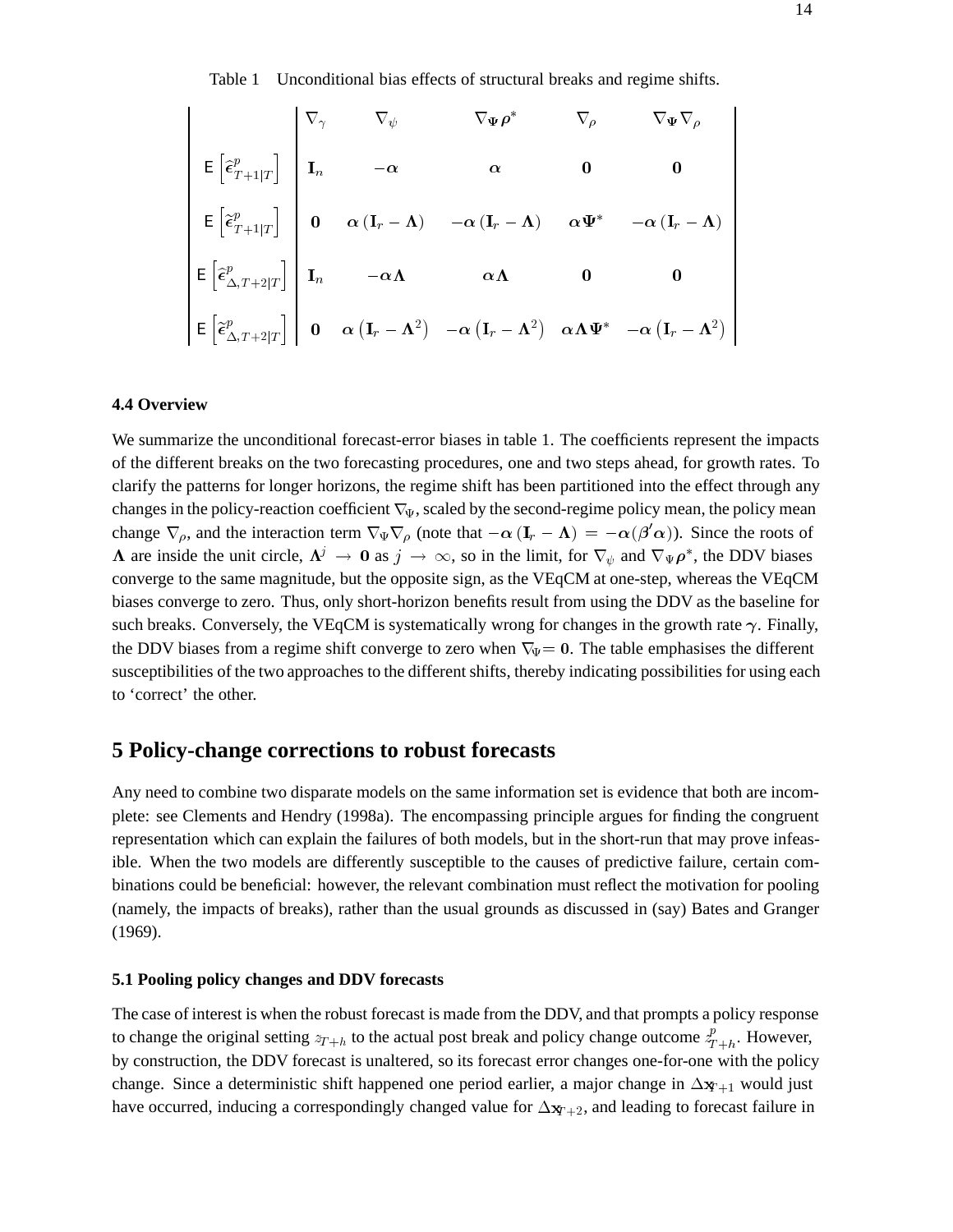Table 1 Unconditional bias effects of structural breaks and regime shifts.

| | $\nabla_\gamma$ | $\nabla_\psi$ | $\nabla_{\boldsymbol{\Psi}}\boldsymbol{\rho}^*$ | $\nabla_\rho$ | $\nabla_{\boldsymbol{\Psi}}\nabla_\rho$ |
|---|---|---|---|---|---|
| $\mathsf{E}\left[\widehat{\boldsymbol{\epsilon}}^p_{T+1\vert T}\right]$ | $\mathbf{I}_n$ | $-\boldsymbol{\alpha}$ | $\boldsymbol{\alpha}$ | $\mathbf{0}$ | $\mathbf{0}$ |
| $\mathsf{E}\left[\widetilde{\boldsymbol{\epsilon}}^p_{T+1\vert T}\right]$ | $\mathbf{0}$ | $\boldsymbol{\alpha}\left(\mathbf{I}_r - \boldsymbol{\Lambda}\right)$ | $-\boldsymbol{\alpha}\left(\mathbf{I}_r - \boldsymbol{\Lambda}\right)$ | $\boldsymbol{\alpha}\boldsymbol{\Psi}^*$ | $-\boldsymbol{\alpha}\left(\mathbf{I}_r - \boldsymbol{\Lambda}\right)$ |
| $\mathsf{E}\left[\widehat{\boldsymbol{\epsilon}}^p_{\Delta,T+2\vert T}\right]$ | $\mathbf{I}_n$ | $-\boldsymbol{\alpha}\boldsymbol{\Lambda}$ | $\boldsymbol{\alpha}\boldsymbol{\Lambda}$ | $\mathbf{0}$ | $\mathbf{0}$ |
| $\mathsf{E}\left[\widetilde{\boldsymbol{\epsilon}}^p_{\Delta,T+2\vert T}\right]$ | $\mathbf{0}$ | $\boldsymbol{\alpha}\left(\mathbf{I}_r - \boldsymbol{\Lambda}^2\right)$ | $-\boldsymbol{\alpha}\left(\mathbf{I}_r - \boldsymbol{\Lambda}^2\right)$ | $\boldsymbol{\alpha}\boldsymbol{\Lambda}\boldsymbol{\Psi}^*$ | $-\boldsymbol{\alpha}\left(\mathbf{I}_r - \boldsymbol{\Lambda}^2\right)$ |

### 4.4 Overview

We summarize the unconditional forecast-error biases in table 1. The coefficients represent the impacts of the different breaks on the two forecasting procedures, one and two steps ahead, for growth rates. To clarify the patterns for longer horizons, the regime shift has been partitioned into the effect through any changes in the policy-reaction coefficient $\nabla_\Psi$, scaled by the second-regime policy mean, the policy mean change $\nabla_\rho$, and the interaction term $\nabla_\Psi\nabla_\rho$ (note that $-\boldsymbol{\alpha}\left(\mathbf{I}_r - \boldsymbol{\Lambda}\right) = -\boldsymbol{\alpha}(\boldsymbol{\beta}'\boldsymbol{\alpha})$). Since the roots of $\boldsymbol{\Lambda}$ are inside the unit circle, $\boldsymbol{\Lambda}^j \rightarrow \mathbf{0}$ as $j \rightarrow \infty$, so in the limit, for $\nabla_\psi$ and $\nabla_\Psi\boldsymbol{\rho}^*$, the DDV biases converge to the same magnitude, but the opposite sign, as the VEqCM at one-step, whereas the VEqCM biases converge to zero. Thus, only short-horizon benefits result from using the DDV as the baseline for such breaks. Conversely, the VEqCM is systematically wrong for changes in the growth rate $\boldsymbol{\gamma}$. Finally, the DDV biases from a regime shift converge to zero when $\nabla_\Psi = \mathbf{0}$. The table emphasises the different susceptibilities of the two approaches to the different shifts, thereby indicating possibilities for using each to 'correct' the other.

## 5 Policy-change corrections to robust forecasts

Any need to combine two disparate models on the same information set is evidence that both are incomplete: see Clements and Hendry (1998a). The encompassing principle argues for finding the congruent representation which can explain the failures of both models, but in the short-run that may prove infeasible. When the two models are differently susceptible to the causes of predictive failure, certain combinations could be beneficial: however, the relevant combination must reflect the motivation for pooling (namely, the impacts of breaks), rather than the usual grounds as discussed in (say) Bates and Granger (1969).

### 5.1 Pooling policy changes and DDV forecasts

The case of interest is when the robust forecast is made from the DDV, and that prompts a policy response to change the original setting $z_{T+h}$ to the actual post break and policy change outcome $z^p_{T+h}$. However, by construction, the DDV forecast is unaltered, so its forecast error changes one-for-one with the policy change. Since a deterministic shift happened one period earlier, a major change in $\Delta\mathbf{x}_{T+1}$ would just have occurred, inducing a correspondingly changed value for $\Delta\mathbf{x}_{T+2}$, and leading to forecast failure in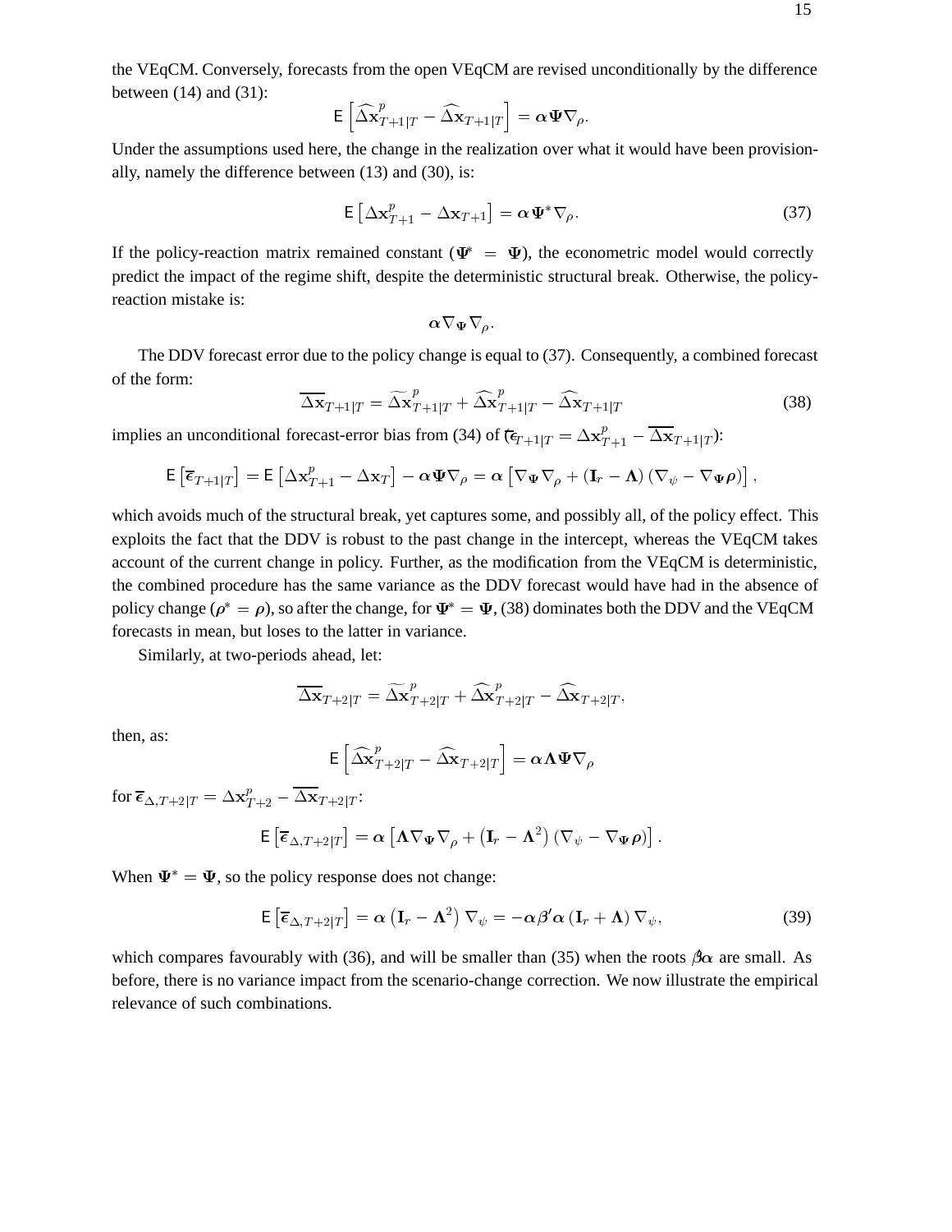the VEqCM. Conversely, forecasts from the open VEqCM are revised unconditionally by the difference between (14) and (31):

$$\mathsf{E}\left[\widehat{\Delta\mathbf{x}}^{p}_{T+1|T} - \widehat{\Delta\mathbf{x}}_{T+1|T}\right] = \boldsymbol{\alpha}\boldsymbol{\Psi}\nabla_{\rho}.$$

Under the assumptions used here, the change in the realization over what it would have been provisionally, namely the difference between (13) and (30), is:

$$\mathsf{E}\left[\Delta\mathbf{x}^{p}_{T+1} - \Delta\mathbf{x}_{T+1}\right] = \boldsymbol{\alpha}\boldsymbol{\Psi}^{*}\nabla_{\rho}. \tag{37}$$

If the policy-reaction matrix remained constant ($\boldsymbol{\Psi}^{*} = \boldsymbol{\Psi}$), the econometric model would correctly predict the impact of the regime shift, despite the deterministic structural break. Otherwise, the policy-reaction mistake is:

$$\boldsymbol{\alpha}\nabla_{\boldsymbol{\Psi}}\nabla_{\rho}.$$

The DDV forecast error due to the policy change is equal to (37). Consequently, a combined forecast of the form:

$$\overline{\Delta\mathbf{x}}_{T+1|T} = \widetilde{\Delta\mathbf{x}}^{p}_{T+1|T} + \widehat{\Delta\mathbf{x}}^{p}_{T+1|T} - \widehat{\Delta\mathbf{x}}_{T+1|T} \tag{38}$$

implies an unconditional forecast-error bias from (34) of ($\overline{\boldsymbol{\epsilon}}_{T+1|T} = \Delta\mathbf{x}^{p}_{T+1} - \overline{\Delta\mathbf{x}}_{T+1|T}$):

$$\mathsf{E}\left[\overline{\boldsymbol{\epsilon}}_{T+1|T}\right] = \mathsf{E}\left[\Delta\mathbf{x}^{p}_{T+1} - \Delta\mathbf{x}_{T}\right] - \boldsymbol{\alpha}\boldsymbol{\Psi}\nabla_{\rho} = \boldsymbol{\alpha}\left[\nabla_{\boldsymbol{\Psi}}\nabla_{\rho} + \left(\mathbf{I}_{r} - \boldsymbol{\Lambda}\right)\left(\nabla_{\psi} - \nabla_{\boldsymbol{\Psi}}\boldsymbol{\rho}\right)\right],$$

which avoids much of the structural break, yet captures some, and possibly all, of the policy effect. This exploits the fact that the DDV is robust to the past change in the intercept, whereas the VEqCM takes account of the current change in policy. Further, as the modification from the VEqCM is deterministic, the combined procedure has the same variance as the DDV forecast would have had in the absence of policy change ($\boldsymbol{\rho}^{*} = \boldsymbol{\rho}$), so after the change, for $\boldsymbol{\Psi}^{*} = \boldsymbol{\Psi}$, (38) dominates both the DDV and the VEqCM forecasts in mean, but loses to the latter in variance.

Similarly, at two-periods ahead, let:

$$\overline{\Delta\mathbf{x}}_{T+2|T} = \widetilde{\Delta\mathbf{x}}^{p}_{T+2|T} + \widehat{\Delta\mathbf{x}}^{p}_{T+2|T} - \widehat{\Delta\mathbf{x}}_{T+2|T},$$

then, as:

$$\mathsf{E}\left[\widehat{\Delta\mathbf{x}}^{p}_{T+2|T} - \widehat{\Delta\mathbf{x}}_{T+2|T}\right] = \boldsymbol{\alpha}\boldsymbol{\Lambda}\boldsymbol{\Psi}\nabla_{\rho}$$

for $\overline{\boldsymbol{\epsilon}}_{\Delta,T+2|T} = \Delta\mathbf{x}^{p}_{T+2} - \overline{\Delta\mathbf{x}}_{T+2|T}$:

$$\mathsf{E}\left[\overline{\boldsymbol{\epsilon}}_{\Delta,T+2|T}\right] = \boldsymbol{\alpha}\left[\boldsymbol{\Lambda}\nabla_{\boldsymbol{\Psi}}\nabla_{\rho} + \left(\mathbf{I}_{r} - \boldsymbol{\Lambda}^{2}\right)\left(\nabla_{\psi} - \nabla_{\boldsymbol{\Psi}}\boldsymbol{\rho}\right)\right].$$

When $\boldsymbol{\Psi}^{*} = \boldsymbol{\Psi}$, so the policy response does not change:

$$\mathsf{E}\left[\overline{\boldsymbol{\epsilon}}_{\Delta,T+2|T}\right] = \boldsymbol{\alpha}\left(\mathbf{I}_{r} - \boldsymbol{\Lambda}^{2}\right)\nabla_{\psi} = -\boldsymbol{\alpha}\boldsymbol{\beta}'\boldsymbol{\alpha}\left(\mathbf{I}_{r} + \boldsymbol{\Lambda}\right)\nabla_{\psi}, \tag{39}$$

which compares favourably with (36), and will be smaller than (35) when the roots $\boldsymbol{\beta}'\boldsymbol{\alpha}$ are small. As before, there is no variance impact from the scenario-change correction. We now illustrate the empirical relevance of such combinations.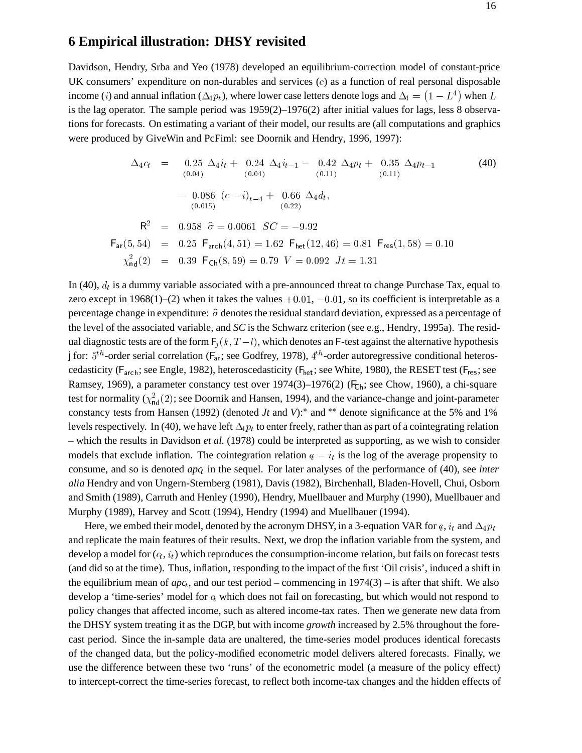## 6 Empirical illustration: DHSY revisited

Davidson, Hendry, Srba and Yeo (1978) developed an equilibrium-correction model of constant-price UK consumers' expenditure on non-durables and services ($c$) as a function of real personal disposable income ($i$) and annual inflation ($\Delta_4 p_t$), where lower case letters denote logs and $\Delta_4 = (1 - L^4)$ when $L$ is the lag operator. The sample period was 1959(2)–1976(2) after initial values for lags, less 8 observations for forecasts. On estimating a variant of their model, our results are (all computations and graphics were produced by GiveWin and PcFiml: see Doornik and Hendry, 1996, 1997):

$$
\begin{aligned}
\Delta_4 c_t &= \underset{(0.04)}{0.25}\ \Delta_4 i_t + \underset{(0.04)}{0.24}\ \Delta_4 i_{t-1} - \underset{(0.11)}{0.42}\ \Delta_4 p_t + \underset{(0.11)}{0.35}\ \Delta_4 p_{t-1} \\
&\quad - \underset{(0.015)}{0.086}\ (c-i)_{t-4} + \underset{(0.22)}{0.66}\ \Delta_4 d_t,
\end{aligned}
\tag{40}
$$

$$
\begin{aligned}
\mathsf{R}^2 &= 0.958 \ \ \widehat{\sigma} = 0.0061 \ \ SC = -9.92 \\
\mathsf{F}_{\mathsf{ar}}(5,54) &= 0.25 \ \ \mathsf{F}_{\mathsf{arch}}(4,51) = 1.62 \ \ \mathsf{F}_{\mathsf{het}}(12,46) = 0.81 \ \ \mathsf{F}_{\mathsf{res}}(1,58) = 0.10 \\
\chi^2_{\mathsf{nd}}(2) &= 0.39 \ \ \mathsf{F}_{\mathsf{Ch}}(8,59) = 0.79 \ \ V = 0.092 \ \ Jt = 1.31
\end{aligned}
$$

In (40), $d_t$ is a dummy variable associated with a pre-announced threat to change Purchase Tax, equal to zero except in 1968(1)–(2) when it takes the values $+0.01$, $-0.01$, so its coefficient is interpretable as a percentage change in expenditure: $\widehat{\sigma}$ denotes the residual standard deviation, expressed as a percentage of the level of the associated variable, and *SC* is the Schwarz criterion (see e.g., Hendry, 1995a). The residual diagnostic tests are of the form $\mathsf{F}_j(k, T-l)$, which denotes an F-test against the alternative hypothesis j for: $5^{th}$-order serial correlation ($\mathsf{F}_{\mathsf{ar}}$; see Godfrey, 1978), $4^{th}$-order autoregressive conditional heteroscedasticity ($\mathsf{F}_{\mathsf{arch}}$; see Engle, 1982), heteroscedasticity ($\mathsf{F}_{\mathsf{het}}$; see White, 1980), the RESET test ($\mathsf{F}_{\mathsf{res}}$; see Ramsey, 1969), a parameter constancy test over 1974(3)–1976(2) ($\mathsf{F}_{\mathsf{Ch}}$; see Chow, 1960), a chi-square test for normality ($\chi^2_{\mathsf{nd}}(2)$; see Doornik and Hansen, 1994), and the variance-change and joint-parameter constancy tests from Hansen (1992) (denoted *Jt* and *V*):$^*$ and $^{**}$ denote significance at the 5% and 1% levels respectively. In (40), we have left $\Delta_4 p_t$ to enter freely, rather than as part of a cointegrating relation – which the results in Davidson *et al.* (1978) could be interpreted as supporting, as we wish to consider models that exclude inflation. The cointegration relation $c_t - i_t$ is the log of the average propensity to consume, and so is denoted $apc_t$ in the sequel. For later analyses of the performance of (40), see *inter alia* Hendry and von Ungern-Sternberg (1981), Davis (1982), Birchenhall, Bladen-Hovell, Chui, Osborn and Smith (1989), Carruth and Henley (1990), Hendry, Muellbauer and Murphy (1990), Muellbauer and Murphy (1989), Harvey and Scott (1994), Hendry (1994) and Muellbauer (1994).

Here, we embed their model, denoted by the acronym DHSY, in a 3-equation VAR for $c_t$, $i_t$ and $\Delta_4 p_t$ and replicate the main features of their results. Next, we drop the inflation variable from the system, and develop a model for $(c_t, i_t)$ which reproduces the consumption-income relation, but fails on forecast tests (and did so at the time). Thus, inflation, responding to the impact of the first 'Oil crisis', induced a shift in the equilibrium mean of $apc_t$, and our test period – commencing in 1974(3) – is after that shift. We also develop a 'time-series' model for $c_t$ which does not fail on forecasting, but which would not respond to policy changes that affected income, such as altered income-tax rates. Then we generate new data from the DHSY system treating it as the DGP, but with income *growth* increased by 2.5% throughout the forecast period. Since the in-sample data are unaltered, the time-series model produces identical forecasts of the changed data, but the policy-modified econometric model delivers altered forecasts. Finally, we use the difference between these two 'runs' of the econometric model (a measure of the policy effect) to intercept-correct the time-series forecast, to reflect both income-tax changes and the hidden effects of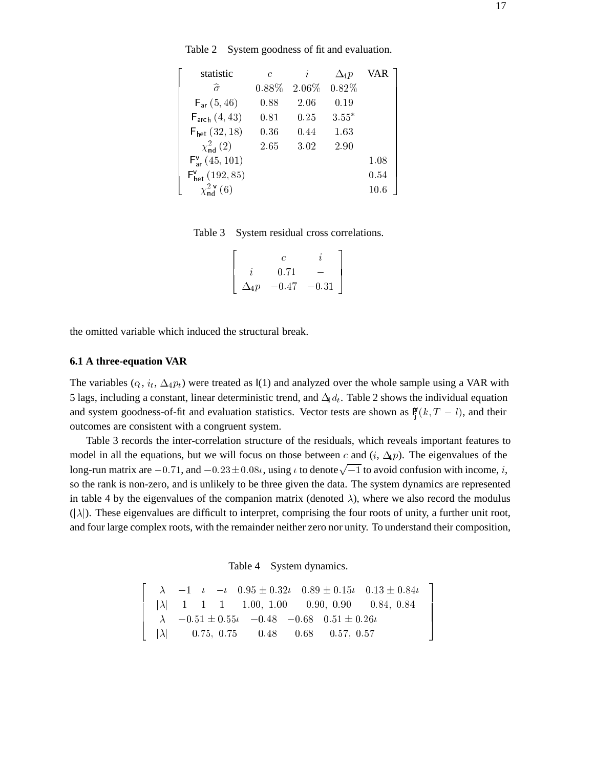Table 2 System goodness of fit and evaluation.

| statistic | $c$ | $i$ | $\Delta_4 p$ | VAR |
|---|---|---|---|---|
| $\widehat{\sigma}$ | $0.88\%$ | $2.06\%$ | $0.82\%$ | |
| $\mathsf{F}_{\mathsf{ar}}\,(5, 46)$ | $0.88$ | $2.06$ | $0.19$ | |
| $\mathsf{F}_{\mathsf{arch}}\,(4, 43)$ | $0.81$ | $0.25$ | $3.55^{*}$ | |
| $\mathsf{F}_{\mathsf{het}}\,(32, 18)$ | $0.36$ | $0.44$ | $1.63$ | |
| $\chi^2_{\mathsf{nd}}\,(2)$ | $2.65$ | $3.02$ | $2.90$ | |
| $\mathsf{F}^{\mathsf{v}}_{\mathsf{ar}}\,(45, 101)$ | | | | $1.08$ |
| $\mathsf{F}^{\mathsf{v}}_{\mathsf{het}}\,(192, 85)$ | | | | $0.54$ |
| $\chi^{2\,\mathsf{v}}_{\mathsf{nd}}\,(6)$ | | | | $10.6$ |

Table 3 System residual cross correlations.

| | $c$ | $i$ |
|---|---|---|
| $i$ | $0.71$ | $-$ |
| $\Delta_4 p$ | $-0.47$ | $-0.31$ |

the omitted variable which induced the structural break.

### 6.1 A three-equation VAR

The variables ($c_t$, $i_t$, $\Delta_4 p_t$) were treated as I(1) and analyzed over the whole sample using a VAR with 5 lags, including a constant, linear deterministic trend, and $\Delta_4 d_t$. Table 2 shows the individual equation and system goodness-of-fit and evaluation statistics. Vector tests are shown as $\mathsf{F}^{\mathsf{v}}_{\mathsf{j}}(k, T-l)$, and their outcomes are consistent with a congruent system.

Table 3 records the inter-correlation structure of the residuals, which reveals important features to model in all the equations, but we will focus on those between $c$ and ($i$, $\Delta_4 p$). The eigenvalues of the long-run matrix are $-0.71$, and $-0.23 \pm 0.08\iota$, using $\iota$ to denote $\sqrt{-1}$ to avoid confusion with income, $i$, so the rank is non-zero, and is unlikely to be three given the data. The system dynamics are represented in table 4 by the eigenvalues of the companion matrix (denoted $\lambda$), where we also record the modulus ($|\lambda|$). These eigenvalues are difficult to interpret, comprising the four roots of unity, a further unit root, and four large complex roots, with the remainder neither zero nor unity. To understand their composition,

Table 4 System dynamics.

| $\lambda$ | $-1$ | $\iota$ | $-\iota$ | $0.95 \pm 0.32\iota$ | $0.89 \pm 0.15\iota$ | $0.13 \pm 0.84\iota$ |
|---|---|---|---|---|---|---|
| $\lvert\lambda\rvert$ | $1$ | $1$ | $1$ | $1.00,\ 1.00$ | $0.90,\ 0.90$ | $0.84,\ 0.84$ |
| $\lambda$ | $-0.51 \pm 0.55\iota$ | $-0.48$ | $-0.68$ | $0.51 \pm 0.26\iota$ | | |
| $\lvert\lambda\rvert$ | $0.75,\ 0.75$ | $0.48$ | $0.68$ | $0.57,\ 0.57$ | | |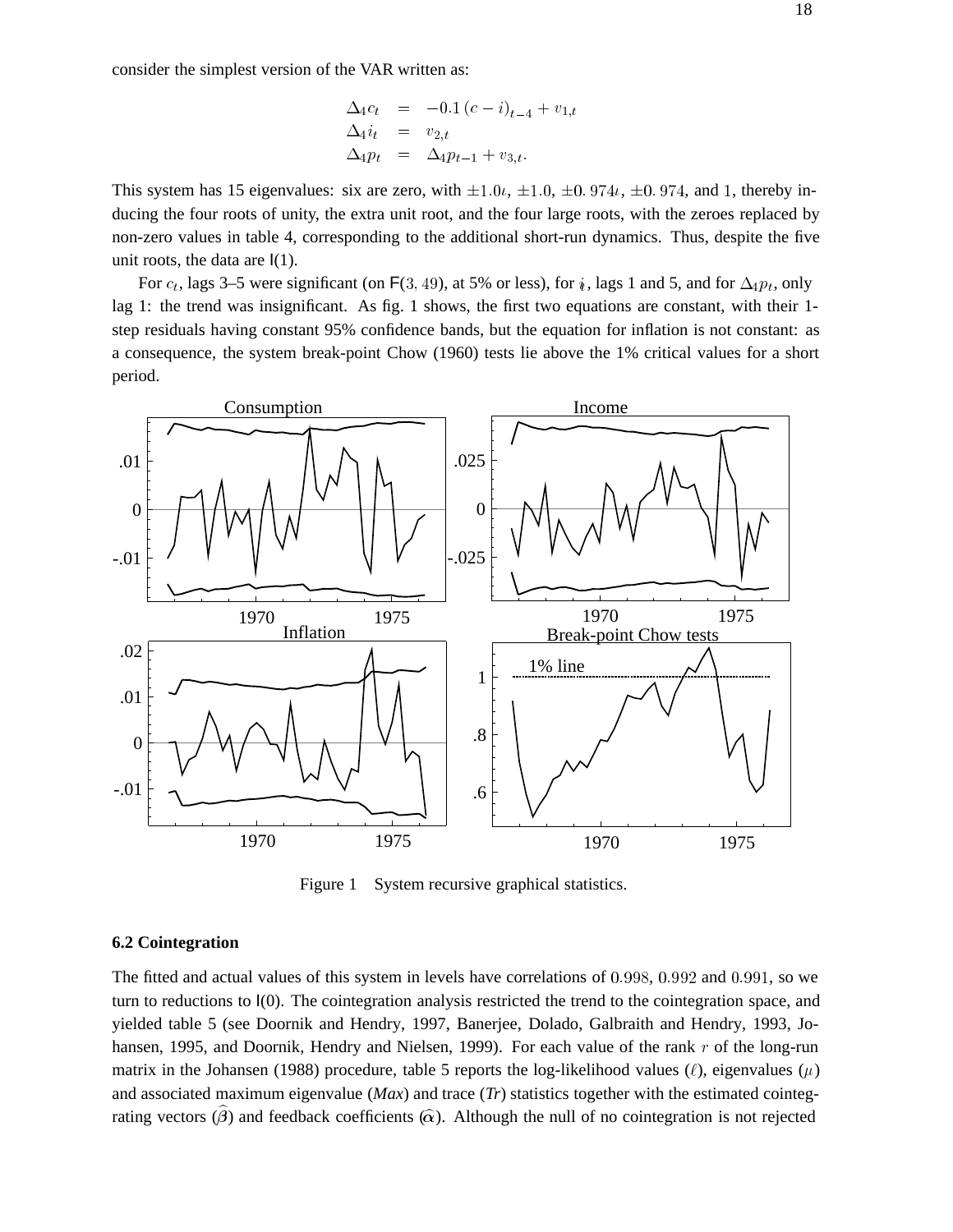consider the simplest version of the VAR written as:

$$
\begin{aligned}
\Delta_4 c_t &= -0.1\,(c-i)_{t-4} + v_{1,t} \\
\Delta_4 i_t &= v_{2,t} \\
\Delta_4 p_t &= \Delta_4 p_{t-1} + v_{3,t}.
\end{aligned}
$$

This system has 15 eigenvalues: six are zero, with $\pm 1.0\iota$, $\pm 1.0$, $\pm 0.974\iota$, $\pm 0.974$, and $1$, thereby inducing the four roots of unity, the extra unit root, and the four large roots, with the zeroes replaced by non-zero values in table 4, corresponding to the additional short-run dynamics. Thus, despite the five unit roots, the data are I(1).

For $c_t$, lags 3–5 were significant (on $\mathsf{F}(3, 49)$, at 5% or less), for $i$, lags 1 and 5, and for $\Delta_4 p_t$, only lag 1: the trend was insignificant. As fig. 1 shows, the first two equations are constant, with their 1-step residuals having constant 95% confidence bands, but the equation for inflation is not constant: as a consequence, the system break-point Chow (1960) tests lie above the 1% critical values for a short period.

Figure 1 System recursive graphical statistics.

### 6.2 Cointegration

The fitted and actual values of this system in levels have correlations of $0.998$, $0.992$ and $0.991$, so we turn to reductions to I(0). The cointegration analysis restricted the trend to the cointegration space, and yielded table 5 (see Doornik and Hendry, 1997, Banerjee, Dolado, Galbraith and Hendry, 1993, Johansen, 1995, and Doornik, Hendry and Nielsen, 1999). For each value of the rank $r$ of the long-run matrix in the Johansen (1988) procedure, table 5 reports the log-likelihood values ($\ell$), eigenvalues ($\mu$) and associated maximum eigenvalue (*Max*) and trace (*Tr*) statistics together with the estimated cointegrating vectors ($\widehat{\beta}$) and feedback coefficients ($\widehat{\alpha}$). Although the null of no cointegration is not rejected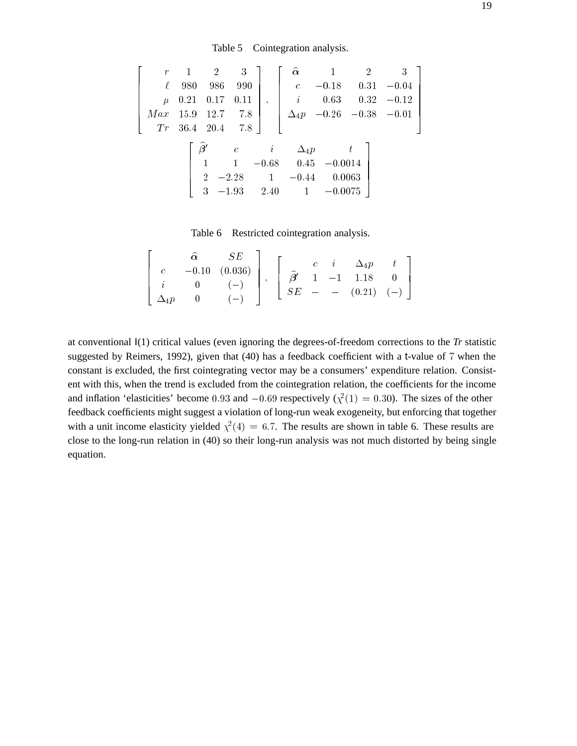Table 5 Cointegration analysis.

| $r$ | 1 | 2 | 3 |
|---|---|---|---|
| $\ell$ | 980 | 986 | 990 |
| $\mu$ | 0.21 | 0.17 | 0.11 |
| $Max$ | 15.9 | 12.7 | 7.8 |
| $Tr$ | 36.4 | 20.4 | 7.8 |

| $\widehat{\boldsymbol{\alpha}}$ | 1 | 2 | 3 |
|---|---|---|---|
| $c$ | $-0.18$ | 0.31 | $-0.04$ |
| $i$ | 0.63 | 0.32 | $-0.12$ |
| $\Delta_4 p$ | $-0.26$ | $-0.38$ | $-0.01$ |

| $\widehat{\boldsymbol{\beta}}'$ | $c$ | $i$ | $\Delta_4 p$ | $t$ |
|---|---|---|---|---|
| 1 | 1 | $-0.68$ | 0.45 | $-0.0014$ |
| 2 | $-2.28$ | 1 | $-0.44$ | 0.0063 |
| 3 | $-1.93$ | 2.40 | 1 | $-0.0075$ |

Table 6 Restricted cointegration analysis.

| | $\widehat{\boldsymbol{\alpha}}$ | $SE$ |
|---|---|---|
| $c$ | $-0.10$ | (0.036) |
| $i$ | 0 | $(-)$ |
| $\Delta_4 p$ | 0 | $(-)$ |

| | $c$ | $i$ | $\Delta_4 p$ | $t$ |
|---|---|---|---|---|
| $\widehat{\boldsymbol{\beta}}'$ | 1 | $-1$ | 1.18 | 0 |
| $SE$ | $-$ | $-$ | (0.21) | $(-)$ |

at conventional I(1) critical values (even ignoring the degrees-of-freedom corrections to the *Tr* statistic suggested by Reimers, 1992), given that (40) has a feedback coefficient with a t-value of 7 when the constant is excluded, the first cointegrating vector may be a consumers' expenditure relation. Consistent with this, when the trend is excluded from the cointegration relation, the coefficients for the income and inflation 'elasticities' become 0.93 and $-0.69$ respectively ($\chi^2(1) = 0.30$). The sizes of the other feedback coefficients might suggest a violation of long-run weak exogeneity, but enforcing that together with a unit income elasticity yielded $\chi^2(4) = 6.7$. The results are shown in table 6. These results are close to the long-run relation in (40) so their long-run analysis was not much distorted by being single equation.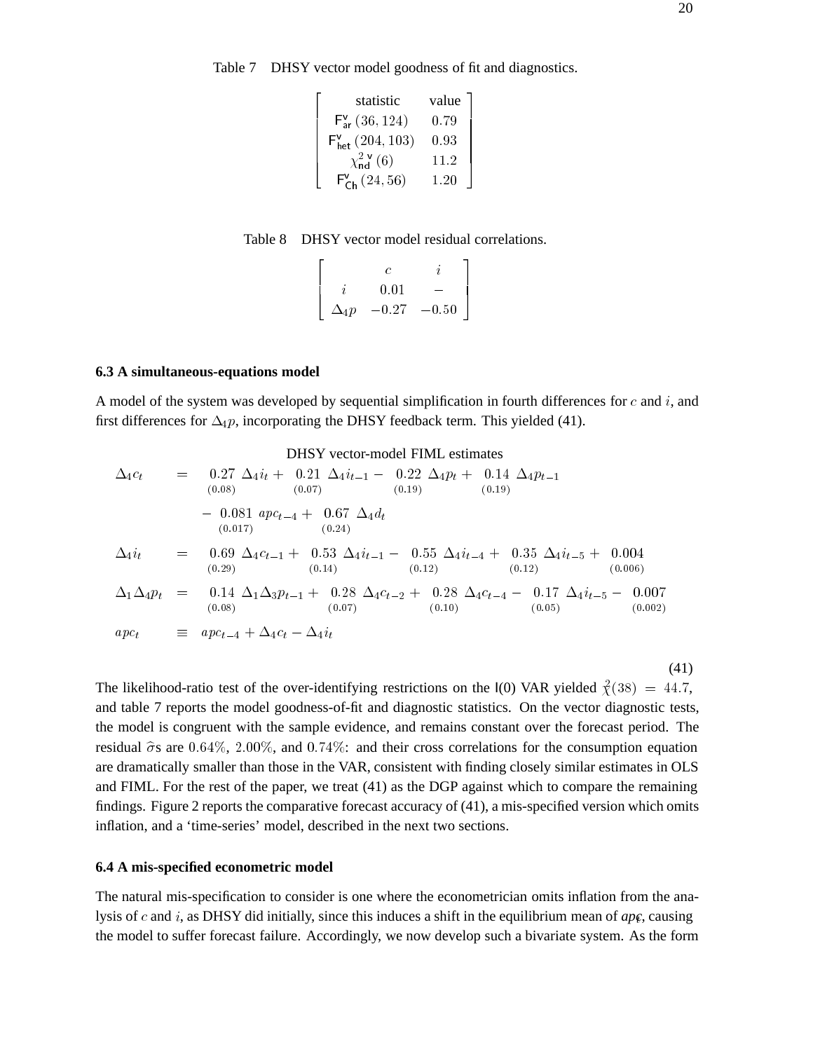Table 7 DHSY vector model goodness of fit and diagnostics.

| statistic | value |
|---|---|
| $\mathsf{F}^{\mathsf{v}}_{\mathsf{ar}}\,(36, 124)$ | $0.79$ |
| $\mathsf{F}^{\mathsf{v}}_{\mathsf{het}}\,(204, 103)$ | $0.93$ |
| $\chi^{2\,\mathsf{v}}_{\mathsf{nd}}\,(6)$ | $11.2$ |
| $\mathsf{F}^{\mathsf{v}}_{\mathsf{Ch}}\,(24, 56)$ | $1.20$ |

Table 8 DHSY vector model residual correlations.

| | $c$ | $i$ |
|---|---|---|
| $i$ | $0.01$ | $-$ |
| $\Delta_4 p$ | $-0.27$ | $-0.50$ |

### 6.3 A simultaneous-equations model

A model of the system was developed by sequential simplification in fourth differences for $c$ and $i$, and first differences for $\Delta_4 p$, incorporating the DHSY feedback term. This yielded (41).

DHSY vector-model FIML estimates

$$
\begin{aligned}
\Delta_4 c_t \quad &= \underset{(0.08)}{0.27}\,\Delta_4 i_t + \underset{(0.07)}{0.21}\,\Delta_4 i_{t-1} - \underset{(0.19)}{0.22}\,\Delta_4 p_t + \underset{(0.19)}{0.14}\,\Delta_4 p_{t-1} \\
&\quad - \underset{(0.017)}{0.081}\,apc_{t-4} + \underset{(0.24)}{0.67}\,\Delta_4 d_t \\
\Delta_4 i_t \quad &= \underset{(0.29)}{0.69}\,\Delta_4 c_{t-1} + \underset{(0.14)}{0.53}\,\Delta_4 i_{t-1} - \underset{(0.12)}{0.55}\,\Delta_4 i_{t-4} + \underset{(0.12)}{0.35}\,\Delta_4 i_{t-5} + \underset{(0.006)}{0.004} \\
\Delta_1\Delta_4 p_t &= \underset{(0.08)}{0.14}\,\Delta_1\Delta_3 p_{t-1} + \underset{(0.07)}{0.28}\,\Delta_4 c_{t-2} + \underset{(0.10)}{0.28}\,\Delta_4 c_{t-4} - \underset{(0.05)}{0.17}\,\Delta_4 i_{t-5} - \underset{(0.002)}{0.007} \\
apc_t \quad &\equiv apc_{t-4} + \Delta_4 c_t - \Delta_4 i_t
\end{aligned}
\tag{41}
$$

The likelihood-ratio test of the over-identifying restrictions on the I(0) VAR yielded $\chi^2(38) = 44.7$, and table 7 reports the model goodness-of-fit and diagnostic statistics. On the vector diagnostic tests, the model is congruent with the sample evidence, and remains constant over the forecast period. The residual $\widehat{\sigma}$s are $0.64\%$, $2.00\%$, and $0.74\%$: and their cross correlations for the consumption equation are dramatically smaller than those in the VAR, consistent with finding closely similar estimates in OLS and FIML. For the rest of the paper, we treat (41) as the DGP against which to compare the remaining findings. Figure 2 reports the comparative forecast accuracy of (41), a mis-specified version which omits inflation, and a 'time-series' model, described in the next two sections.

### 6.4 A mis-specified econometric model

The natural mis-specification to consider is one where the econometrician omits inflation from the analysis of $c$ and $i$, as DHSY did initially, since this induces a shift in the equilibrium mean of *apc*, causing the model to suffer forecast failure. Accordingly, we now develop such a bivariate system. As the form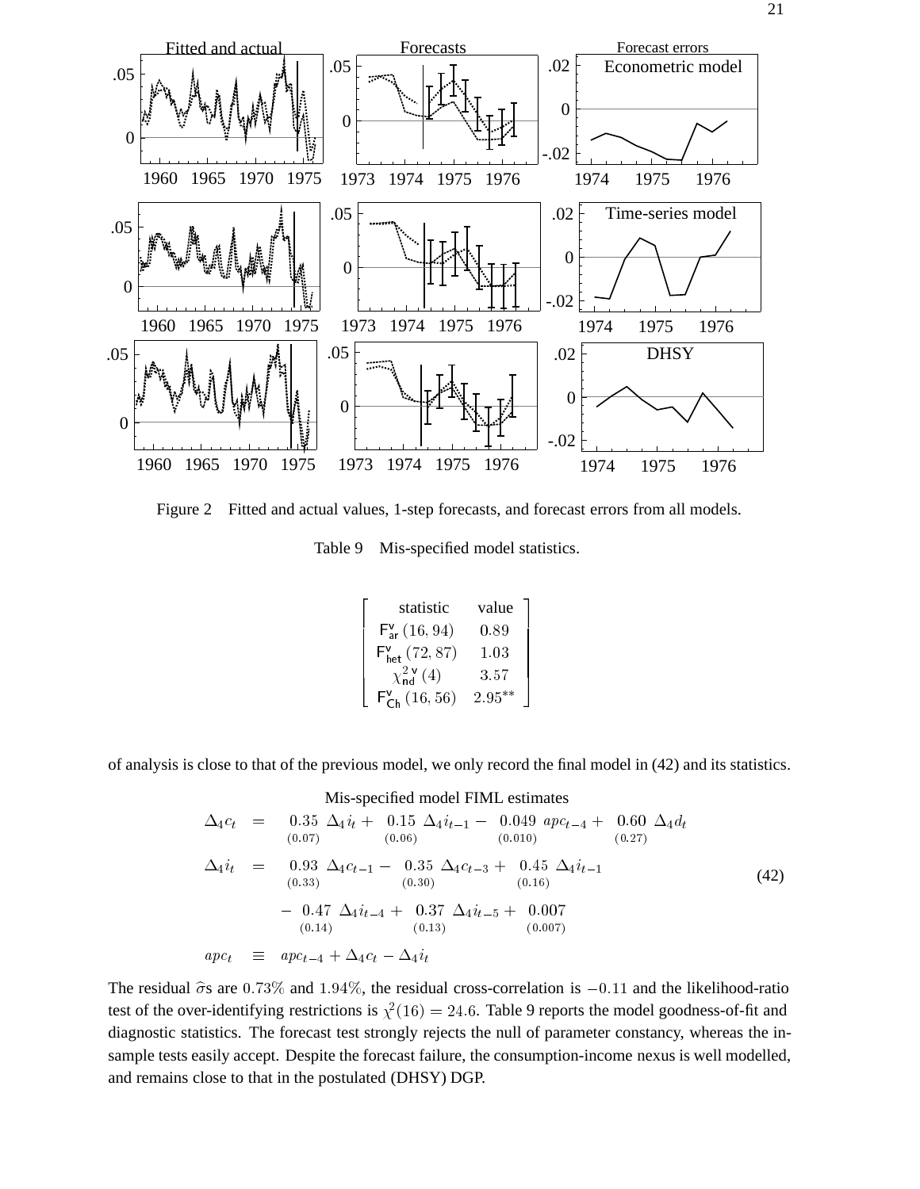Figure 2  Fitted and actual values, 1-step forecasts, and forecast errors from all models.

Table 9  Mis-specified model statistics.

| statistic | value |
|---|---|
| $\mathsf{F}^{\mathsf{v}}_{\mathsf{ar}}\,(16, 94)$ | $0.89$ |
| $\mathsf{F}^{\mathsf{v}}_{\mathsf{het}}\,(72, 87)$ | $1.03$ |
| $\chi^{2\,\mathsf{v}}_{\mathsf{nd}}\,(4)$ | $3.57$ |
| $\mathsf{F}^{\mathsf{v}}_{\mathsf{Ch}}\,(16, 56)$ | $2.95^{**}$ |

of analysis is close to that of the previous model, we only record the final model in (42) and its statistics.

Mis-specified model FIML estimates

$$
\begin{aligned}
\Delta_4 c_t &= \underset{(0.07)}{0.35}\ \Delta_4 i_t + \underset{(0.06)}{0.15}\ \Delta_4 i_{t-1} - \underset{(0.010)}{0.049}\ apc_{t-4} + \underset{(0.27)}{0.60}\ \Delta_4 d_t \\
\Delta_4 i_t &= \underset{(0.33)}{0.93}\ \Delta_4 c_{t-1} - \underset{(0.30)}{0.35}\ \Delta_4 c_{t-3} + \underset{(0.16)}{0.45}\ \Delta_4 i_{t-1} \\
&\quad - \underset{(0.14)}{0.47}\ \Delta_4 i_{t-4} + \underset{(0.13)}{0.37}\ \Delta_4 i_{t-5} + \underset{(0.007)}{0.007} \\
apc_t &\equiv apc_{t-4} + \Delta_4 c_t - \Delta_4 i_t
\end{aligned}
\tag{42}
$$

The residual $\widehat{\sigma}$s are $0.73\%$ and $1.94\%$, the residual cross-correlation is $-0.11$ and the likelihood-ratio test of the over-identifying restrictions is $\chi^2(16) = 24.6$. Table 9 reports the model goodness-of-fit and diagnostic statistics. The forecast test strongly rejects the null of parameter constancy, whereas the in-sample tests easily accept. Despite the forecast failure, the consumption-income nexus is well modelled, and remains close to that in the postulated (DHSY) DGP.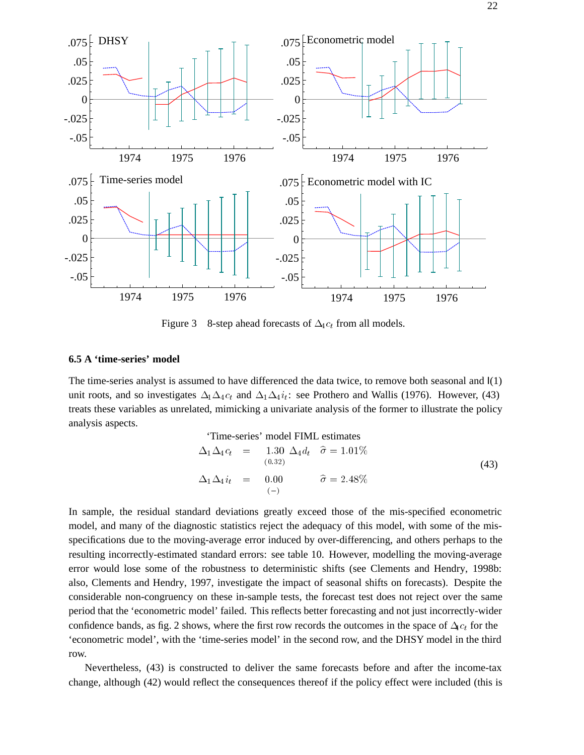Figure 3 8-step ahead forecasts of $\Delta_1 c_t$ from all models.

### 6.5 A 'time-series' model

The time-series analyst is assumed to have differenced the data twice, to remove both seasonal and I(1) unit roots, and so investigates $\Delta_1\Delta_4 c_t$ and $\Delta_1\Delta_4 i_t$: see Prothero and Wallis (1976). However, (43) treats these variables as unrelated, mimicking a univariate analysis of the former to illustrate the policy analysis aspects.

'Time-series' model FIML estimates

$$
\begin{aligned}
\Delta_1\Delta_4 c_t &= \underset{(0.32)}{1.30}\ \Delta_4 d_t \quad \widehat{\sigma} = 1.01\% \\
\Delta_1\Delta_4 i_t &= \underset{(-)}{0.00} \qquad\quad\ \ \widehat{\sigma} = 2.48\%
\end{aligned}
\tag{43}
$$

In sample, the residual standard deviations greatly exceed those of the mis-specified econometric model, and many of the diagnostic statistics reject the adequacy of this model, with some of the mis-specifications due to the moving-average error induced by over-differencing, and others perhaps to the resulting incorrectly-estimated standard errors: see table 10. However, modelling the moving-average error would lose some of the robustness to deterministic shifts (see Clements and Hendry, 1998b: also, Clements and Hendry, 1997, investigate the impact of seasonal shifts on forecasts). Despite the considerable non-congruency on these in-sample tests, the forecast test does not reject over the same period that the 'econometric model' failed. This reflects better forecasting and not just incorrectly-wider confidence bands, as fig. 2 shows, where the first row records the outcomes in the space of $\Delta_1 c_t$ for the 'econometric model', with the 'time-series model' in the second row, and the DHSY model in the third row.

Nevertheless, (43) is constructed to deliver the same forecasts before and after the income-tax change, although (42) would reflect the consequences thereof if the policy effect were included (this is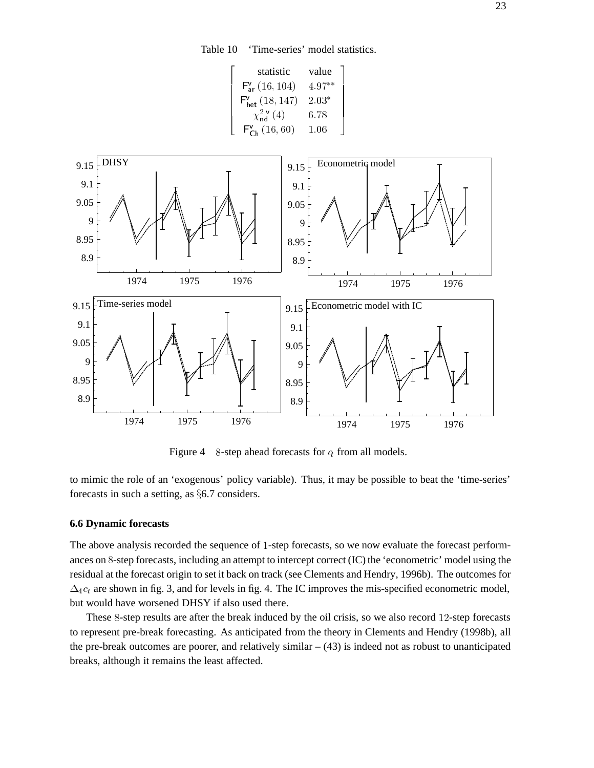Table 10 'Time-series' model statistics.

| statistic | value |
|---|---|
| $\mathsf{F}^{\mathsf{v}}_{\mathsf{ar}}\,(16, 104)$ | $4.97^{**}$ |
| $\mathsf{F}^{\mathsf{v}}_{\mathsf{het}}\,(18, 147)$ | $2.03^{*}$ |
| $\chi^{2\,\mathsf{v}}_{\mathsf{nd}}\,(4)$ | $6.78$ |
| $\mathsf{F}^{\mathsf{v}}_{\mathsf{Ch}}\,(16, 60)$ | $1.06$ |

Figure 4 8-step ahead forecasts for $q$ from all models.

to mimic the role of an 'exogenous' policy variable). Thus, it may be possible to beat the 'time-series' forecasts in such a setting, as §6.7 considers.

### 6.6 Dynamic forecasts

The above analysis recorded the sequence of 1-step forecasts, so we now evaluate the forecast performances on 8-step forecasts, including an attempt to intercept correct (IC) the 'econometric' model using the residual at the forecast origin to set it back on track (see Clements and Hendry, 1996b). The outcomes for $\Delta_4 c_t$ are shown in fig. 3, and for levels in fig. 4. The IC improves the mis-specified econometric model, but would have worsened DHSY if also used there.

These 8-step results are after the break induced by the oil crisis, so we also record 12-step forecasts to represent pre-break forecasting. As anticipated from the theory in Clements and Hendry (1998b), all the pre-break outcomes are poorer, and relatively similar – (43) is indeed not as robust to unanticipated breaks, although it remains the least affected.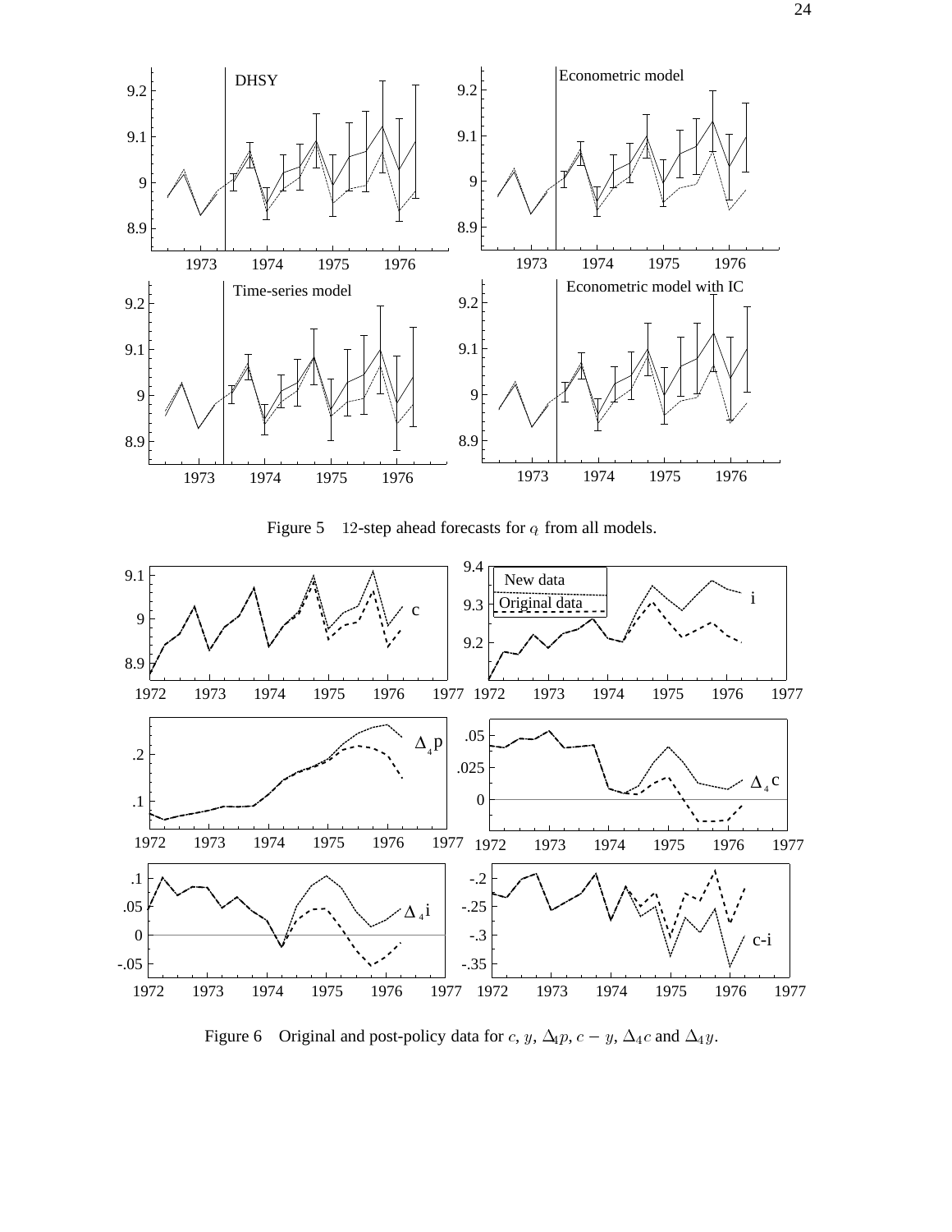Figure 5 12-step ahead forecasts for $c$ from all models.

Figure 6 Original and post-policy data for $c$, $y$, $\Delta_4 p$, $c - y$, $\Delta_4 c$ and $\Delta_4 y$.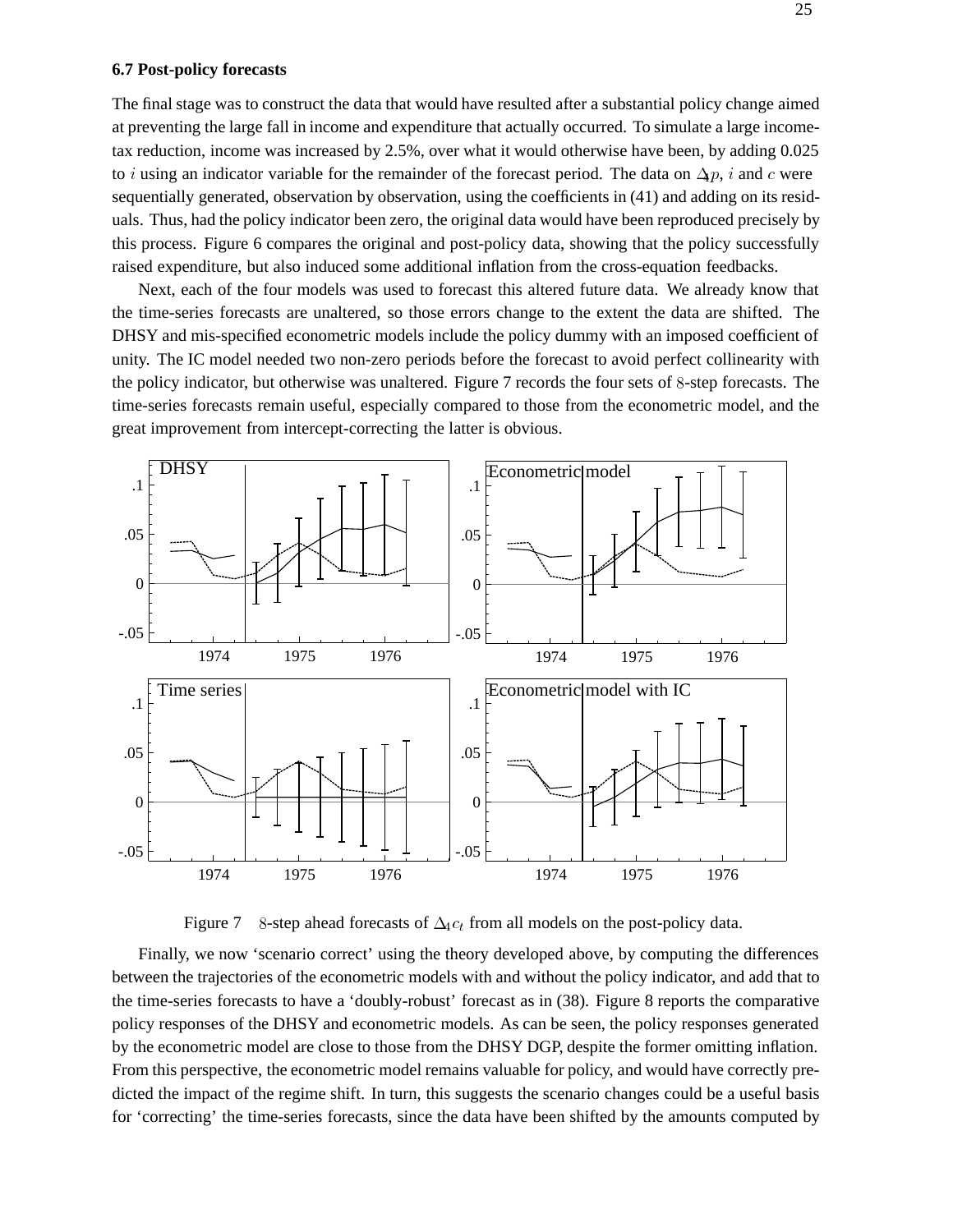### 6.7 Post-policy forecasts

The final stage was to construct the data that would have resulted after a substantial policy change aimed at preventing the large fall in income and expenditure that actually occurred. To simulate a large income-tax reduction, income was increased by 2.5%, over what it would otherwise have been, by adding 0.025 to $i$ using an indicator variable for the remainder of the forecast period. The data on $\Delta_4 p$, $i$ and $c$ were sequentially generated, observation by observation, using the coefficients in (41) and adding on its residuals. Thus, had the policy indicator been zero, the original data would have been reproduced precisely by this process. Figure 6 compares the original and post-policy data, showing that the policy successfully raised expenditure, but also induced some additional inflation from the cross-equation feedbacks.

Next, each of the four models was used to forecast this altered future data. We already know that the time-series forecasts are unaltered, so those errors change to the extent the data are shifted. The DHSY and mis-specified econometric models include the policy dummy with an imposed coefficient of unity. The IC model needed two non-zero periods before the forecast to avoid perfect collinearity with the policy indicator, but otherwise was unaltered. Figure 7 records the four sets of 8-step forecasts. The time-series forecasts remain useful, especially compared to those from the econometric model, and the great improvement from intercept-correcting the latter is obvious.

Figure 7 $\quad$ 8-step ahead forecasts of $\Delta_4 c_t$ from all models on the post-policy data.

Finally, we now 'scenario correct' using the theory developed above, by computing the differences between the trajectories of the econometric models with and without the policy indicator, and add that to the time-series forecasts to have a 'doubly-robust' forecast as in (38). Figure 8 reports the comparative policy responses of the DHSY and econometric models. As can be seen, the policy responses generated by the econometric model are close to those from the DHSY DGP, despite the former omitting inflation. From this perspective, the econometric model remains valuable for policy, and would have correctly predicted the impact of the regime shift. In turn, this suggests the scenario changes could be a useful basis for 'correcting' the time-series forecasts, since the data have been shifted by the amounts computed by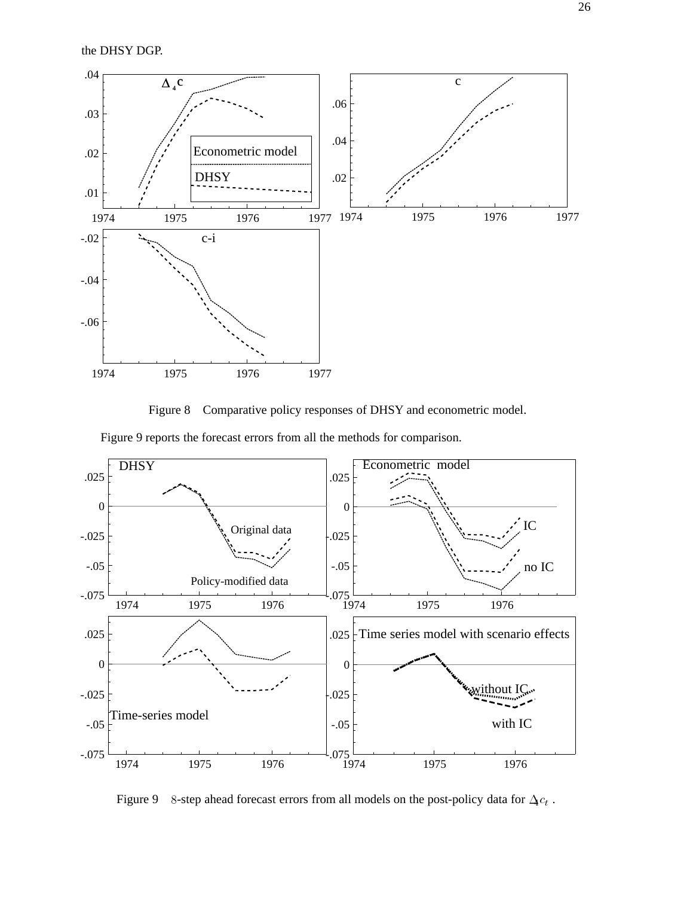the DHSY DGP.

Figure 8    Comparative policy responses of DHSY and econometric model.

Figure 9 reports the forecast errors from all the methods for comparison.

Figure 9    8-step ahead forecast errors from all models on the post-policy data for $\Delta_4 c_t$ .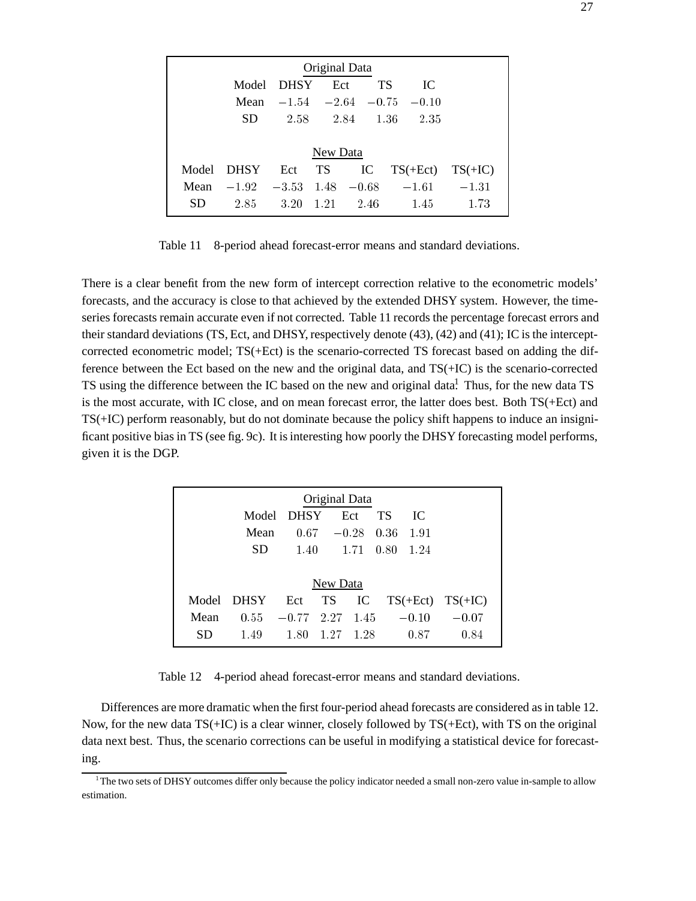| Original Data | | | | |
|---|---|---|---|---|
| Model | DHSY | Ect | TS | IC |
| Mean | $-1.54$ | $-2.64$ | $-0.75$ | $-0.10$ |
| SD | 2.58 | 2.84 | 1.36 | 2.35 |

| New Data | | | | | | |
|---|---|---|---|---|---|---|
| Model | DHSY | Ect | TS | IC | TS(+Ect) | TS(+IC) |
| Mean | $-1.92$ | $-3.53$ | 1.48 | $-0.68$ | $-1.61$ | $-1.31$ |
| SD | 2.85 | 3.20 | 1.21 | 2.46 | 1.45 | 1.73 |

Table 11 8-period ahead forecast-error means and standard deviations.

There is a clear benefit from the new form of intercept correction relative to the econometric models' forecasts, and the accuracy is close to that achieved by the extended DHSY system. However, the time-series forecasts remain accurate even if not corrected. Table 11 records the percentage forecast errors and their standard deviations (TS, Ect, and DHSY, respectively denote (43), (42) and (41); IC is the intercept-corrected econometric model; TS(+Ect) is the scenario-corrected TS forecast based on adding the difference between the Ect based on the new and the original data, and TS(+IC) is the scenario-corrected TS using the difference between the IC based on the new and original data.[1] Thus, for the new data TS is the most accurate, with IC close, and on mean forecast error, the latter does best. Both TS(+Ect) and TS(+IC) perform reasonably, but do not dominate because the policy shift happens to induce an insignificant positive bias in TS (see fig. 9c). It is interesting how poorly the DHSY forecasting model performs, given it is the DGP.

| Original Data | | | | |
|---|---|---|---|---|
| Model | DHSY | Ect | TS | IC |
| Mean | 0.67 | $-0.28$ | 0.36 | 1.91 |
| SD | 1.40 | 1.71 | 0.80 | 1.24 |

| New Data | | | | | | |
|---|---|---|---|---|---|---|
| Model | DHSY | Ect | TS | IC | TS(+Ect) | TS(+IC) |
| Mean | 0.55 | $-0.77$ | 2.27 | 1.45 | $-0.10$ | $-0.07$ |
| SD | 1.49 | 1.80 | 1.27 | 1.28 | 0.87 | 0.84 |

Table 12 4-period ahead forecast-error means and standard deviations.

Differences are more dramatic when the first four-period ahead forecasts are considered as in table 12. Now, for the new data TS(+IC) is a clear winner, closely followed by TS(+Ect), with TS on the original data next best. Thus, the scenario corrections can be useful in modifying a statistical device for forecasting.

[1] The two sets of DHSY outcomes differ only because the policy indicator needed a small non-zero value in-sample to allow estimation.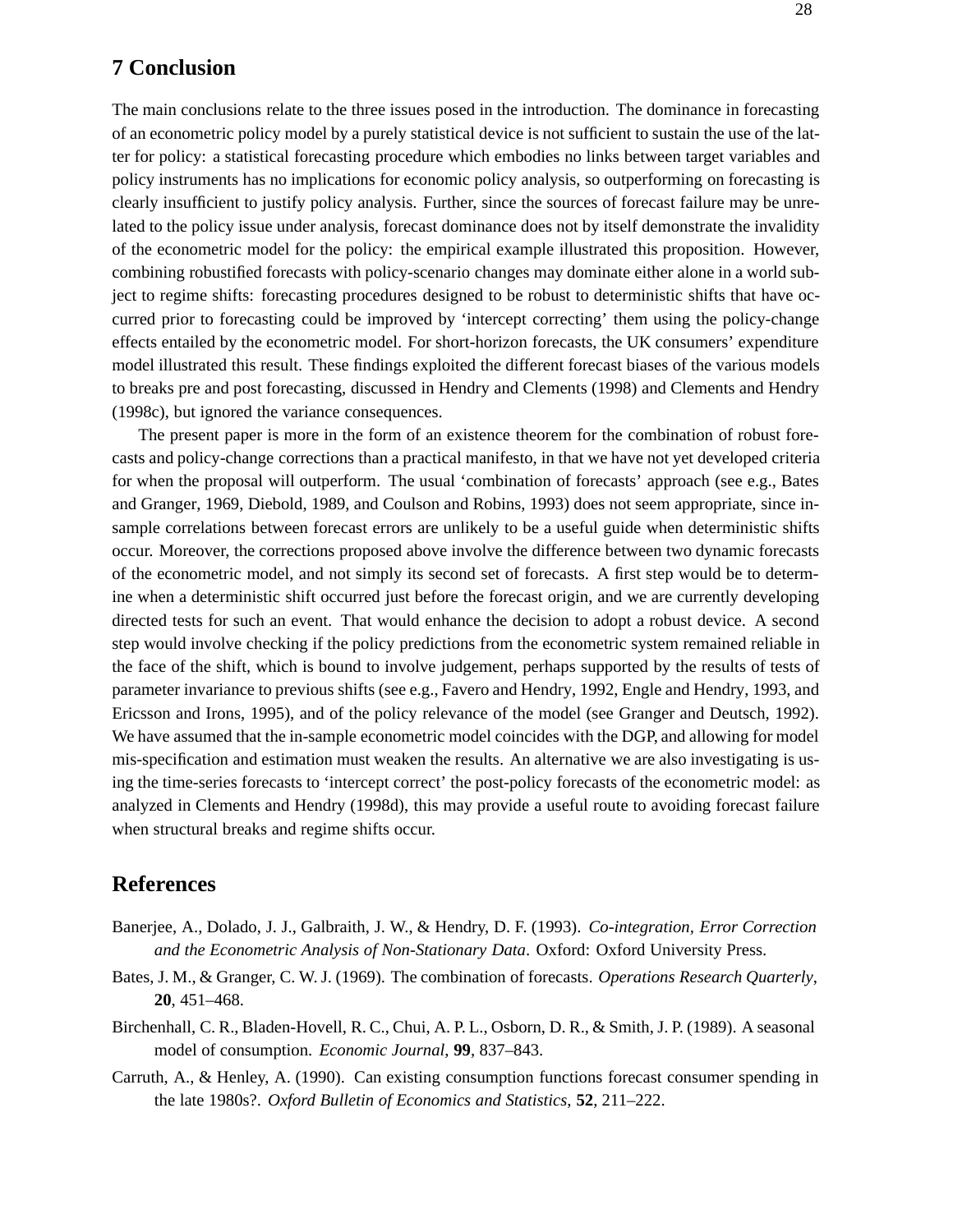## 7 Conclusion

The main conclusions relate to the three issues posed in the introduction. The dominance in forecasting of an econometric policy model by a purely statistical device is not sufficient to sustain the use of the latter for policy: a statistical forecasting procedure which embodies no links between target variables and policy instruments has no implications for economic policy analysis, so outperforming on forecasting is clearly insufficient to justify policy analysis. Further, since the sources of forecast failure may be unrelated to the policy issue under analysis, forecast dominance does not by itself demonstrate the invalidity of the econometric model for the policy: the empirical example illustrated this proposition. However, combining robustified forecasts with policy-scenario changes may dominate either alone in a world subject to regime shifts: forecasting procedures designed to be robust to deterministic shifts that have occurred prior to forecasting could be improved by 'intercept correcting' them using the policy-change effects entailed by the econometric model. For short-horizon forecasts, the UK consumers' expenditure model illustrated this result. These findings exploited the different forecast biases of the various models to breaks pre and post forecasting, discussed in Hendry and Clements (1998) and Clements and Hendry (1998c), but ignored the variance consequences.

The present paper is more in the form of an existence theorem for the combination of robust forecasts and policy-change corrections than a practical manifesto, in that we have not yet developed criteria for when the proposal will outperform. The usual 'combination of forecasts' approach (see e.g., Bates and Granger, 1969, Diebold, 1989, and Coulson and Robins, 1993) does not seem appropriate, since in-sample correlations between forecast errors are unlikely to be a useful guide when deterministic shifts occur. Moreover, the corrections proposed above involve the difference between two dynamic forecasts of the econometric model, and not simply its second set of forecasts. A first step would be to determine when a deterministic shift occurred just before the forecast origin, and we are currently developing directed tests for such an event. That would enhance the decision to adopt a robust device. A second step would involve checking if the policy predictions from the econometric system remained reliable in the face of the shift, which is bound to involve judgement, perhaps supported by the results of tests of parameter invariance to previous shifts (see e.g., Favero and Hendry, 1992, Engle and Hendry, 1993, and Ericsson and Irons, 1995), and of the policy relevance of the model (see Granger and Deutsch, 1992). We have assumed that the in-sample econometric model coincides with the DGP, and allowing for model mis-specification and estimation must weaken the results. An alternative we are also investigating is using the time-series forecasts to 'intercept correct' the post-policy forecasts of the econometric model: as analyzed in Clements and Hendry (1998d), this may provide a useful route to avoiding forecast failure when structural breaks and regime shifts occur.

## References

Banerjee, A., Dolado, J. J., Galbraith, J. W., & Hendry, D. F. (1993). *Co-integration, Error Correction and the Econometric Analysis of Non-Stationary Data*. Oxford: Oxford University Press.

Bates, J. M., & Granger, C. W. J. (1969). The combination of forecasts. *Operations Research Quarterly*, **20**, 451–468.

Birchenhall, C. R., Bladen-Hovell, R. C., Chui, A. P. L., Osborn, D. R., & Smith, J. P. (1989). A seasonal model of consumption. *Economic Journal*, **99**, 837–843.

Carruth, A., & Henley, A. (1990). Can existing consumption functions forecast consumer spending in the late 1980s?. *Oxford Bulletin of Economics and Statistics*, **52**, 211–222.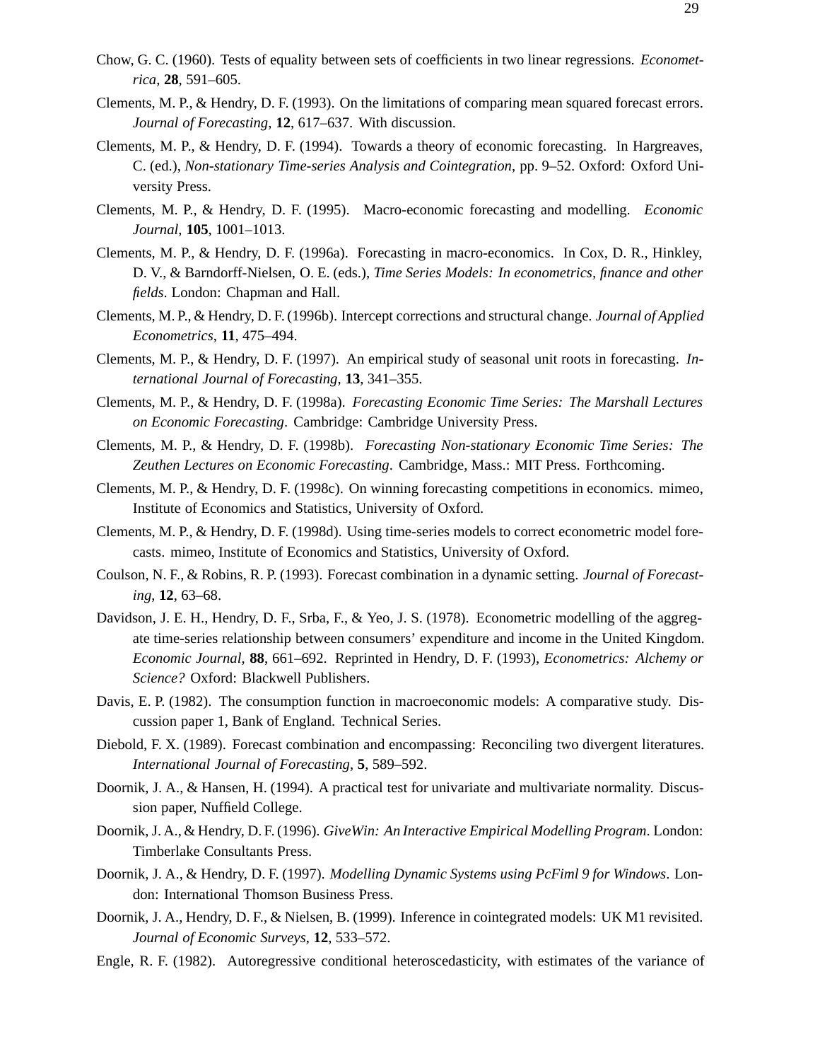Chow, G. C. (1960). Tests of equality between sets of coefficients in two linear regressions. *Econometrica*, **28**, 591–605.

Clements, M. P., & Hendry, D. F. (1993). On the limitations of comparing mean squared forecast errors. *Journal of Forecasting*, **12**, 617–637. With discussion.

Clements, M. P., & Hendry, D. F. (1994). Towards a theory of economic forecasting. In Hargreaves, C. (ed.), *Non-stationary Time-series Analysis and Cointegration*, pp. 9–52. Oxford: Oxford University Press.

Clements, M. P., & Hendry, D. F. (1995). Macro-economic forecasting and modelling. *Economic Journal*, **105**, 1001–1013.

Clements, M. P., & Hendry, D. F. (1996a). Forecasting in macro-economics. In Cox, D. R., Hinkley, D. V., & Barndorff-Nielsen, O. E. (eds.), *Time Series Models: In econometrics, finance and other fields*. London: Chapman and Hall.

Clements, M. P., & Hendry, D. F. (1996b). Intercept corrections and structural change. *Journal of Applied Econometrics*, **11**, 475–494.

Clements, M. P., & Hendry, D. F. (1997). An empirical study of seasonal unit roots in forecasting. *International Journal of Forecasting*, **13**, 341–355.

Clements, M. P., & Hendry, D. F. (1998a). *Forecasting Economic Time Series: The Marshall Lectures on Economic Forecasting*. Cambridge: Cambridge University Press.

Clements, M. P., & Hendry, D. F. (1998b). *Forecasting Non-stationary Economic Time Series: The Zeuthen Lectures on Economic Forecasting*. Cambridge, Mass.: MIT Press. Forthcoming.

Clements, M. P., & Hendry, D. F. (1998c). On winning forecasting competitions in economics. mimeo, Institute of Economics and Statistics, University of Oxford.

Clements, M. P., & Hendry, D. F. (1998d). Using time-series models to correct econometric model forecasts. mimeo, Institute of Economics and Statistics, University of Oxford.

Coulson, N. F., & Robins, R. P. (1993). Forecast combination in a dynamic setting. *Journal of Forecasting*, **12**, 63–68.

Davidson, J. E. H., Hendry, D. F., Srba, F., & Yeo, J. S. (1978). Econometric modelling of the aggregate time-series relationship between consumers' expenditure and income in the United Kingdom. *Economic Journal*, **88**, 661–692. Reprinted in Hendry, D. F. (1993), *Econometrics: Alchemy or Science?* Oxford: Blackwell Publishers.

Davis, E. P. (1982). The consumption function in macroeconomic models: A comparative study. Discussion paper 1, Bank of England. Technical Series.

Diebold, F. X. (1989). Forecast combination and encompassing: Reconciling two divergent literatures. *International Journal of Forecasting*, **5**, 589–592.

Doornik, J. A., & Hansen, H. (1994). A practical test for univariate and multivariate normality. Discussion paper, Nuffield College.

Doornik, J. A., & Hendry, D. F. (1996). *GiveWin: An Interactive Empirical Modelling Program*. London: Timberlake Consultants Press.

Doornik, J. A., & Hendry, D. F. (1997). *Modelling Dynamic Systems using PcFiml 9 for Windows*. London: International Thomson Business Press.

Doornik, J. A., Hendry, D. F., & Nielsen, B. (1999). Inference in cointegrated models: UK M1 revisited. *Journal of Economic Surveys*, **12**, 533–572.

Engle, R. F. (1982). Autoregressive conditional heteroscedasticity, with estimates of the variance of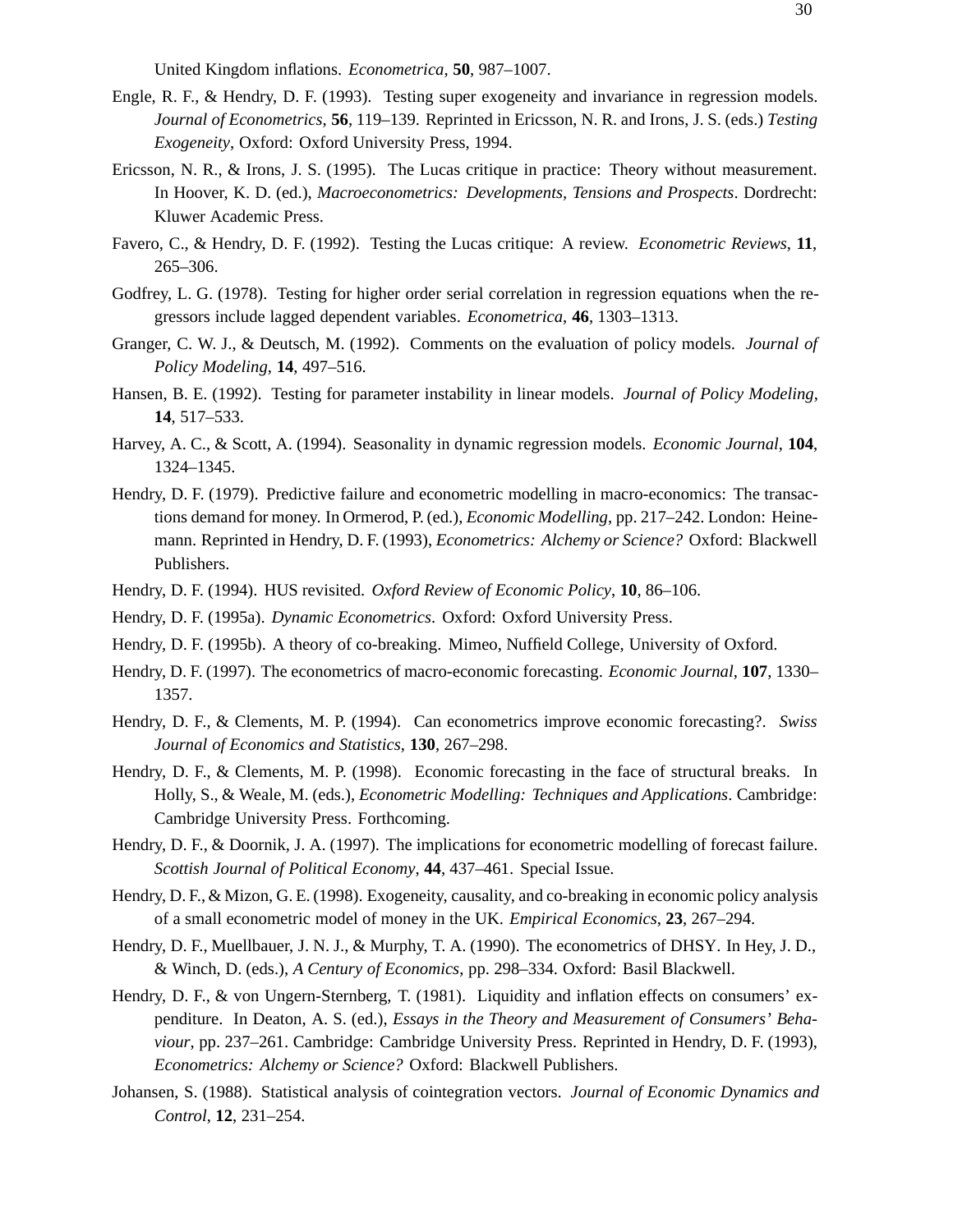United Kingdom inflations. *Econometrica*, **50**, 987–1007.

Engle, R. F., & Hendry, D. F. (1993). Testing super exogeneity and invariance in regression models. *Journal of Econometrics*, **56**, 119–139. Reprinted in Ericsson, N. R. and Irons, J. S. (eds.) *Testing Exogeneity*, Oxford: Oxford University Press, 1994.

Ericsson, N. R., & Irons, J. S. (1995). The Lucas critique in practice: Theory without measurement. In Hoover, K. D. (ed.), *Macroeconometrics: Developments, Tensions and Prospects*. Dordrecht: Kluwer Academic Press.

Favero, C., & Hendry, D. F. (1992). Testing the Lucas critique: A review. *Econometric Reviews*, **11**, 265–306.

Godfrey, L. G. (1978). Testing for higher order serial correlation in regression equations when the regressors include lagged dependent variables. *Econometrica*, **46**, 1303–1313.

Granger, C. W. J., & Deutsch, M. (1992). Comments on the evaluation of policy models. *Journal of Policy Modeling*, **14**, 497–516.

Hansen, B. E. (1992). Testing for parameter instability in linear models. *Journal of Policy Modeling*, **14**, 517–533.

Harvey, A. C., & Scott, A. (1994). Seasonality in dynamic regression models. *Economic Journal*, **104**, 1324–1345.

Hendry, D. F. (1979). Predictive failure and econometric modelling in macro-economics: The transactions demand for money. In Ormerod, P. (ed.), *Economic Modelling*, pp. 217–242. London: Heinemann. Reprinted in Hendry, D. F. (1993), *Econometrics: Alchemy or Science?* Oxford: Blackwell Publishers.

Hendry, D. F. (1994). HUS revisited. *Oxford Review of Economic Policy*, **10**, 86–106.

Hendry, D. F. (1995a). *Dynamic Econometrics*. Oxford: Oxford University Press.

Hendry, D. F. (1995b). A theory of co-breaking. Mimeo, Nuffield College, University of Oxford.

Hendry, D. F. (1997). The econometrics of macro-economic forecasting. *Economic Journal*, **107**, 1330–1357.

Hendry, D. F., & Clements, M. P. (1994). Can econometrics improve economic forecasting?. *Swiss Journal of Economics and Statistics*, **130**, 267–298.

Hendry, D. F., & Clements, M. P. (1998). Economic forecasting in the face of structural breaks. In Holly, S., & Weale, M. (eds.), *Econometric Modelling: Techniques and Applications*. Cambridge: Cambridge University Press. Forthcoming.

Hendry, D. F., & Doornik, J. A. (1997). The implications for econometric modelling of forecast failure. *Scottish Journal of Political Economy*, **44**, 437–461. Special Issue.

Hendry, D. F., & Mizon, G. E. (1998). Exogeneity, causality, and co-breaking in economic policy analysis of a small econometric model of money in the UK. *Empirical Economics*, **23**, 267–294.

Hendry, D. F., Muellbauer, J. N. J., & Murphy, T. A. (1990). The econometrics of DHSY. In Hey, J. D., & Winch, D. (eds.), *A Century of Economics*, pp. 298–334. Oxford: Basil Blackwell.

Hendry, D. F., & von Ungern-Sternberg, T. (1981). Liquidity and inflation effects on consumers' expenditure. In Deaton, A. S. (ed.), *Essays in the Theory and Measurement of Consumers' Behaviour*, pp. 237–261. Cambridge: Cambridge University Press. Reprinted in Hendry, D. F. (1993), *Econometrics: Alchemy or Science?* Oxford: Blackwell Publishers.

Johansen, S. (1988). Statistical analysis of cointegration vectors. *Journal of Economic Dynamics and Control*, **12**, 231–254.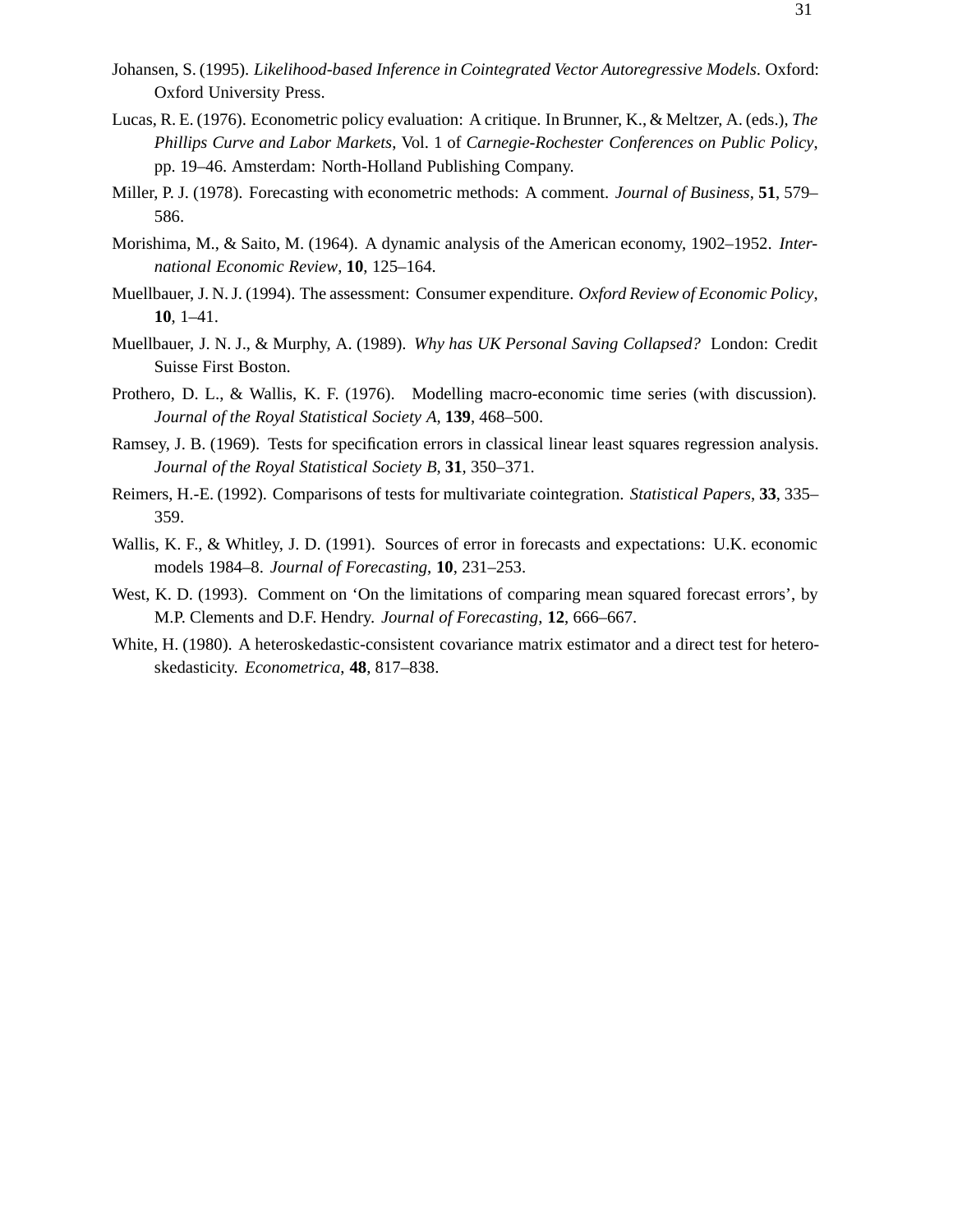Johansen, S. (1995). *Likelihood-based Inference in Cointegrated Vector Autoregressive Models*. Oxford: Oxford University Press.

Lucas, R. E. (1976). Econometric policy evaluation: A critique. In Brunner, K., & Meltzer, A. (eds.), *The Phillips Curve and Labor Markets*, Vol. 1 of *Carnegie-Rochester Conferences on Public Policy*, pp. 19–46. Amsterdam: North-Holland Publishing Company.

Miller, P. J. (1978). Forecasting with econometric methods: A comment. *Journal of Business*, **51**, 579–586.

Morishima, M., & Saito, M. (1964). A dynamic analysis of the American economy, 1902–1952. *International Economic Review*, **10**, 125–164.

Muellbauer, J. N. J. (1994). The assessment: Consumer expenditure. *Oxford Review of Economic Policy*, **10**, 1–41.

Muellbauer, J. N. J., & Murphy, A. (1989). *Why has UK Personal Saving Collapsed?* London: Credit Suisse First Boston.

Prothero, D. L., & Wallis, K. F. (1976). Modelling macro-economic time series (with discussion). *Journal of the Royal Statistical Society A*, **139**, 468–500.

Ramsey, J. B. (1969). Tests for specification errors in classical linear least squares regression analysis. *Journal of the Royal Statistical Society B*, **31**, 350–371.

Reimers, H.-E. (1992). Comparisons of tests for multivariate cointegration. *Statistical Papers*, **33**, 335–359.

Wallis, K. F., & Whitley, J. D. (1991). Sources of error in forecasts and expectations: U.K. economic models 1984–8. *Journal of Forecasting*, **10**, 231–253.

West, K. D. (1993). Comment on 'On the limitations of comparing mean squared forecast errors', by M.P. Clements and D.F. Hendry. *Journal of Forecasting*, **12**, 666–667.

White, H. (1980). A heteroskedastic-consistent covariance matrix estimator and a direct test for heteroskedasticity. *Econometrica*, **48**, 817–838.